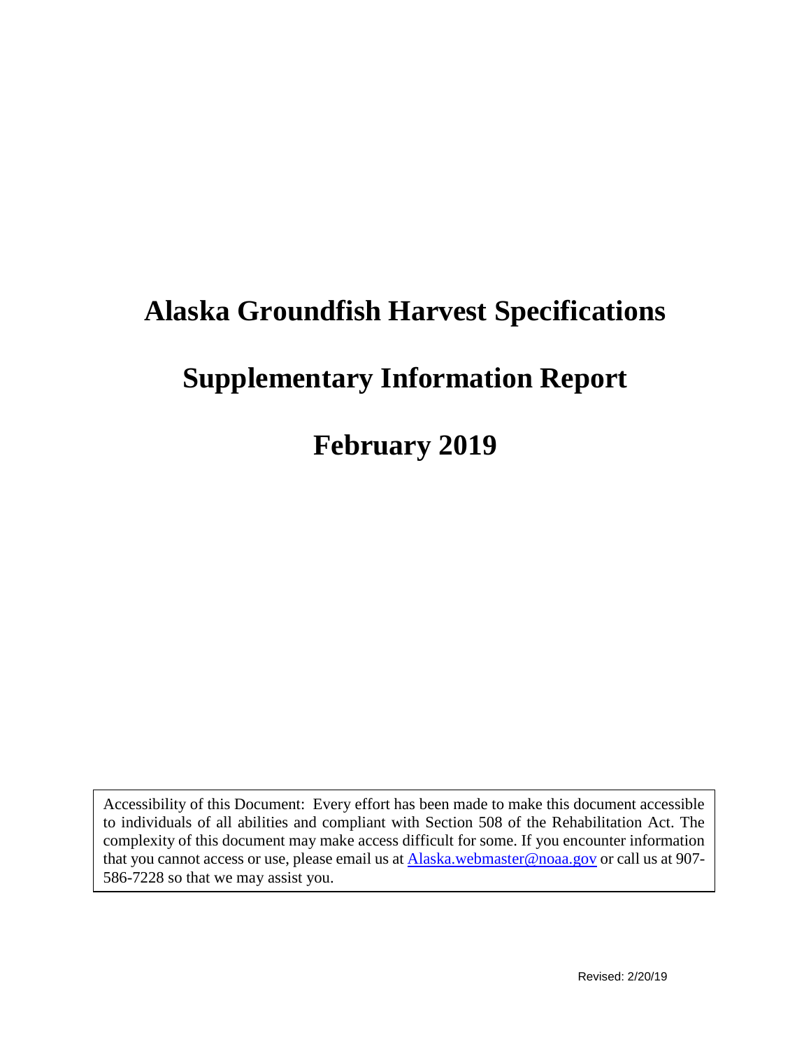# Alaska Groundfish Harvest Specifications

# Supplementary Information Report

# February 2019

Accessibility of this Document: Every effort has been made to make this document accessible to individuals of all abilities and compliant with Section 508 of the Rehabilitation Act. The complexity of this document may make access difficult for some. If you encounter information that you cannot access or use, please email us at [Alaska.webmaster@noaa.gov](mailto:Alaska.webmaster@noaa.gov) or call us at 907-586-7228 so that we may assist you.

Revised: 2/20/19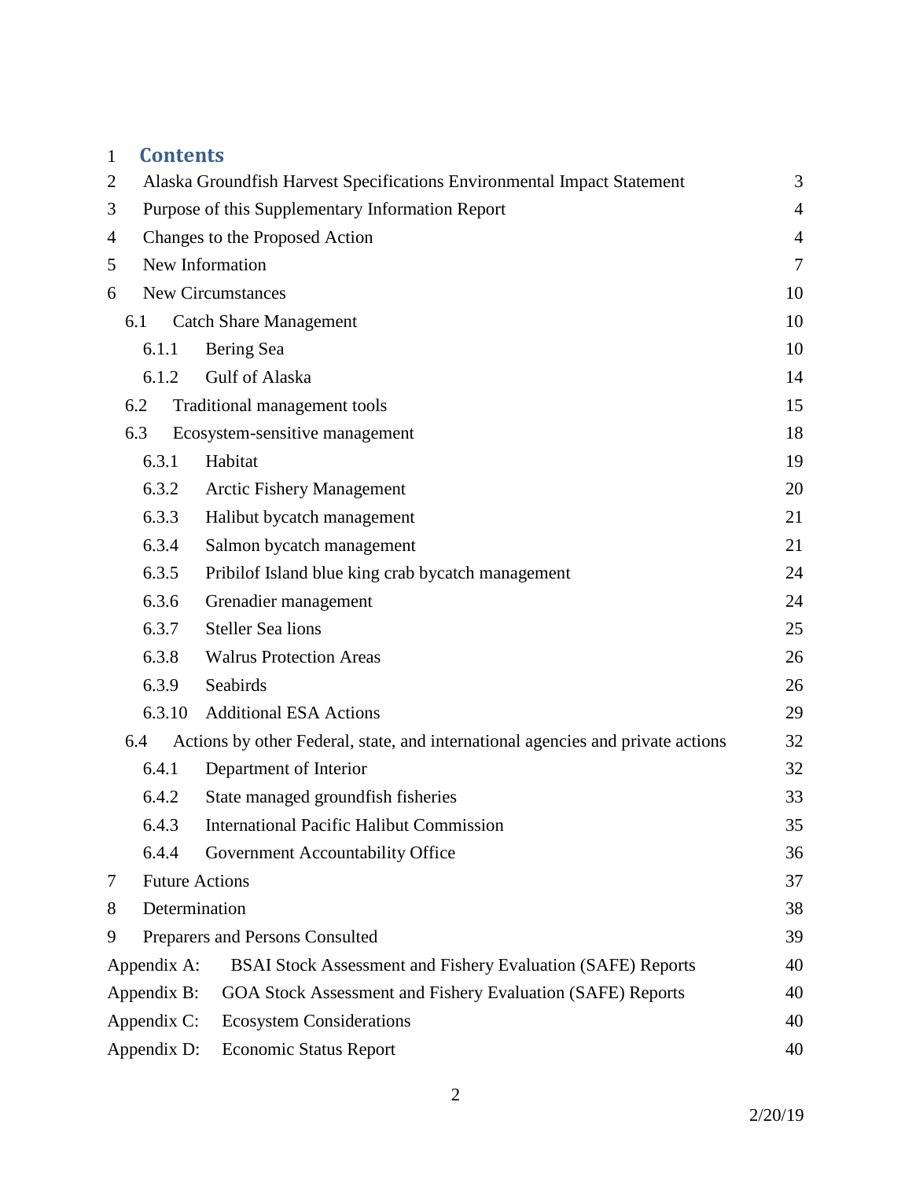# Contents

| | | |
|---|---|---|
| 1 | Alaska Groundfish Harvest Specifications Environmental Impact Statement | 3 |
| 2 | Purpose of this Supplementary Information Report | 4 |
| 3 | Changes to the Proposed Action | 4 |
| 4 | New Information | 7 |
| 5 | New Circumstances | 10 |
| 5.1 | Catch Share Management | 10 |
| 5.1.1 | Bering Sea | 10 |
| 5.1.2 | Gulf of Alaska | 14 |
| 5.2 | Traditional management tools | 15 |
| 5.3 | Ecosystem-sensitive management | 18 |
| 5.3.1 | Habitat | 19 |
| 5.3.2 | Arctic Fishery Management | 20 |
| 5.3.3 | Halibut bycatch management | 21 |
| 5.3.4 | Salmon bycatch management | 21 |
| 5.3.5 | Pribilof Island blue king crab bycatch management | 24 |
| 5.3.6 | Grenadier management | 24 |
| 5.3.7 | Steller Sea lions | 25 |
| 5.3.8 | Walrus Protection Areas | 26 |
| 5.3.9 | Seabirds | 26 |
| 5.3.10 | Additional ESA Actions | 29 |
| 5.4 | Actions by other Federal, state, and international agencies and private actions | 32 |
| 5.4.1 | Department of Interior | 32 |
| 5.4.2 | State managed groundfish fisheries | 33 |
| 5.4.3 | International Pacific Halibut Commission | 35 |
| 5.4.4 | Government Accountability Office | 36 |
| 6 | Future Actions | 37 |
| 7 | Determination | 38 |
| 8 | Preparers and Persons Consulted | 39 |
| Appendix A: | BSAI Stock Assessment and Fishery Evaluation (SAFE) Reports | 40 |
| Appendix B: | GOA Stock Assessment and Fishery Evaluation (SAFE) Reports | 40 |
| Appendix C: | Ecosystem Considerations | 40 |
| Appendix D: | Economic Status Report | 40 |

2/20/19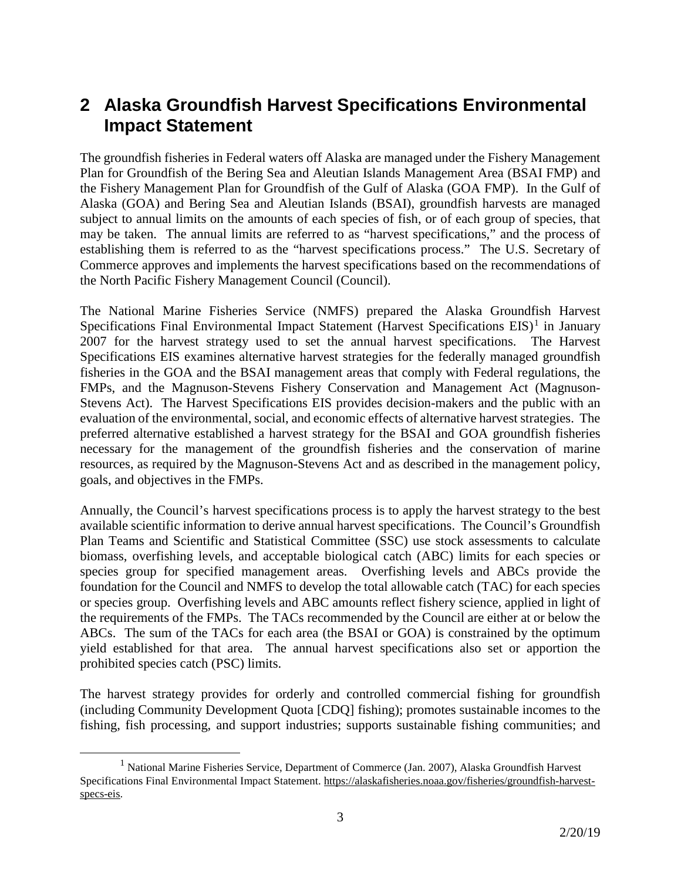# 2 Alaska Groundfish Harvest Specifications Environmental Impact Statement

The groundfish fisheries in Federal waters off Alaska are managed under the Fishery Management Plan for Groundfish of the Bering Sea and Aleutian Islands Management Area (BSAI FMP) and the Fishery Management Plan for Groundfish of the Gulf of Alaska (GOA FMP). In the Gulf of Alaska (GOA) and Bering Sea and Aleutian Islands (BSAI), groundfish harvests are managed subject to annual limits on the amounts of each species of fish, or of each group of species, that may be taken. The annual limits are referred to as "harvest specifications," and the process of establishing them is referred to as the "harvest specifications process." The U.S. Secretary of Commerce approves and implements the harvest specifications based on the recommendations of the North Pacific Fishery Management Council (Council).

The National Marine Fisheries Service (NMFS) prepared the Alaska Groundfish Harvest Specifications Final Environmental Impact Statement (Harvest Specifications EIS)[1] in January 2007 for the harvest strategy used to set the annual harvest specifications. The Harvest Specifications EIS examines alternative harvest strategies for the federally managed groundfish fisheries in the GOA and the BSAI management areas that comply with Federal regulations, the FMPs, and the Magnuson-Stevens Fishery Conservation and Management Act (Magnuson-Stevens Act). The Harvest Specifications EIS provides decision-makers and the public with an evaluation of the environmental, social, and economic effects of alternative harvest strategies. The preferred alternative established a harvest strategy for the BSAI and GOA groundfish fisheries necessary for the management of the groundfish fisheries and the conservation of marine resources, as required by the Magnuson-Stevens Act and as described in the management policy, goals, and objectives in the FMPs.

Annually, the Council's harvest specifications process is to apply the harvest strategy to the best available scientific information to derive annual harvest specifications. The Council's Groundfish Plan Teams and Scientific and Statistical Committee (SSC) use stock assessments to calculate biomass, overfishing levels, and acceptable biological catch (ABC) limits for each species or species group for specified management areas. Overfishing levels and ABCs provide the foundation for the Council and NMFS to develop the total allowable catch (TAC) for each species or species group. Overfishing levels and ABC amounts reflect fishery science, applied in light of the requirements of the FMPs. The TACs recommended by the Council are either at or below the ABCs. The sum of the TACs for each area (the BSAI or GOA) is constrained by the optimum yield established for that area. The annual harvest specifications also set or apportion the prohibited species catch (PSC) limits.

The harvest strategy provides for orderly and controlled commercial fishing for groundfish (including Community Development Quota [CDQ] fishing); promotes sustainable incomes to the fishing, fish processing, and support industries; supports sustainable fishing communities; and

[1] National Marine Fisheries Service, Department of Commerce (Jan. 2007), Alaska Groundfish Harvest Specifications Final Environmental Impact Statement. https://alaskafisheries.noaa.gov/fisheries/groundfish-harvest-specs-eis.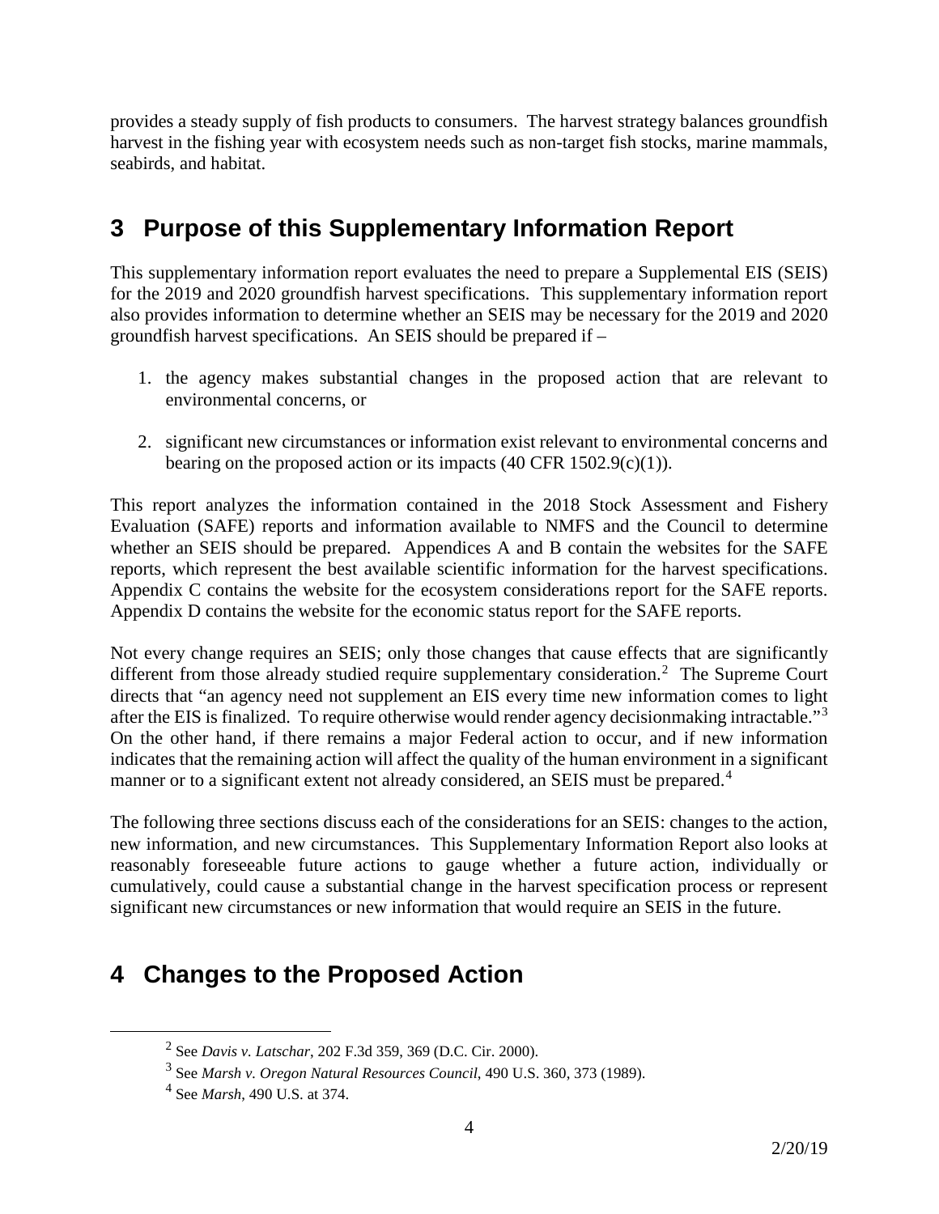provides a steady supply of fish products to consumers. The harvest strategy balances groundfish harvest in the fishing year with ecosystem needs such as non-target fish stocks, marine mammals, seabirds, and habitat.

# 3 Purpose of this Supplementary Information Report

This supplementary information report evaluates the need to prepare a Supplemental EIS (SEIS) for the 2019 and 2020 groundfish harvest specifications. This supplementary information report also provides information to determine whether an SEIS may be necessary for the 2019 and 2020 groundfish harvest specifications. An SEIS should be prepared if –

1. the agency makes substantial changes in the proposed action that are relevant to environmental concerns, or

2. significant new circumstances or information exist relevant to environmental concerns and bearing on the proposed action or its impacts (40 CFR 1502.9(c)(1)).

This report analyzes the information contained in the 2018 Stock Assessment and Fishery Evaluation (SAFE) reports and information available to NMFS and the Council to determine whether an SEIS should be prepared. Appendices A and B contain the websites for the SAFE reports, which represent the best available scientific information for the harvest specifications. Appendix C contains the website for the ecosystem considerations report for the SAFE reports. Appendix D contains the website for the economic status report for the SAFE reports.

Not every change requires an SEIS; only those changes that cause effects that are significantly different from those already studied require supplementary consideration.[2] The Supreme Court directs that "an agency need not supplement an EIS every time new information comes to light after the EIS is finalized. To require otherwise would render agency decisionmaking intractable."[3] On the other hand, if there remains a major Federal action to occur, and if new information indicates that the remaining action will affect the quality of the human environment in a significant manner or to a significant extent not already considered, an SEIS must be prepared.[4]

The following three sections discuss each of the considerations for an SEIS: changes to the action, new information, and new circumstances. This Supplementary Information Report also looks at reasonably foreseeable future actions to gauge whether a future action, individually or cumulatively, could cause a substantial change in the harvest specification process or represent significant new circumstances or new information that would require an SEIS in the future.

# 4 Changes to the Proposed Action

[2] See *Davis v. Latschar*, 202 F.3d 359, 369 (D.C. Cir. 2000).

[3] See *Marsh v. Oregon Natural Resources Council*, 490 U.S. 360, 373 (1989).

[4] See *Marsh*, 490 U.S. at 374.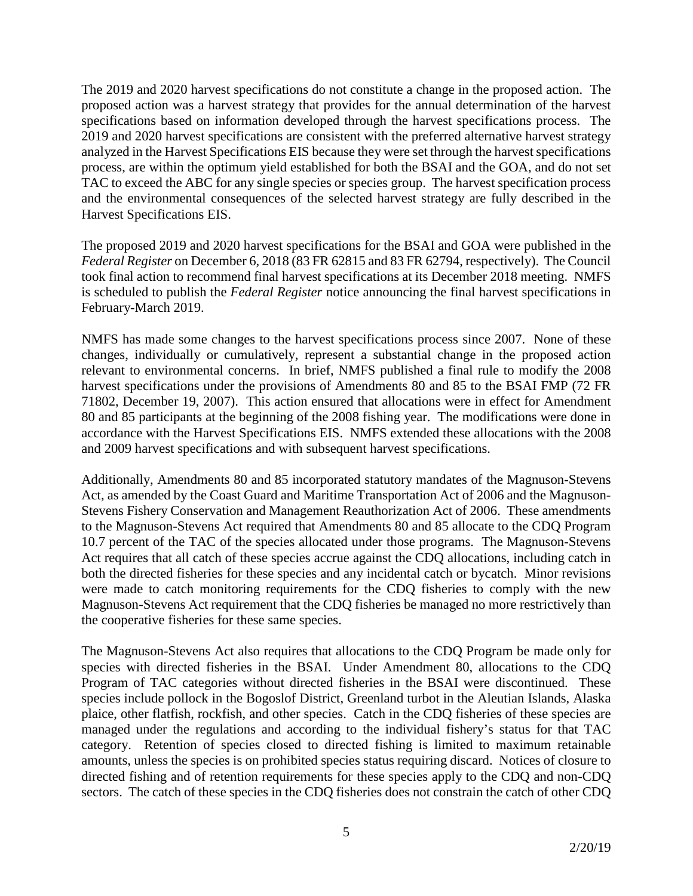The 2019 and 2020 harvest specifications do not constitute a change in the proposed action. The proposed action was a harvest strategy that provides for the annual determination of the harvest specifications based on information developed through the harvest specifications process. The 2019 and 2020 harvest specifications are consistent with the preferred alternative harvest strategy analyzed in the Harvest Specifications EIS because they were set through the harvest specifications process, are within the optimum yield established for both the BSAI and the GOA, and do not set TAC to exceed the ABC for any single species or species group. The harvest specification process and the environmental consequences of the selected harvest strategy are fully described in the Harvest Specifications EIS.

The proposed 2019 and 2020 harvest specifications for the BSAI and GOA were published in the *Federal Register* on December 6, 2018 (83 FR 62815 and 83 FR 62794, respectively). The Council took final action to recommend final harvest specifications at its December 2018 meeting. NMFS is scheduled to publish the *Federal Register* notice announcing the final harvest specifications in February-March 2019.

NMFS has made some changes to the harvest specifications process since 2007. None of these changes, individually or cumulatively, represent a substantial change in the proposed action relevant to environmental concerns. In brief, NMFS published a final rule to modify the 2008 harvest specifications under the provisions of Amendments 80 and 85 to the BSAI FMP (72 FR 71802, December 19, 2007). This action ensured that allocations were in effect for Amendment 80 and 85 participants at the beginning of the 2008 fishing year. The modifications were done in accordance with the Harvest Specifications EIS. NMFS extended these allocations with the 2008 and 2009 harvest specifications and with subsequent harvest specifications.

Additionally, Amendments 80 and 85 incorporated statutory mandates of the Magnuson-Stevens Act, as amended by the Coast Guard and Maritime Transportation Act of 2006 and the Magnuson-Stevens Fishery Conservation and Management Reauthorization Act of 2006. These amendments to the Magnuson-Stevens Act required that Amendments 80 and 85 allocate to the CDQ Program 10.7 percent of the TAC of the species allocated under those programs. The Magnuson-Stevens Act requires that all catch of these species accrue against the CDQ allocations, including catch in both the directed fisheries for these species and any incidental catch or bycatch. Minor revisions were made to catch monitoring requirements for the CDQ fisheries to comply with the new Magnuson-Stevens Act requirement that the CDQ fisheries be managed no more restrictively than the cooperative fisheries for these same species.

The Magnuson-Stevens Act also requires that allocations to the CDQ Program be made only for species with directed fisheries in the BSAI. Under Amendment 80, allocations to the CDQ Program of TAC categories without directed fisheries in the BSAI were discontinued. These species include pollock in the Bogoslof District, Greenland turbot in the Aleutian Islands, Alaska plaice, other flatfish, rockfish, and other species. Catch in the CDQ fisheries of these species are managed under the regulations and according to the individual fishery's status for that TAC category. Retention of species closed to directed fishing is limited to maximum retainable amounts, unless the species is on prohibited species status requiring discard. Notices of closure to directed fishing and of retention requirements for these species apply to the CDQ and non-CDQ sectors. The catch of these species in the CDQ fisheries does not constrain the catch of other CDQ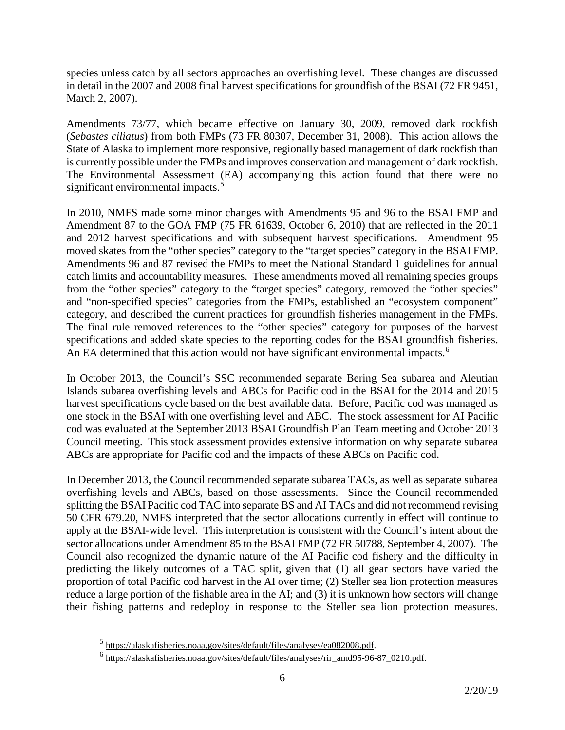species unless catch by all sectors approaches an overfishing level. These changes are discussed in detail in the 2007 and 2008 final harvest specifications for groundfish of the BSAI (72 FR 9451, March 2, 2007).

Amendments 73/77, which became effective on January 30, 2009, removed dark rockfish (*Sebastes ciliatus*) from both FMPs (73 FR 80307, December 31, 2008). This action allows the State of Alaska to implement more responsive, regionally based management of dark rockfish than is currently possible under the FMPs and improves conservation and management of dark rockfish. The Environmental Assessment (EA) accompanying this action found that there were no significant environmental impacts.[5]

In 2010, NMFS made some minor changes with Amendments 95 and 96 to the BSAI FMP and Amendment 87 to the GOA FMP (75 FR 61639, October 6, 2010) that are reflected in the 2011 and 2012 harvest specifications and with subsequent harvest specifications. Amendment 95 moved skates from the "other species" category to the "target species" category in the BSAI FMP. Amendments 96 and 87 revised the FMPs to meet the National Standard 1 guidelines for annual catch limits and accountability measures. These amendments moved all remaining species groups from the "other species" category to the "target species" category, removed the "other species" and "non-specified species" categories from the FMPs, established an "ecosystem component" category, and described the current practices for groundfish fisheries management in the FMPs. The final rule removed references to the "other species" category for purposes of the harvest specifications and added skate species to the reporting codes for the BSAI groundfish fisheries. An EA determined that this action would not have significant environmental impacts.[6]

In October 2013, the Council's SSC recommended separate Bering Sea subarea and Aleutian Islands subarea overfishing levels and ABCs for Pacific cod in the BSAI for the 2014 and 2015 harvest specifications cycle based on the best available data. Before, Pacific cod was managed as one stock in the BSAI with one overfishing level and ABC. The stock assessment for AI Pacific cod was evaluated at the September 2013 BSAI Groundfish Plan Team meeting and October 2013 Council meeting. This stock assessment provides extensive information on why separate subarea ABCs are appropriate for Pacific cod and the impacts of these ABCs on Pacific cod.

In December 2013, the Council recommended separate subarea TACs, as well as separate subarea overfishing levels and ABCs, based on those assessments. Since the Council recommended splitting the BSAI Pacific cod TAC into separate BS and AI TACs and did not recommend revising 50 CFR 679.20, NMFS interpreted that the sector allocations currently in effect will continue to apply at the BSAI-wide level. This interpretation is consistent with the Council's intent about the sector allocations under Amendment 85 to the BSAI FMP (72 FR 50788, September 4, 2007). The Council also recognized the dynamic nature of the AI Pacific cod fishery and the difficulty in predicting the likely outcomes of a TAC split, given that (1) all gear sectors have varied the proportion of total Pacific cod harvest in the AI over time; (2) Steller sea lion protection measures reduce a large portion of the fishable area in the AI; and (3) it is unknown how sectors will change their fishing patterns and redeploy in response to the Steller sea lion protection measures.

[5] https://alaskafisheries.noaa.gov/sites/default/files/analyses/ea082008.pdf.

[6] https://alaskafisheries.noaa.gov/sites/default/files/analyses/rir_amd95-96-87_0210.pdf.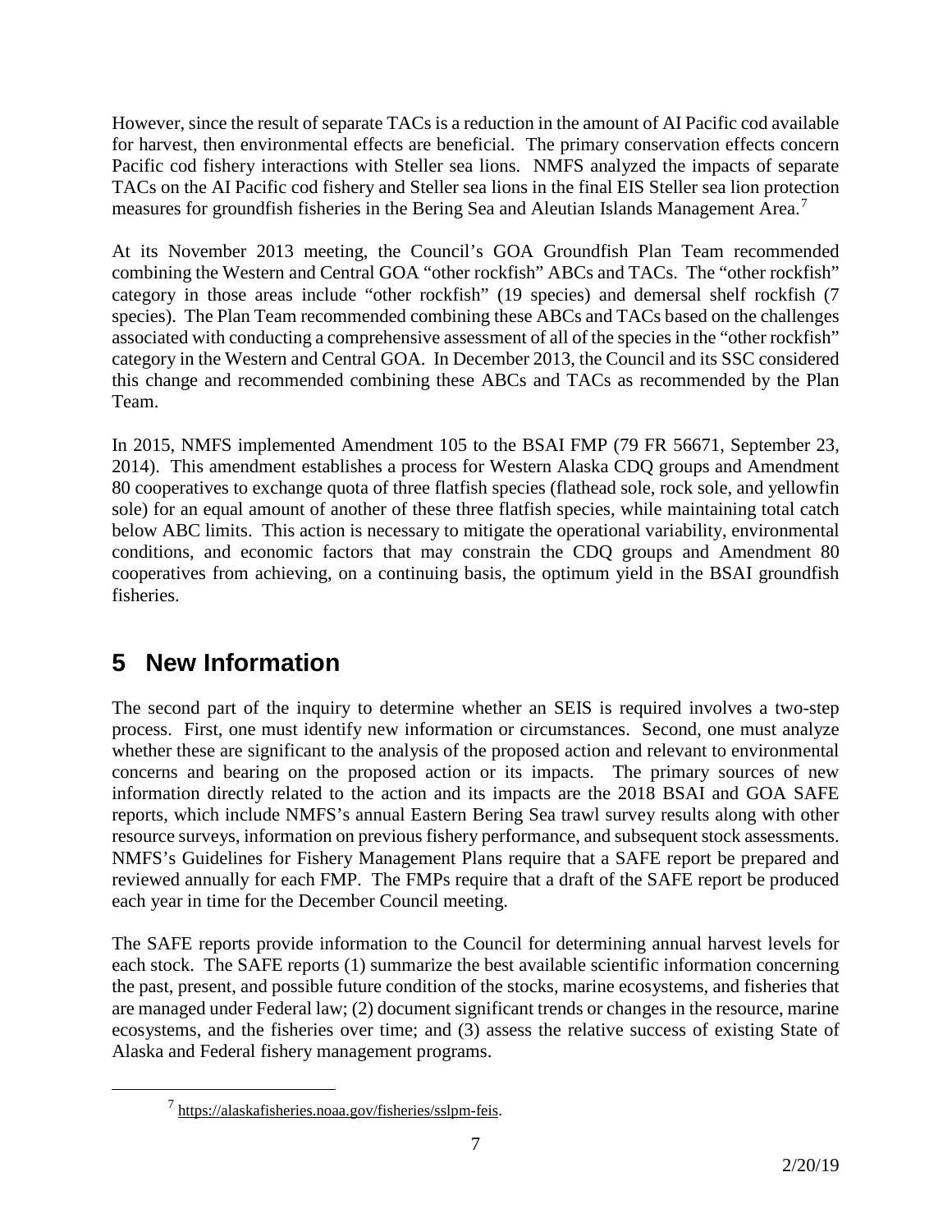However, since the result of separate TACs is a reduction in the amount of AI Pacific cod available for harvest, then environmental effects are beneficial. The primary conservation effects concern Pacific cod fishery interactions with Steller sea lions. NMFS analyzed the impacts of separate TACs on the AI Pacific cod fishery and Steller sea lions in the final EIS Steller sea lion protection measures for groundfish fisheries in the Bering Sea and Aleutian Islands Management Area.[7]

At its November 2013 meeting, the Council's GOA Groundfish Plan Team recommended combining the Western and Central GOA "other rockfish" ABCs and TACs. The "other rockfish" category in those areas include "other rockfish" (19 species) and demersal shelf rockfish (7 species). The Plan Team recommended combining these ABCs and TACs based on the challenges associated with conducting a comprehensive assessment of all of the species in the "other rockfish" category in the Western and Central GOA. In December 2013, the Council and its SSC considered this change and recommended combining these ABCs and TACs as recommended by the Plan Team.

In 2015, NMFS implemented Amendment 105 to the BSAI FMP (79 FR 56671, September 23, 2014). This amendment establishes a process for Western Alaska CDQ groups and Amendment 80 cooperatives to exchange quota of three flatfish species (flathead sole, rock sole, and yellowfin sole) for an equal amount of another of these three flatfish species, while maintaining total catch below ABC limits. This action is necessary to mitigate the operational variability, environmental conditions, and economic factors that may constrain the CDQ groups and Amendment 80 cooperatives from achieving, on a continuing basis, the optimum yield in the BSAI groundfish fisheries.

# 5 New Information

The second part of the inquiry to determine whether an SEIS is required involves a two-step process. First, one must identify new information or circumstances. Second, one must analyze whether these are significant to the analysis of the proposed action and relevant to environmental concerns and bearing on the proposed action or its impacts. The primary sources of new information directly related to the action and its impacts are the 2018 BSAI and GOA SAFE reports, which include NMFS's annual Eastern Bering Sea trawl survey results along with other resource surveys, information on previous fishery performance, and subsequent stock assessments. NMFS's Guidelines for Fishery Management Plans require that a SAFE report be prepared and reviewed annually for each FMP. The FMPs require that a draft of the SAFE report be produced each year in time for the December Council meeting.

The SAFE reports provide information to the Council for determining annual harvest levels for each stock. The SAFE reports (1) summarize the best available scientific information concerning the past, present, and possible future condition of the stocks, marine ecosystems, and fisheries that are managed under Federal law; (2) document significant trends or changes in the resource, marine ecosystems, and the fisheries over time; and (3) assess the relative success of existing State of Alaska and Federal fishery management programs.

[7] https://alaskafisheries.noaa.gov/fisheries/sslpm-feis.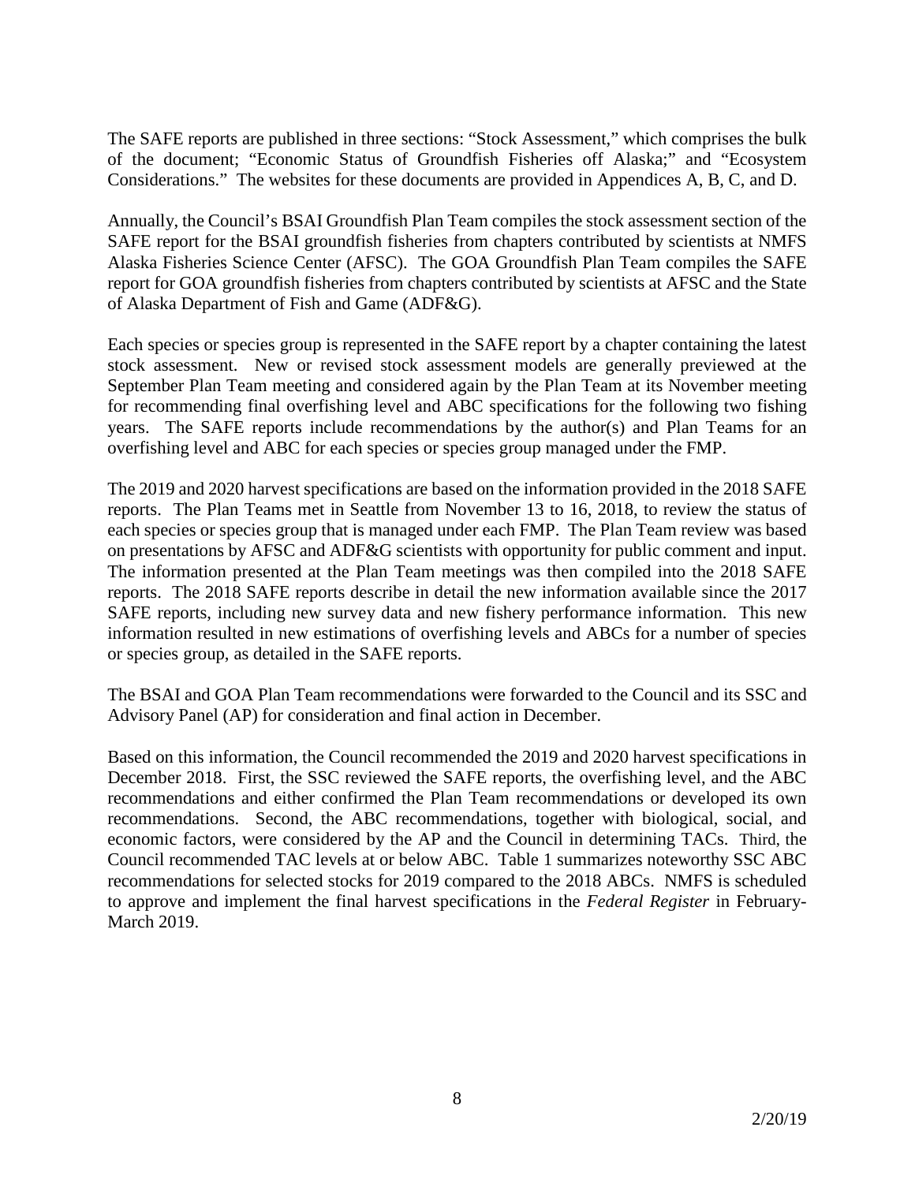The SAFE reports are published in three sections: "Stock Assessment," which comprises the bulk of the document; "Economic Status of Groundfish Fisheries off Alaska;" and "Ecosystem Considerations." The websites for these documents are provided in Appendices A, B, C, and D.

Annually, the Council's BSAI Groundfish Plan Team compiles the stock assessment section of the SAFE report for the BSAI groundfish fisheries from chapters contributed by scientists at NMFS Alaska Fisheries Science Center (AFSC). The GOA Groundfish Plan Team compiles the SAFE report for GOA groundfish fisheries from chapters contributed by scientists at AFSC and the State of Alaska Department of Fish and Game (ADF&G).

Each species or species group is represented in the SAFE report by a chapter containing the latest stock assessment. New or revised stock assessment models are generally previewed at the September Plan Team meeting and considered again by the Plan Team at its November meeting for recommending final overfishing level and ABC specifications for the following two fishing years. The SAFE reports include recommendations by the author(s) and Plan Teams for an overfishing level and ABC for each species or species group managed under the FMP.

The 2019 and 2020 harvest specifications are based on the information provided in the 2018 SAFE reports. The Plan Teams met in Seattle from November 13 to 16, 2018, to review the status of each species or species group that is managed under each FMP. The Plan Team review was based on presentations by AFSC and ADF&G scientists with opportunity for public comment and input. The information presented at the Plan Team meetings was then compiled into the 2018 SAFE reports. The 2018 SAFE reports describe in detail the new information available since the 2017 SAFE reports, including new survey data and new fishery performance information. This new information resulted in new estimations of overfishing levels and ABCs for a number of species or species group, as detailed in the SAFE reports.

The BSAI and GOA Plan Team recommendations were forwarded to the Council and its SSC and Advisory Panel (AP) for consideration and final action in December.

Based on this information, the Council recommended the 2019 and 2020 harvest specifications in December 2018. First, the SSC reviewed the SAFE reports, the overfishing level, and the ABC recommendations and either confirmed the Plan Team recommendations or developed its own recommendations. Second, the ABC recommendations, together with biological, social, and economic factors, were considered by the AP and the Council in determining TACs. Third, the Council recommended TAC levels at or below ABC. Table 1 summarizes noteworthy SSC ABC recommendations for selected stocks for 2019 compared to the 2018 ABCs. NMFS is scheduled to approve and implement the final harvest specifications in the *Federal Register* in February-March 2019.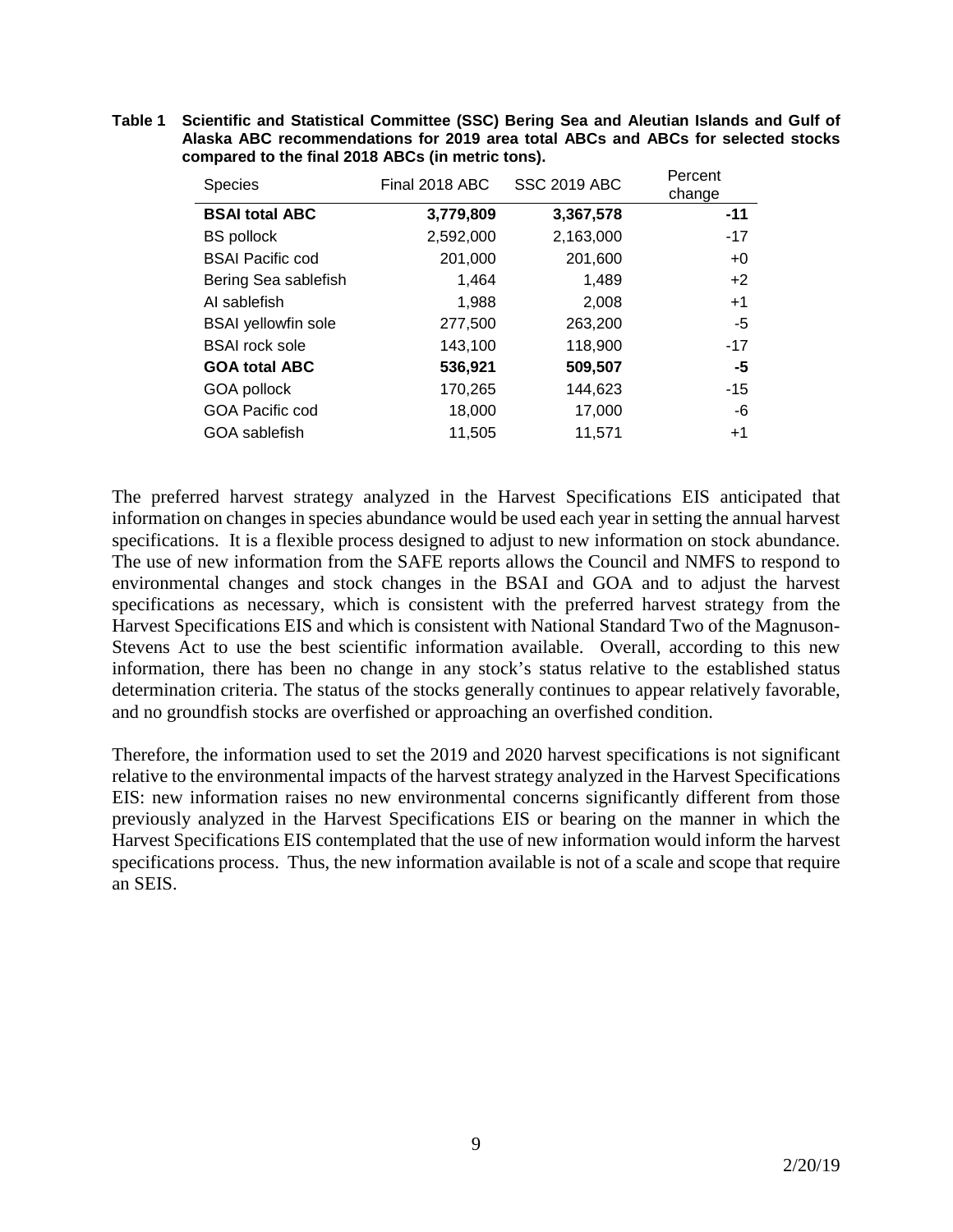**Table 1 Scientific and Statistical Committee (SSC) Bering Sea and Aleutian Islands and Gulf of Alaska ABC recommendations for 2019 area total ABCs and ABCs for selected stocks compared to the final 2018 ABCs (in metric tons).**

| Species | Final 2018 ABC | SSC 2019 ABC | Percent change |
|---|---|---|---|
| **BSAI total ABC** | **3,779,809** | **3,367,578** | **-11** |
| BS pollock | 2,592,000 | 2,163,000 | -17 |
| BSAI Pacific cod | 201,000 | 201,600 | +0 |
| Bering Sea sablefish | 1,464 | 1,489 | +2 |
| AI sablefish | 1,988 | 2,008 | +1 |
| BSAI yellowfin sole | 277,500 | 263,200 | -5 |
| BSAI rock sole | 143,100 | 118,900 | -17 |
| **GOA total ABC** | **536,921** | **509,507** | **-5** |
| GOA pollock | 170,265 | 144,623 | -15 |
| GOA Pacific cod | 18,000 | 17,000 | -6 |
| GOA sablefish | 11,505 | 11,571 | +1 |

The preferred harvest strategy analyzed in the Harvest Specifications EIS anticipated that information on changes in species abundance would be used each year in setting the annual harvest specifications. It is a flexible process designed to adjust to new information on stock abundance. The use of new information from the SAFE reports allows the Council and NMFS to respond to environmental changes and stock changes in the BSAI and GOA and to adjust the harvest specifications as necessary, which is consistent with the preferred harvest strategy from the Harvest Specifications EIS and which is consistent with National Standard Two of the Magnuson-Stevens Act to use the best scientific information available. Overall, according to this new information, there has been no change in any stock's status relative to the established status determination criteria. The status of the stocks generally continues to appear relatively favorable, and no groundfish stocks are overfished or approaching an overfished condition.

Therefore, the information used to set the 2019 and 2020 harvest specifications is not significant relative to the environmental impacts of the harvest strategy analyzed in the Harvest Specifications EIS: new information raises no new environmental concerns significantly different from those previously analyzed in the Harvest Specifications EIS or bearing on the manner in which the Harvest Specifications EIS contemplated that the use of new information would inform the harvest specifications process. Thus, the new information available is not of a scale and scope that require an SEIS.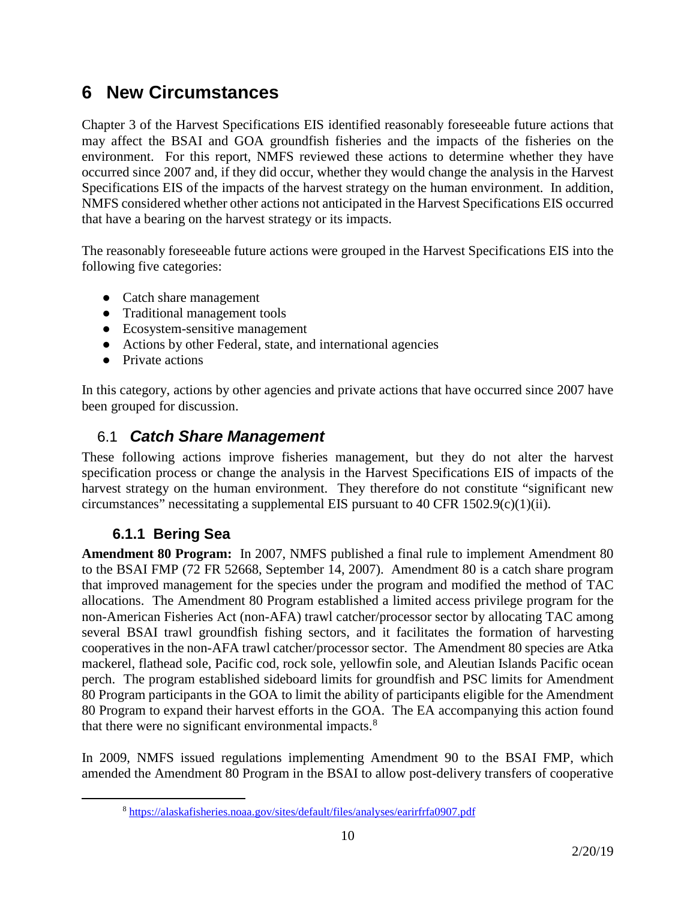# 6 New Circumstances

Chapter 3 of the Harvest Specifications EIS identified reasonably foreseeable future actions that may affect the BSAI and GOA groundfish fisheries and the impacts of the fisheries on the environment. For this report, NMFS reviewed these actions to determine whether they have occurred since 2007 and, if they did occur, whether they would change the analysis in the Harvest Specifications EIS of the impacts of the harvest strategy on the human environment. In addition, NMFS considered whether other actions not anticipated in the Harvest Specifications EIS occurred that have a bearing on the harvest strategy or its impacts.

The reasonably foreseeable future actions were grouped in the Harvest Specifications EIS into the following five categories:

- Catch share management
- Traditional management tools
- Ecosystem-sensitive management
- Actions by other Federal, state, and international agencies
- Private actions

In this category, actions by other agencies and private actions that have occurred since 2007 have been grouped for discussion.

## 6.1 *Catch Share Management*

These following actions improve fisheries management, but they do not alter the harvest specification process or change the analysis in the Harvest Specifications EIS of impacts of the harvest strategy on the human environment. They therefore do not constitute "significant new circumstances" necessitating a supplemental EIS pursuant to 40 CFR 1502.9(c)(1)(ii).

### 6.1.1 Bering Sea

**Amendment 80 Program:** In 2007, NMFS published a final rule to implement Amendment 80 to the BSAI FMP (72 FR 52668, September 14, 2007). Amendment 80 is a catch share program that improved management for the species under the program and modified the method of TAC allocations. The Amendment 80 Program established a limited access privilege program for the non-American Fisheries Act (non-AFA) trawl catcher/processor sector by allocating TAC among several BSAI trawl groundfish fishing sectors, and it facilitates the formation of harvesting cooperatives in the non-AFA trawl catcher/processor sector. The Amendment 80 species are Atka mackerel, flathead sole, Pacific cod, rock sole, yellowfin sole, and Aleutian Islands Pacific ocean perch. The program established sideboard limits for groundfish and PSC limits for Amendment 80 Program participants in the GOA to limit the ability of participants eligible for the Amendment 80 Program to expand their harvest efforts in the GOA. The EA accompanying this action found that there were no significant environmental impacts.[8]

In 2009, NMFS issued regulations implementing Amendment 90 to the BSAI FMP, which amended the Amendment 80 Program in the BSAI to allow post-delivery transfers of cooperative

[8] https://alaskafisheries.noaa.gov/sites/default/files/analyses/earirfrfa0907.pdf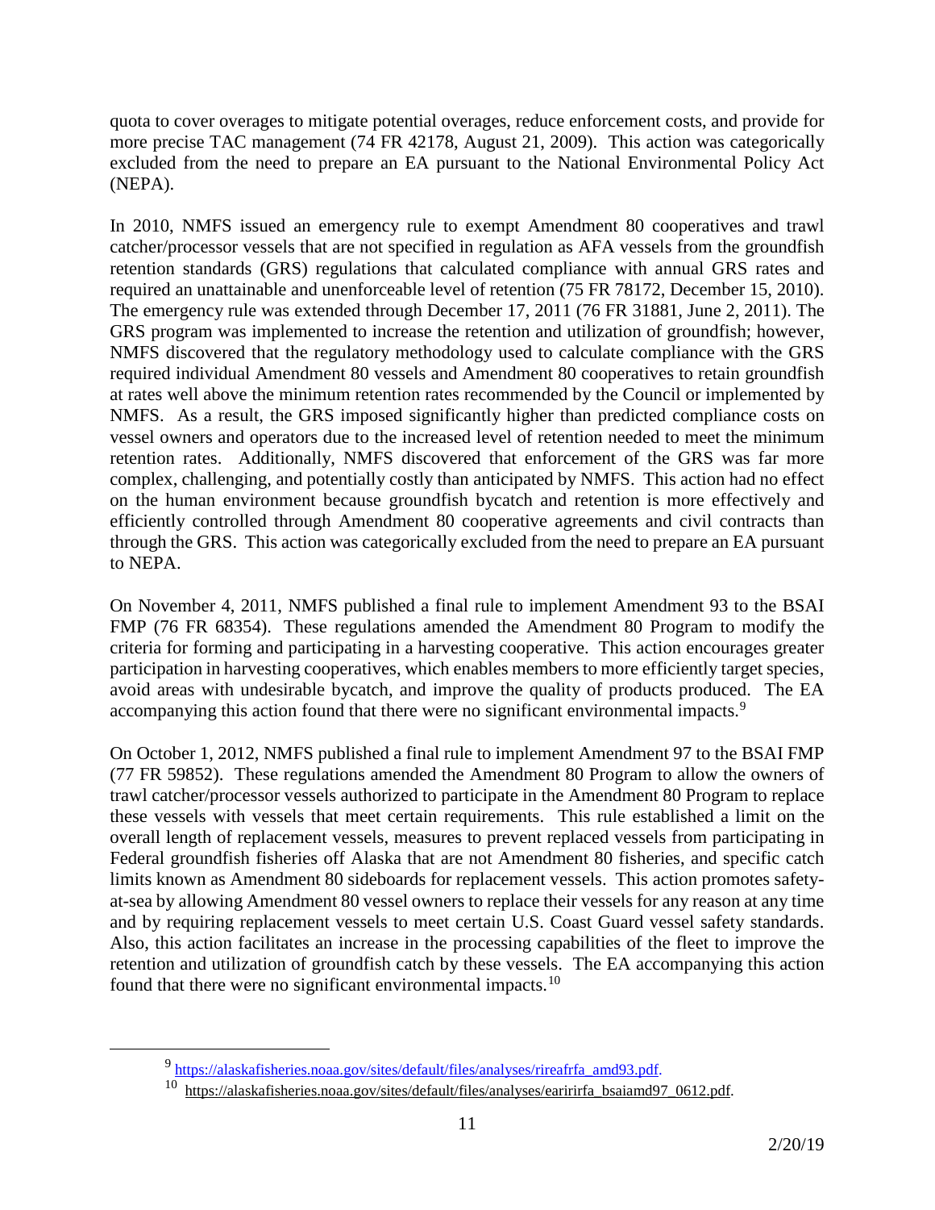quota to cover overages to mitigate potential overages, reduce enforcement costs, and provide for more precise TAC management (74 FR 42178, August 21, 2009). This action was categorically excluded from the need to prepare an EA pursuant to the National Environmental Policy Act (NEPA).

In 2010, NMFS issued an emergency rule to exempt Amendment 80 cooperatives and trawl catcher/processor vessels that are not specified in regulation as AFA vessels from the groundfish retention standards (GRS) regulations that calculated compliance with annual GRS rates and required an unattainable and unenforceable level of retention (75 FR 78172, December 15, 2010). The emergency rule was extended through December 17, 2011 (76 FR 31881, June 2, 2011). The GRS program was implemented to increase the retention and utilization of groundfish; however, NMFS discovered that the regulatory methodology used to calculate compliance with the GRS required individual Amendment 80 vessels and Amendment 80 cooperatives to retain groundfish at rates well above the minimum retention rates recommended by the Council or implemented by NMFS. As a result, the GRS imposed significantly higher than predicted compliance costs on vessel owners and operators due to the increased level of retention needed to meet the minimum retention rates. Additionally, NMFS discovered that enforcement of the GRS was far more complex, challenging, and potentially costly than anticipated by NMFS. This action had no effect on the human environment because groundfish bycatch and retention is more effectively and efficiently controlled through Amendment 80 cooperative agreements and civil contracts than through the GRS. This action was categorically excluded from the need to prepare an EA pursuant to NEPA.

On November 4, 2011, NMFS published a final rule to implement Amendment 93 to the BSAI FMP (76 FR 68354). These regulations amended the Amendment 80 Program to modify the criteria for forming and participating in a harvesting cooperative. This action encourages greater participation in harvesting cooperatives, which enables members to more efficiently target species, avoid areas with undesirable bycatch, and improve the quality of products produced. The EA accompanying this action found that there were no significant environmental impacts.[9]

On October 1, 2012, NMFS published a final rule to implement Amendment 97 to the BSAI FMP (77 FR 59852). These regulations amended the Amendment 80 Program to allow the owners of trawl catcher/processor vessels authorized to participate in the Amendment 80 Program to replace these vessels with vessels that meet certain requirements. This rule established a limit on the overall length of replacement vessels, measures to prevent replaced vessels from participating in Federal groundfish fisheries off Alaska that are not Amendment 80 fisheries, and specific catch limits known as Amendment 80 sideboards for replacement vessels. This action promotes safety-at-sea by allowing Amendment 80 vessel owners to replace their vessels for any reason at any time and by requiring replacement vessels to meet certain U.S. Coast Guard vessel safety standards. Also, this action facilitates an increase in the processing capabilities of the fleet to improve the retention and utilization of groundfish catch by these vessels. The EA accompanying this action found that there were no significant environmental impacts.[10]

---

[9] https://alaskafisheries.noaa.gov/sites/default/files/analyses/rireafrfa_amd93.pdf.

[10] https://alaskafisheries.noaa.gov/sites/default/files/analyses/earirirfa_bsaiamd97_0612.pdf.

2/20/19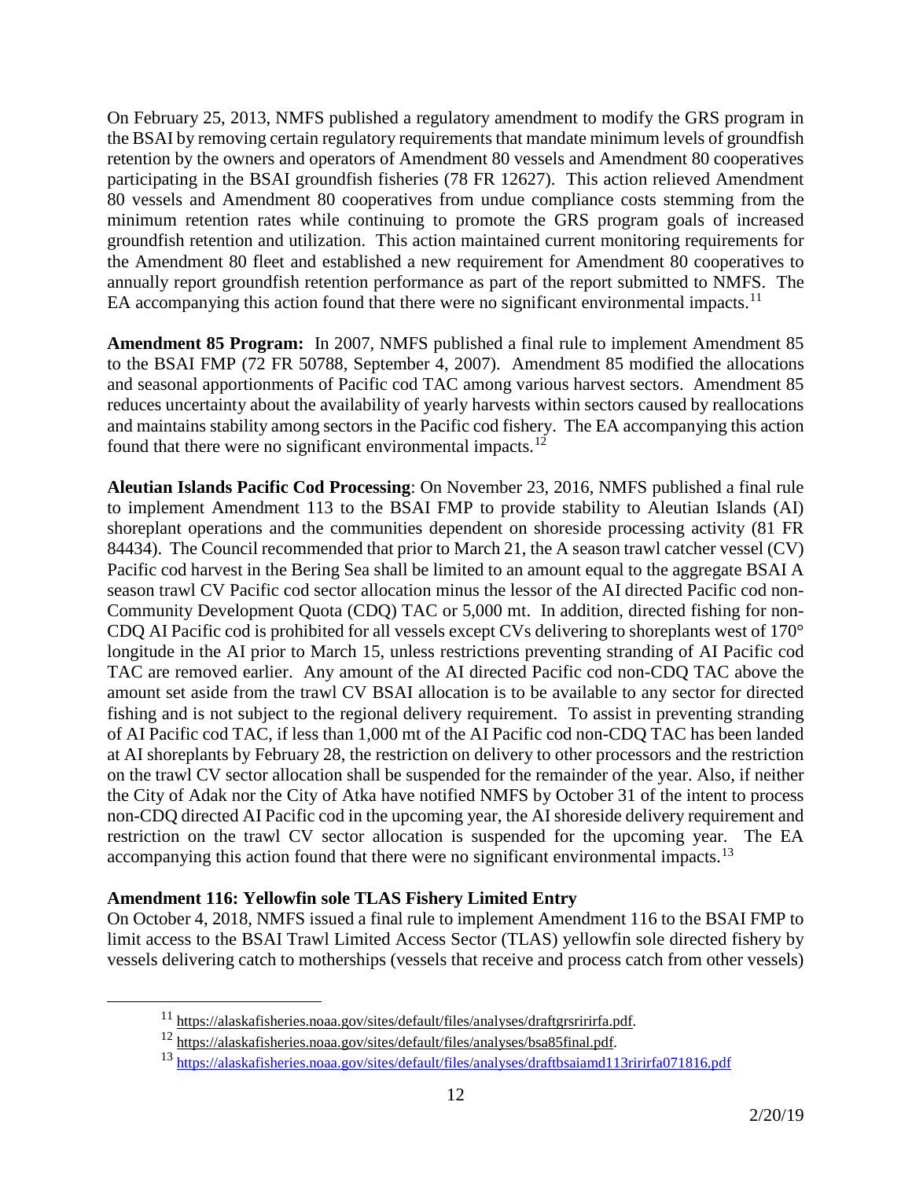On February 25, 2013, NMFS published a regulatory amendment to modify the GRS program in the BSAI by removing certain regulatory requirements that mandate minimum levels of groundfish retention by the owners and operators of Amendment 80 vessels and Amendment 80 cooperatives participating in the BSAI groundfish fisheries (78 FR 12627). This action relieved Amendment 80 vessels and Amendment 80 cooperatives from undue compliance costs stemming from the minimum retention rates while continuing to promote the GRS program goals of increased groundfish retention and utilization. This action maintained current monitoring requirements for the Amendment 80 fleet and established a new requirement for Amendment 80 cooperatives to annually report groundfish retention performance as part of the report submitted to NMFS. The EA accompanying this action found that there were no significant environmental impacts.[11]

**Amendment 85 Program:** In 2007, NMFS published a final rule to implement Amendment 85 to the BSAI FMP (72 FR 50788, September 4, 2007). Amendment 85 modified the allocations and seasonal apportionments of Pacific cod TAC among various harvest sectors. Amendment 85 reduces uncertainty about the availability of yearly harvests within sectors caused by reallocations and maintains stability among sectors in the Pacific cod fishery. The EA accompanying this action found that there were no significant environmental impacts.[12]

**Aleutian Islands Pacific Cod Processing**: On November 23, 2016, NMFS published a final rule to implement Amendment 113 to the BSAI FMP to provide stability to Aleutian Islands (AI) shoreplant operations and the communities dependent on shoreside processing activity (81 FR 84434). The Council recommended that prior to March 21, the A season trawl catcher vessel (CV) Pacific cod harvest in the Bering Sea shall be limited to an amount equal to the aggregate BSAI A season trawl CV Pacific cod sector allocation minus the lessor of the AI directed Pacific cod non-Community Development Quota (CDQ) TAC or 5,000 mt. In addition, directed fishing for non-CDQ AI Pacific cod is prohibited for all vessels except CVs delivering to shoreplants west of 170° longitude in the AI prior to March 15, unless restrictions preventing stranding of AI Pacific cod TAC are removed earlier. Any amount of the AI directed Pacific cod non-CDQ TAC above the amount set aside from the trawl CV BSAI allocation is to be available to any sector for directed fishing and is not subject to the regional delivery requirement. To assist in preventing stranding of AI Pacific cod TAC, if less than 1,000 mt of the AI Pacific cod non-CDQ TAC has been landed at AI shoreplants by February 28, the restriction on delivery to other processors and the restriction on the trawl CV sector allocation shall be suspended for the remainder of the year. Also, if neither the City of Adak nor the City of Atka have notified NMFS by October 31 of the intent to process non-CDQ directed AI Pacific cod in the upcoming year, the AI shoreside delivery requirement and restriction on the trawl CV sector allocation is suspended for the upcoming year. The EA accompanying this action found that there were no significant environmental impacts.[13]

**Amendment 116: Yellowfin sole TLAS Fishery Limited Entry**

On October 4, 2018, NMFS issued a final rule to implement Amendment 116 to the BSAI FMP to limit access to the BSAI Trawl Limited Access Sector (TLAS) yellowfin sole directed fishery by vessels delivering catch to motherships (vessels that receive and process catch from other vessels)

[11] https://alaskafisheries.noaa.gov/sites/default/files/analyses/draftgrsririrfa.pdf.

[12] https://alaskafisheries.noaa.gov/sites/default/files/analyses/bsa85final.pdf.

[13] https://alaskafisheries.noaa.gov/sites/default/files/analyses/draftbsaiamd113ririrfa071816.pdf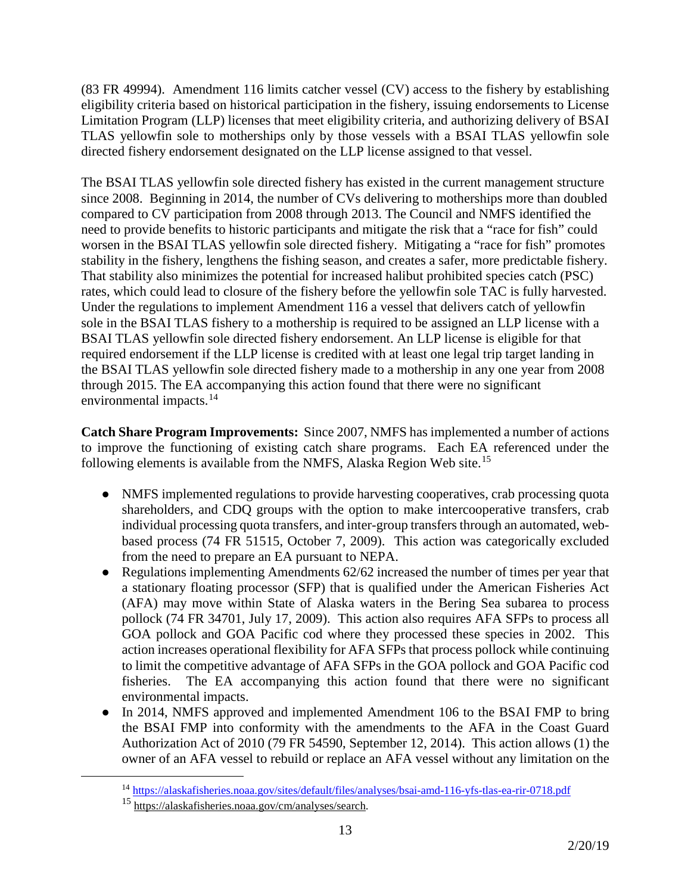(83 FR 49994). Amendment 116 limits catcher vessel (CV) access to the fishery by establishing eligibility criteria based on historical participation in the fishery, issuing endorsements to License Limitation Program (LLP) licenses that meet eligibility criteria, and authorizing delivery of BSAI TLAS yellowfin sole to motherships only by those vessels with a BSAI TLAS yellowfin sole directed fishery endorsement designated on the LLP license assigned to that vessel.

The BSAI TLAS yellowfin sole directed fishery has existed in the current management structure since 2008. Beginning in 2014, the number of CVs delivering to motherships more than doubled compared to CV participation from 2008 through 2013. The Council and NMFS identified the need to provide benefits to historic participants and mitigate the risk that a "race for fish" could worsen in the BSAI TLAS yellowfin sole directed fishery. Mitigating a "race for fish" promotes stability in the fishery, lengthens the fishing season, and creates a safer, more predictable fishery. That stability also minimizes the potential for increased halibut prohibited species catch (PSC) rates, which could lead to closure of the fishery before the yellowfin sole TAC is fully harvested. Under the regulations to implement Amendment 116 a vessel that delivers catch of yellowfin sole in the BSAI TLAS fishery to a mothership is required to be assigned an LLP license with a BSAI TLAS yellowfin sole directed fishery endorsement. An LLP license is eligible for that required endorsement if the LLP license is credited with at least one legal trip target landing in the BSAI TLAS yellowfin sole directed fishery made to a mothership in any one year from 2008 through 2015. The EA accompanying this action found that there were no significant environmental impacts.[14]

**Catch Share Program Improvements:** Since 2007, NMFS has implemented a number of actions to improve the functioning of existing catch share programs. Each EA referenced under the following elements is available from the NMFS, Alaska Region Web site.[15]

- NMFS implemented regulations to provide harvesting cooperatives, crab processing quota shareholders, and CDQ groups with the option to make intercooperative transfers, crab individual processing quota transfers, and inter-group transfers through an automated, web-based process (74 FR 51515, October 7, 2009). This action was categorically excluded from the need to prepare an EA pursuant to NEPA.
- Regulations implementing Amendments 62/62 increased the number of times per year that a stationary floating processor (SFP) that is qualified under the American Fisheries Act (AFA) may move within State of Alaska waters in the Bering Sea subarea to process pollock (74 FR 34701, July 17, 2009). This action also requires AFA SFPs to process all GOA pollock and GOA Pacific cod where they processed these species in 2002. This action increases operational flexibility for AFA SFPs that process pollock while continuing to limit the competitive advantage of AFA SFPs in the GOA pollock and GOA Pacific cod fisheries. The EA accompanying this action found that there were no significant environmental impacts.
- In 2014, NMFS approved and implemented Amendment 106 to the BSAI FMP to bring the BSAI FMP into conformity with the amendments to the AFA in the Coast Guard Authorization Act of 2010 (79 FR 54590, September 12, 2014). This action allows (1) the owner of an AFA vessel to rebuild or replace an AFA vessel without any limitation on the

---

[14] https://alaskafisheries.noaa.gov/sites/default/files/analyses/bsai-amd-116-yfs-tlas-ea-rir-0718.pdf

[15] https://alaskafisheries.noaa.gov/cm/analyses/search.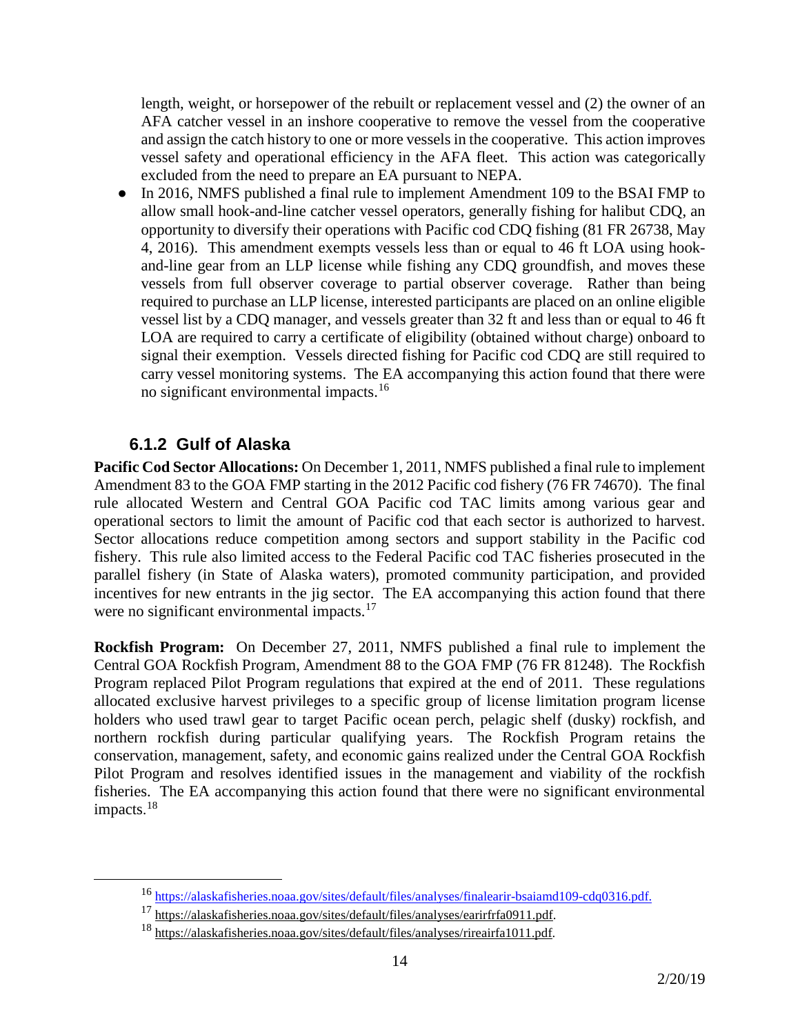length, weight, or horsepower of the rebuilt or replacement vessel and (2) the owner of an AFA catcher vessel in an inshore cooperative to remove the vessel from the cooperative and assign the catch history to one or more vessels in the cooperative. This action improves vessel safety and operational efficiency in the AFA fleet. This action was categorically excluded from the need to prepare an EA pursuant to NEPA.

- In 2016, NMFS published a final rule to implement Amendment 109 to the BSAI FMP to allow small hook-and-line catcher vessel operators, generally fishing for halibut CDQ, an opportunity to diversify their operations with Pacific cod CDQ fishing (81 FR 26738, May 4, 2016). This amendment exempts vessels less than or equal to 46 ft LOA using hook-and-line gear from an LLP license while fishing any CDQ groundfish, and moves these vessels from full observer coverage to partial observer coverage. Rather than being required to purchase an LLP license, interested participants are placed on an online eligible vessel list by a CDQ manager, and vessels greater than 32 ft and less than or equal to 46 ft LOA are required to carry a certificate of eligibility (obtained without charge) onboard to signal their exemption. Vessels directed fishing for Pacific cod CDQ are still required to carry vessel monitoring systems. The EA accompanying this action found that there were no significant environmental impacts.[16]

### 6.1.2 Gulf of Alaska

**Pacific Cod Sector Allocations:** On December 1, 2011, NMFS published a final rule to implement Amendment 83 to the GOA FMP starting in the 2012 Pacific cod fishery (76 FR 74670). The final rule allocated Western and Central GOA Pacific cod TAC limits among various gear and operational sectors to limit the amount of Pacific cod that each sector is authorized to harvest. Sector allocations reduce competition among sectors and support stability in the Pacific cod fishery. This rule also limited access to the Federal Pacific cod TAC fisheries prosecuted in the parallel fishery (in State of Alaska waters), promoted community participation, and provided incentives for new entrants in the jig sector. The EA accompanying this action found that there were no significant environmental impacts.[17]

**Rockfish Program:** On December 27, 2011, NMFS published a final rule to implement the Central GOA Rockfish Program, Amendment 88 to the GOA FMP (76 FR 81248). The Rockfish Program replaced Pilot Program regulations that expired at the end of 2011. These regulations allocated exclusive harvest privileges to a specific group of license limitation program license holders who used trawl gear to target Pacific ocean perch, pelagic shelf (dusky) rockfish, and northern rockfish during particular qualifying years. The Rockfish Program retains the conservation, management, safety, and economic gains realized under the Central GOA Rockfish Pilot Program and resolves identified issues in the management and viability of the rockfish fisheries. The EA accompanying this action found that there were no significant environmental impacts.[18]

---

[16] https://alaskafisheries.noaa.gov/sites/default/files/analyses/finalearir-bsaiamd109-cdq0316.pdf.

[17] https://alaskafisheries.noaa.gov/sites/default/files/analyses/earirfrfa0911.pdf.

[18] https://alaskafisheries.noaa.gov/sites/default/files/analyses/rireairfa1011.pdf.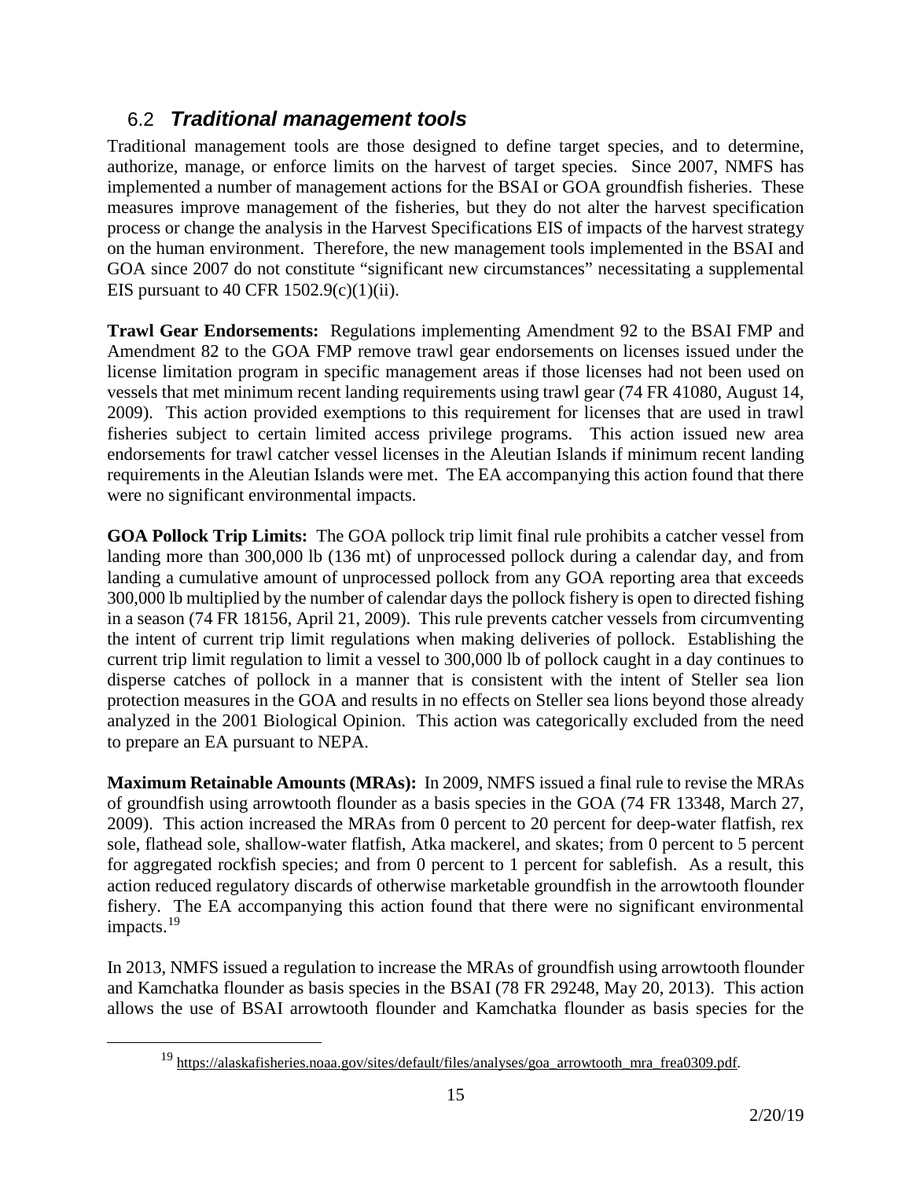## 6.2 ***Traditional management tools***

Traditional management tools are those designed to define target species, and to determine, authorize, manage, or enforce limits on the harvest of target species. Since 2007, NMFS has implemented a number of management actions for the BSAI or GOA groundfish fisheries. These measures improve management of the fisheries, but they do not alter the harvest specification process or change the analysis in the Harvest Specifications EIS of impacts of the harvest strategy on the human environment. Therefore, the new management tools implemented in the BSAI and GOA since 2007 do not constitute "significant new circumstances" necessitating a supplemental EIS pursuant to 40 CFR 1502.9(c)(1)(ii).

**Trawl Gear Endorsements:** Regulations implementing Amendment 92 to the BSAI FMP and Amendment 82 to the GOA FMP remove trawl gear endorsements on licenses issued under the license limitation program in specific management areas if those licenses had not been used on vessels that met minimum recent landing requirements using trawl gear (74 FR 41080, August 14, 2009). This action provided exemptions to this requirement for licenses that are used in trawl fisheries subject to certain limited access privilege programs. This action issued new area endorsements for trawl catcher vessel licenses in the Aleutian Islands if minimum recent landing requirements in the Aleutian Islands were met. The EA accompanying this action found that there were no significant environmental impacts.

**GOA Pollock Trip Limits:** The GOA pollock trip limit final rule prohibits a catcher vessel from landing more than 300,000 lb (136 mt) of unprocessed pollock during a calendar day, and from landing a cumulative amount of unprocessed pollock from any GOA reporting area that exceeds 300,000 lb multiplied by the number of calendar days the pollock fishery is open to directed fishing in a season (74 FR 18156, April 21, 2009). This rule prevents catcher vessels from circumventing the intent of current trip limit regulations when making deliveries of pollock. Establishing the current trip limit regulation to limit a vessel to 300,000 lb of pollock caught in a day continues to disperse catches of pollock in a manner that is consistent with the intent of Steller sea lion protection measures in the GOA and results in no effects on Steller sea lions beyond those already analyzed in the 2001 Biological Opinion. This action was categorically excluded from the need to prepare an EA pursuant to NEPA.

**Maximum Retainable Amounts (MRAs):** In 2009, NMFS issued a final rule to revise the MRAs of groundfish using arrowtooth flounder as a basis species in the GOA (74 FR 13348, March 27, 2009). This action increased the MRAs from 0 percent to 20 percent for deep-water flatfish, rex sole, flathead sole, shallow-water flatfish, Atka mackerel, and skates; from 0 percent to 5 percent for aggregated rockfish species; and from 0 percent to 1 percent for sablefish. As a result, this action reduced regulatory discards of otherwise marketable groundfish in the arrowtooth flounder fishery. The EA accompanying this action found that there were no significant environmental impacts.[19]

In 2013, NMFS issued a regulation to increase the MRAs of groundfish using arrowtooth flounder and Kamchatka flounder as basis species in the BSAI (78 FR 29248, May 20, 2013). This action allows the use of BSAI arrowtooth flounder and Kamchatka flounder as basis species for the

[19] https://alaskafisheries.noaa.gov/sites/default/files/analyses/goa_arrowtooth_mra_frea0309.pdf.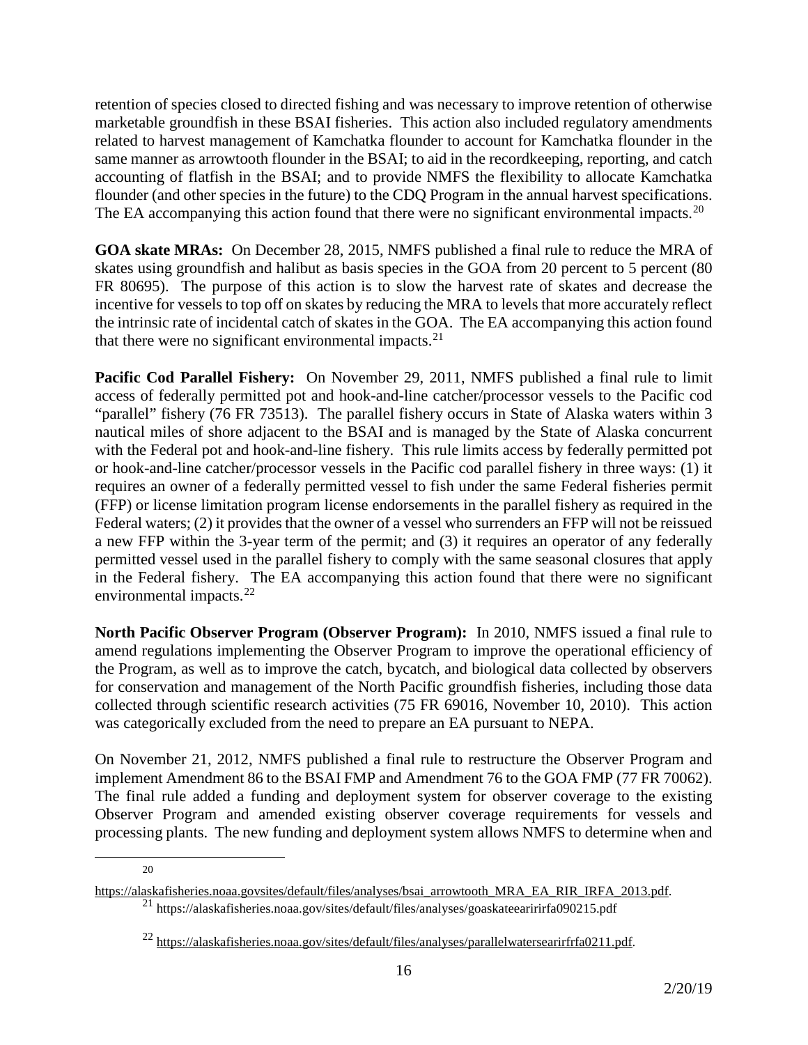retention of species closed to directed fishing and was necessary to improve retention of otherwise marketable groundfish in these BSAI fisheries. This action also included regulatory amendments related to harvest management of Kamchatka flounder to account for Kamchatka flounder in the same manner as arrowtooth flounder in the BSAI; to aid in the recordkeeping, reporting, and catch accounting of flatfish in the BSAI; and to provide NMFS the flexibility to allocate Kamchatka flounder (and other species in the future) to the CDQ Program in the annual harvest specifications. The EA accompanying this action found that there were no significant environmental impacts.[20]

**GOA skate MRAs:** On December 28, 2015, NMFS published a final rule to reduce the MRA of skates using groundfish and halibut as basis species in the GOA from 20 percent to 5 percent (80 FR 80695). The purpose of this action is to slow the harvest rate of skates and decrease the incentive for vessels to top off on skates by reducing the MRA to levels that more accurately reflect the intrinsic rate of incidental catch of skates in the GOA. The EA accompanying this action found that there were no significant environmental impacts.[21]

**Pacific Cod Parallel Fishery:** On November 29, 2011, NMFS published a final rule to limit access of federally permitted pot and hook-and-line catcher/processor vessels to the Pacific cod "parallel" fishery (76 FR 73513). The parallel fishery occurs in State of Alaska waters within 3 nautical miles of shore adjacent to the BSAI and is managed by the State of Alaska concurrent with the Federal pot and hook-and-line fishery. This rule limits access by federally permitted pot or hook-and-line catcher/processor vessels in the Pacific cod parallel fishery in three ways: (1) it requires an owner of a federally permitted vessel to fish under the same Federal fisheries permit (FFP) or license limitation program license endorsements in the parallel fishery as required in the Federal waters; (2) it provides that the owner of a vessel who surrenders an FFP will not be reissued a new FFP within the 3-year term of the permit; and (3) it requires an operator of any federally permitted vessel used in the parallel fishery to comply with the same seasonal closures that apply in the Federal fishery. The EA accompanying this action found that there were no significant environmental impacts.[22]

**North Pacific Observer Program (Observer Program):** In 2010, NMFS issued a final rule to amend regulations implementing the Observer Program to improve the operational efficiency of the Program, as well as to improve the catch, bycatch, and biological data collected by observers for conservation and management of the North Pacific groundfish fisheries, including those data collected through scientific research activities (75 FR 69016, November 10, 2010). This action was categorically excluded from the need to prepare an EA pursuant to NEPA.

On November 21, 2012, NMFS published a final rule to restructure the Observer Program and implement Amendment 86 to the BSAI FMP and Amendment 76 to the GOA FMP (77 FR 70062). The final rule added a funding and deployment system for observer coverage to the existing Observer Program and amended existing observer coverage requirements for vessels and processing plants. The new funding and deployment system allows NMFS to determine when and

---

[20] https://alaskafisheries.noaa.govsites/default/files/analyses/bsai_arrowtooth_MRA_EA_RIR_IRFA_2013.pdf.

[21] https://alaskafisheries.noaa.gov/sites/default/files/analyses/goaskateearirirfa090215.pdf

[22] https://alaskafisheries.noaa.gov/sites/default/files/analyses/parallelwatersearirfrfa0211.pdf.

2/20/19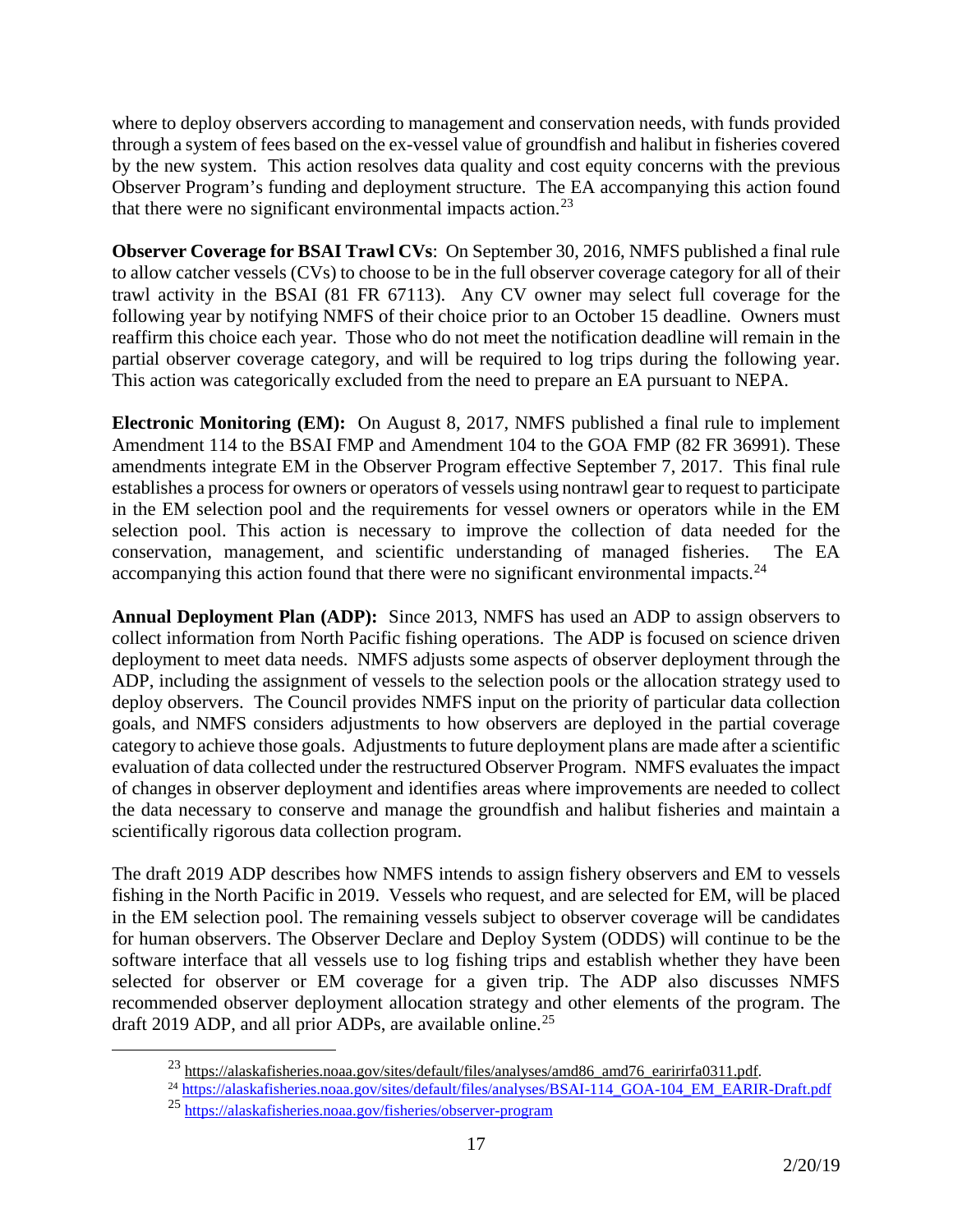where to deploy observers according to management and conservation needs, with funds provided through a system of fees based on the ex-vessel value of groundfish and halibut in fisheries covered by the new system. This action resolves data quality and cost equity concerns with the previous Observer Program's funding and deployment structure. The EA accompanying this action found that there were no significant environmental impacts action.[23]

**Observer Coverage for BSAI Trawl CVs**: On September 30, 2016, NMFS published a final rule to allow catcher vessels (CVs) to choose to be in the full observer coverage category for all of their trawl activity in the BSAI (81 FR 67113). Any CV owner may select full coverage for the following year by notifying NMFS of their choice prior to an October 15 deadline. Owners must reaffirm this choice each year. Those who do not meet the notification deadline will remain in the partial observer coverage category, and will be required to log trips during the following year. This action was categorically excluded from the need to prepare an EA pursuant to NEPA.

**Electronic Monitoring (EM):** On August 8, 2017, NMFS published a final rule to implement Amendment 114 to the BSAI FMP and Amendment 104 to the GOA FMP (82 FR 36991). These amendments integrate EM in the Observer Program effective September 7, 2017. This final rule establishes a process for owners or operators of vessels using nontrawl gear to request to participate in the EM selection pool and the requirements for vessel owners or operators while in the EM selection pool. This action is necessary to improve the collection of data needed for the conservation, management, and scientific understanding of managed fisheries. The EA accompanying this action found that there were no significant environmental impacts.[24]

**Annual Deployment Plan (ADP):** Since 2013, NMFS has used an ADP to assign observers to collect information from North Pacific fishing operations. The ADP is focused on science driven deployment to meet data needs. NMFS adjusts some aspects of observer deployment through the ADP, including the assignment of vessels to the selection pools or the allocation strategy used to deploy observers. The Council provides NMFS input on the priority of particular data collection goals, and NMFS considers adjustments to how observers are deployed in the partial coverage category to achieve those goals. Adjustments to future deployment plans are made after a scientific evaluation of data collected under the restructured Observer Program. NMFS evaluates the impact of changes in observer deployment and identifies areas where improvements are needed to collect the data necessary to conserve and manage the groundfish and halibut fisheries and maintain a scientifically rigorous data collection program.

The draft 2019 ADP describes how NMFS intends to assign fishery observers and EM to vessels fishing in the North Pacific in 2019. Vessels who request, and are selected for EM, will be placed in the EM selection pool. The remaining vessels subject to observer coverage will be candidates for human observers. The Observer Declare and Deploy System (ODDS) will continue to be the software interface that all vessels use to log fishing trips and establish whether they have been selected for observer or EM coverage for a given trip. The ADP also discusses NMFS recommended observer deployment allocation strategy and other elements of the program. The draft 2019 ADP, and all prior ADPs, are available online.[25]

---

[23] https://alaskafisheries.noaa.gov/sites/default/files/analyses/amd86_amd76_earirirfa0311.pdf.

[24] https://alaskafisheries.noaa.gov/sites/default/files/analyses/BSAI-114_GOA-104_EM_EARIR-Draft.pdf

[25] https://alaskafisheries.noaa.gov/fisheries/observer-program

2/20/19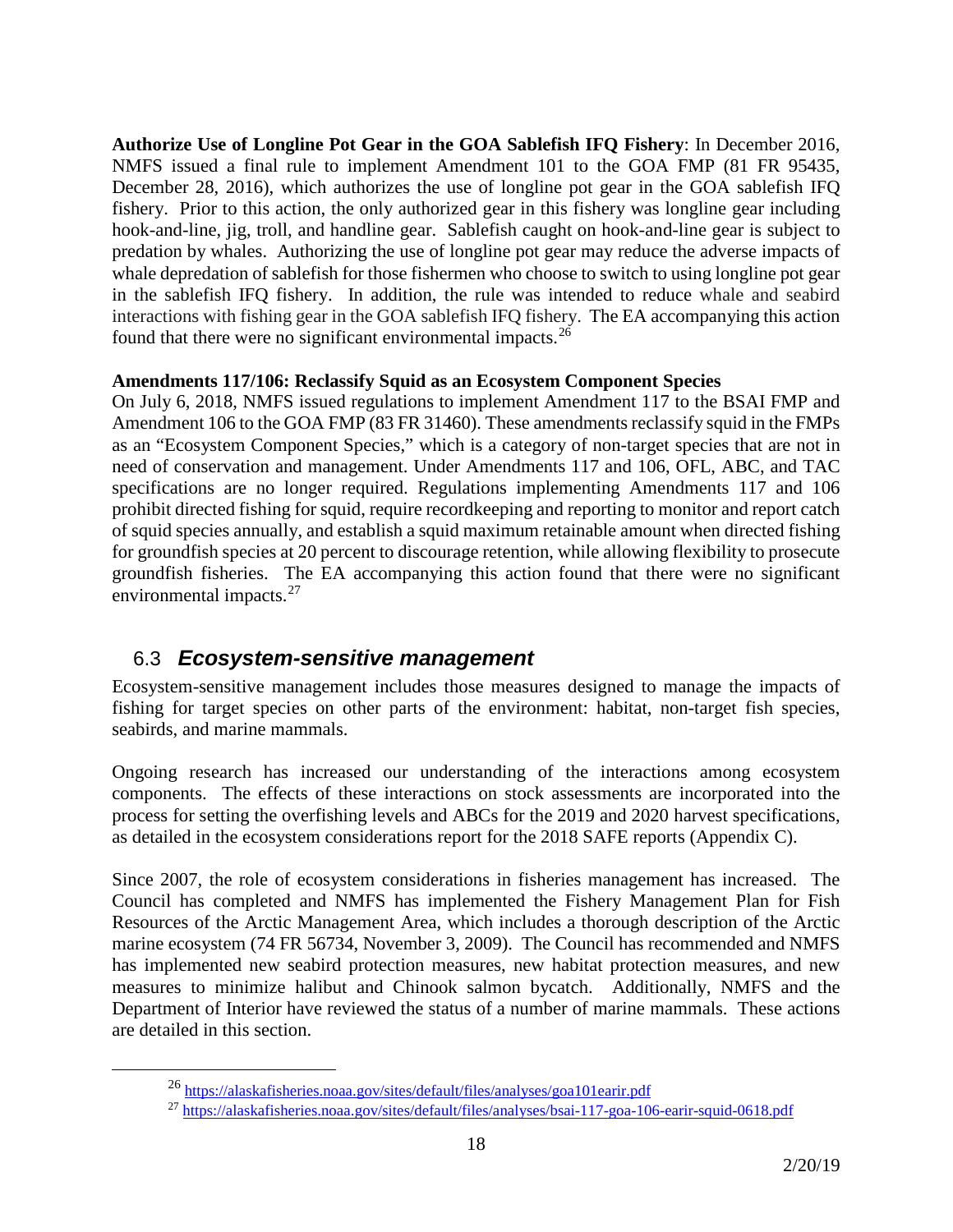**Authorize Use of Longline Pot Gear in the GOA Sablefish IFQ Fishery**: In December 2016, NMFS issued a final rule to implement Amendment 101 to the GOA FMP (81 FR 95435, December 28, 2016), which authorizes the use of longline pot gear in the GOA sablefish IFQ fishery. Prior to this action, the only authorized gear in this fishery was longline gear including hook-and-line, jig, troll, and handline gear. Sablefish caught on hook-and-line gear is subject to predation by whales. Authorizing the use of longline pot gear may reduce the adverse impacts of whale depredation of sablefish for those fishermen who choose to switch to using longline pot gear in the sablefish IFQ fishery. In addition, the rule was intended to reduce whale and seabird interactions with fishing gear in the GOA sablefish IFQ fishery. The EA accompanying this action found that there were no significant environmental impacts.[26]

**Amendments 117/106: Reclassify Squid as an Ecosystem Component Species**

On July 6, 2018, NMFS issued regulations to implement Amendment 117 to the BSAI FMP and Amendment 106 to the GOA FMP (83 FR 31460). These amendments reclassify squid in the FMPs as an "Ecosystem Component Species," which is a category of non-target species that are not in need of conservation and management. Under Amendments 117 and 106, OFL, ABC, and TAC specifications are no longer required. Regulations implementing Amendments 117 and 106 prohibit directed fishing for squid, require recordkeeping and reporting to monitor and report catch of squid species annually, and establish a squid maximum retainable amount when directed fishing for groundfish species at 20 percent to discourage retention, while allowing flexibility to prosecute groundfish fisheries. The EA accompanying this action found that there were no significant environmental impacts.[27]

## 6.3 *Ecosystem-sensitive management*

Ecosystem-sensitive management includes those measures designed to manage the impacts of fishing for target species on other parts of the environment: habitat, non-target fish species, seabirds, and marine mammals.

Ongoing research has increased our understanding of the interactions among ecosystem components. The effects of these interactions on stock assessments are incorporated into the process for setting the overfishing levels and ABCs for the 2019 and 2020 harvest specifications, as detailed in the ecosystem considerations report for the 2018 SAFE reports (Appendix C).

Since 2007, the role of ecosystem considerations in fisheries management has increased. The Council has completed and NMFS has implemented the Fishery Management Plan for Fish Resources of the Arctic Management Area, which includes a thorough description of the Arctic marine ecosystem (74 FR 56734, November 3, 2009). The Council has recommended and NMFS has implemented new seabird protection measures, new habitat protection measures, and new measures to minimize halibut and Chinook salmon bycatch. Additionally, NMFS and the Department of Interior have reviewed the status of a number of marine mammals. These actions are detailed in this section.

[26] https://alaskafisheries.noaa.gov/sites/default/files/analyses/goa101earir.pdf

[27] https://alaskafisheries.noaa.gov/sites/default/files/analyses/bsai-117-goa-106-earir-squid-0618.pdf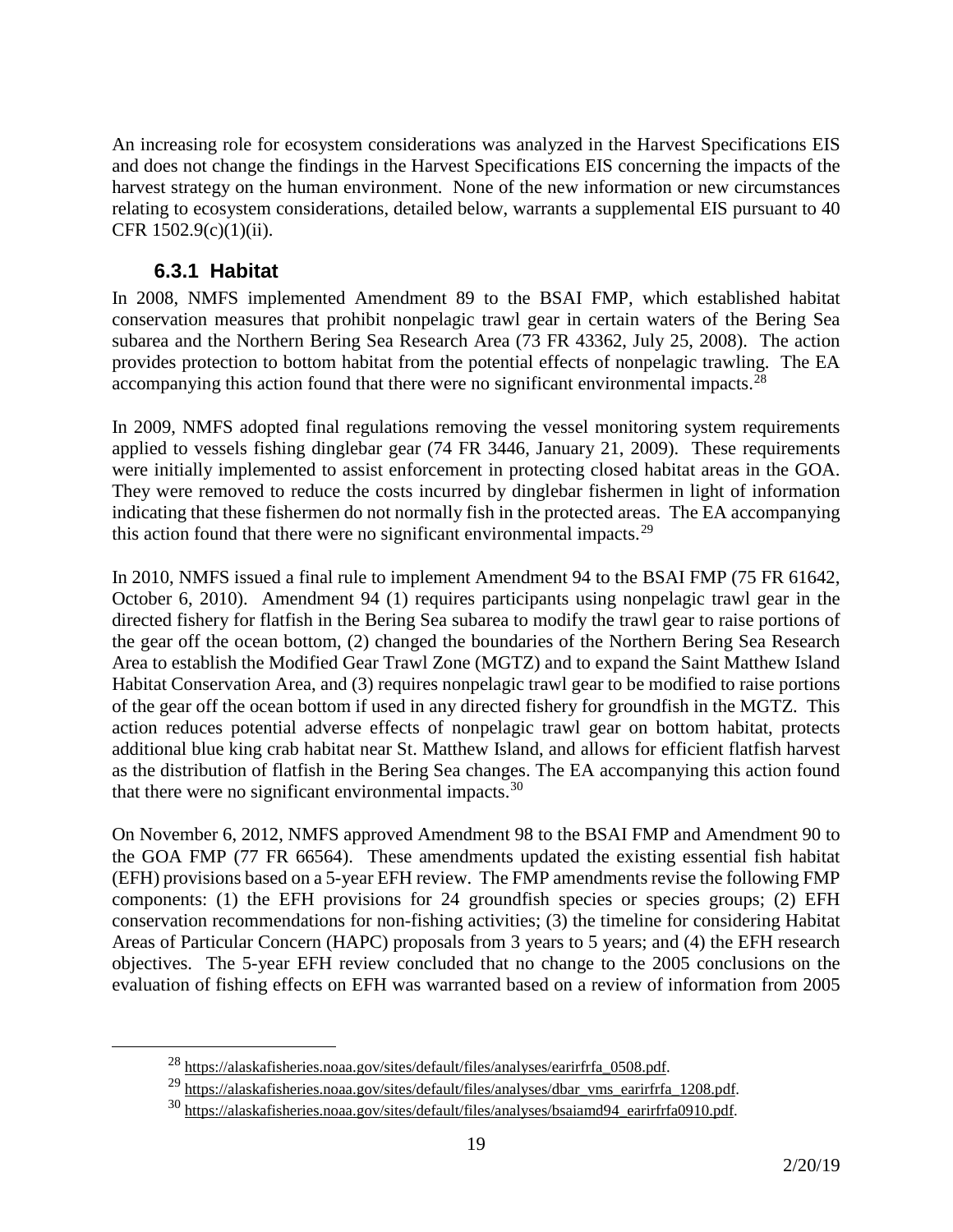An increasing role for ecosystem considerations was analyzed in the Harvest Specifications EIS and does not change the findings in the Harvest Specifications EIS concerning the impacts of the harvest strategy on the human environment. None of the new information or new circumstances relating to ecosystem considerations, detailed below, warrants a supplemental EIS pursuant to 40 CFR 1502.9(c)(1)(ii).

### 6.3.1 Habitat

In 2008, NMFS implemented Amendment 89 to the BSAI FMP, which established habitat conservation measures that prohibit nonpelagic trawl gear in certain waters of the Bering Sea subarea and the Northern Bering Sea Research Area (73 FR 43362, July 25, 2008). The action provides protection to bottom habitat from the potential effects of nonpelagic trawling. The EA accompanying this action found that there were no significant environmental impacts.[28]

In 2009, NMFS adopted final regulations removing the vessel monitoring system requirements applied to vessels fishing dinglebar gear (74 FR 3446, January 21, 2009). These requirements were initially implemented to assist enforcement in protecting closed habitat areas in the GOA. They were removed to reduce the costs incurred by dinglebar fishermen in light of information indicating that these fishermen do not normally fish in the protected areas. The EA accompanying this action found that there were no significant environmental impacts.[29]

In 2010, NMFS issued a final rule to implement Amendment 94 to the BSAI FMP (75 FR 61642, October 6, 2010). Amendment 94 (1) requires participants using nonpelagic trawl gear in the directed fishery for flatfish in the Bering Sea subarea to modify the trawl gear to raise portions of the gear off the ocean bottom, (2) changed the boundaries of the Northern Bering Sea Research Area to establish the Modified Gear Trawl Zone (MGTZ) and to expand the Saint Matthew Island Habitat Conservation Area, and (3) requires nonpelagic trawl gear to be modified to raise portions of the gear off the ocean bottom if used in any directed fishery for groundfish in the MGTZ. This action reduces potential adverse effects of nonpelagic trawl gear on bottom habitat, protects additional blue king crab habitat near St. Matthew Island, and allows for efficient flatfish harvest as the distribution of flatfish in the Bering Sea changes. The EA accompanying this action found that there were no significant environmental impacts.[30]

On November 6, 2012, NMFS approved Amendment 98 to the BSAI FMP and Amendment 90 to the GOA FMP (77 FR 66564). These amendments updated the existing essential fish habitat (EFH) provisions based on a 5-year EFH review. The FMP amendments revise the following FMP components: (1) the EFH provisions for 24 groundfish species or species groups; (2) EFH conservation recommendations for non-fishing activities; (3) the timeline for considering Habitat Areas of Particular Concern (HAPC) proposals from 3 years to 5 years; and (4) the EFH research objectives. The 5-year EFH review concluded that no change to the 2005 conclusions on the evaluation of fishing effects on EFH was warranted based on a review of information from 2005

---

[28] https://alaskafisheries.noaa.gov/sites/default/files/analyses/earirfrfa_0508.pdf.

[29] https://alaskafisheries.noaa.gov/sites/default/files/analyses/dbar_vms_earirfrfa_1208.pdf.

[30] https://alaskafisheries.noaa.gov/sites/default/files/analyses/bsaiamd94_earirfrfa0910.pdf.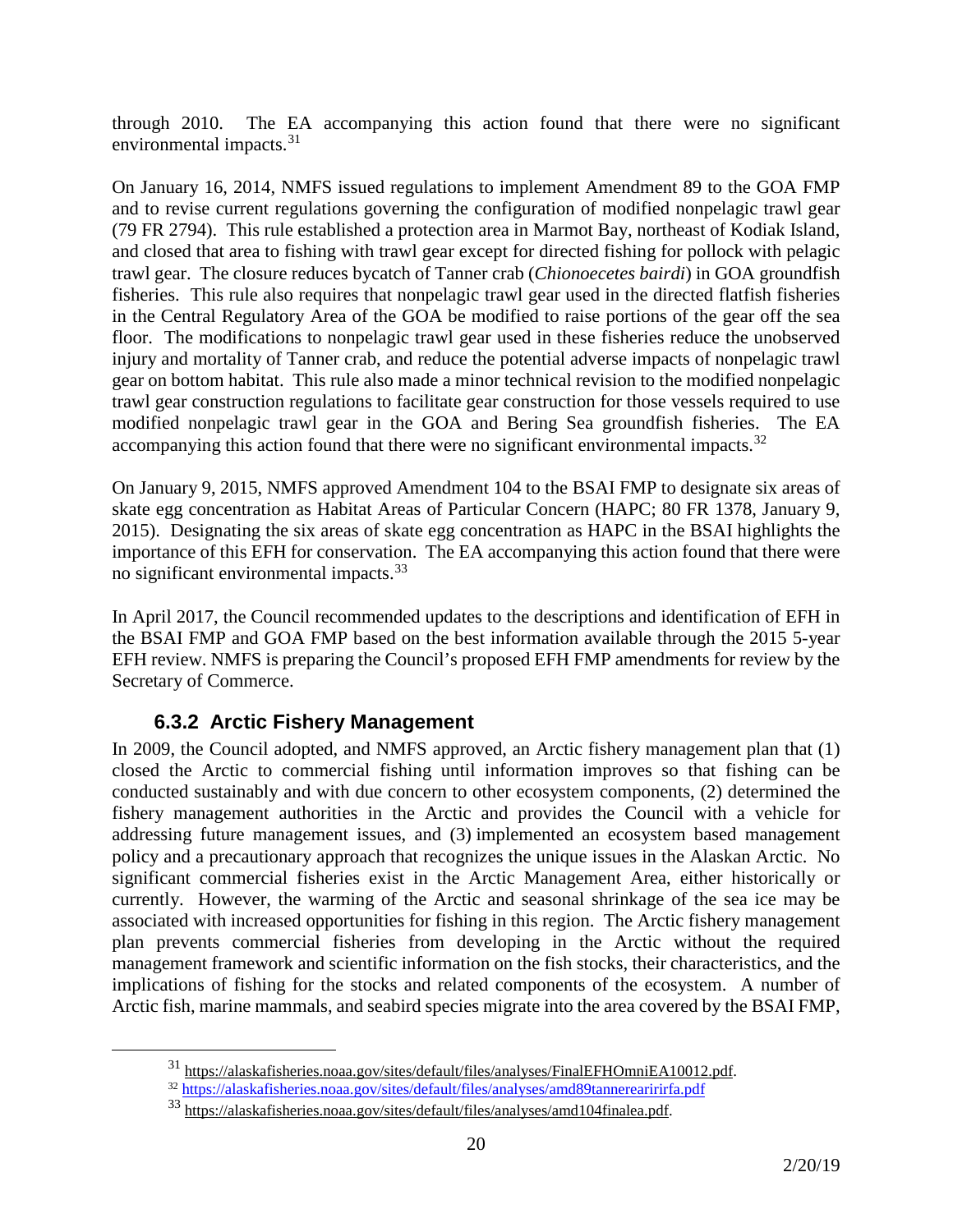through 2010. The EA accompanying this action found that there were no significant environmental impacts.[31]

On January 16, 2014, NMFS issued regulations to implement Amendment 89 to the GOA FMP and to revise current regulations governing the configuration of modified nonpelagic trawl gear (79 FR 2794). This rule established a protection area in Marmot Bay, northeast of Kodiak Island, and closed that area to fishing with trawl gear except for directed fishing for pollock with pelagic trawl gear. The closure reduces bycatch of Tanner crab (*Chionoecetes bairdi*) in GOA groundfish fisheries. This rule also requires that nonpelagic trawl gear used in the directed flatfish fisheries in the Central Regulatory Area of the GOA be modified to raise portions of the gear off the sea floor. The modifications to nonpelagic trawl gear used in these fisheries reduce the unobserved injury and mortality of Tanner crab, and reduce the potential adverse impacts of nonpelagic trawl gear on bottom habitat. This rule also made a minor technical revision to the modified nonpelagic trawl gear construction regulations to facilitate gear construction for those vessels required to use modified nonpelagic trawl gear in the GOA and Bering Sea groundfish fisheries. The EA accompanying this action found that there were no significant environmental impacts.[32]

On January 9, 2015, NMFS approved Amendment 104 to the BSAI FMP to designate six areas of skate egg concentration as Habitat Areas of Particular Concern (HAPC; 80 FR 1378, January 9, 2015). Designating the six areas of skate egg concentration as HAPC in the BSAI highlights the importance of this EFH for conservation. The EA accompanying this action found that there were no significant environmental impacts.[33]

In April 2017, the Council recommended updates to the descriptions and identification of EFH in the BSAI FMP and GOA FMP based on the best information available through the 2015 5-year EFH review. NMFS is preparing the Council's proposed EFH FMP amendments for review by the Secretary of Commerce.

### 6.3.2 Arctic Fishery Management

In 2009, the Council adopted, and NMFS approved, an Arctic fishery management plan that (1) closed the Arctic to commercial fishing until information improves so that fishing can be conducted sustainably and with due concern to other ecosystem components, (2) determined the fishery management authorities in the Arctic and provides the Council with a vehicle for addressing future management issues, and (3) implemented an ecosystem based management policy and a precautionary approach that recognizes the unique issues in the Alaskan Arctic. No significant commercial fisheries exist in the Arctic Management Area, either historically or currently. However, the warming of the Arctic and seasonal shrinkage of the sea ice may be associated with increased opportunities for fishing in this region. The Arctic fishery management plan prevents commercial fisheries from developing in the Arctic without the required management framework and scientific information on the fish stocks, their characteristics, and the implications of fishing for the stocks and related components of the ecosystem. A number of Arctic fish, marine mammals, and seabird species migrate into the area covered by the BSAI FMP,

---

[31] https://alaskafisheries.noaa.gov/sites/default/files/analyses/FinalEFHOmniEA10012.pdf.

[32] https://alaskafisheries.noaa.gov/sites/default/files/analyses/amd89tannerearirirfa.pdf

[33] https://alaskafisheries.noaa.gov/sites/default/files/analyses/amd104finalea.pdf.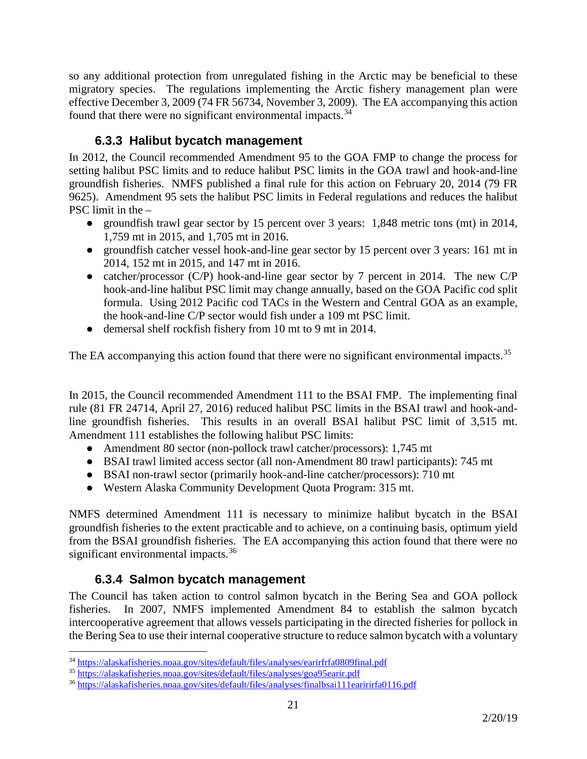so any additional protection from unregulated fishing in the Arctic may be beneficial to these migratory species. The regulations implementing the Arctic fishery management plan were effective December 3, 2009 (74 FR 56734, November 3, 2009). The EA accompanying this action found that there were no significant environmental impacts.[34]

### 6.3.3 Halibut bycatch management

In 2012, the Council recommended Amendment 95 to the GOA FMP to change the process for setting halibut PSC limits and to reduce halibut PSC limits in the GOA trawl and hook-and-line groundfish fisheries. NMFS published a final rule for this action on February 20, 2014 (79 FR 9625). Amendment 95 sets the halibut PSC limits in Federal regulations and reduces the halibut PSC limit in the –

- groundfish trawl gear sector by 15 percent over 3 years: 1,848 metric tons (mt) in 2014, 1,759 mt in 2015, and 1,705 mt in 2016.
- groundfish catcher vessel hook-and-line gear sector by 15 percent over 3 years: 161 mt in 2014, 152 mt in 2015, and 147 mt in 2016.
- catcher/processor (C/P) hook-and-line gear sector by 7 percent in 2014. The new C/P hook-and-line halibut PSC limit may change annually, based on the GOA Pacific cod split formula. Using 2012 Pacific cod TACs in the Western and Central GOA as an example, the hook-and-line C/P sector would fish under a 109 mt PSC limit.
- demersal shelf rockfish fishery from 10 mt to 9 mt in 2014.

The EA accompanying this action found that there were no significant environmental impacts.[35]

In 2015, the Council recommended Amendment 111 to the BSAI FMP. The implementing final rule (81 FR 24714, April 27, 2016) reduced halibut PSC limits in the BSAI trawl and hook-and-line groundfish fisheries. This results in an overall BSAI halibut PSC limit of 3,515 mt. Amendment 111 establishes the following halibut PSC limits:

- Amendment 80 sector (non-pollock trawl catcher/processors): 1,745 mt
- BSAI trawl limited access sector (all non-Amendment 80 trawl participants): 745 mt
- BSAI non-trawl sector (primarily hook-and-line catcher/processors): 710 mt
- Western Alaska Community Development Quota Program: 315 mt.

NMFS determined Amendment 111 is necessary to minimize halibut bycatch in the BSAI groundfish fisheries to the extent practicable and to achieve, on a continuing basis, optimum yield from the BSAI groundfish fisheries. The EA accompanying this action found that there were no significant environmental impacts.[36]

### 6.3.4 Salmon bycatch management

The Council has taken action to control salmon bycatch in the Bering Sea and GOA pollock fisheries. In 2007, NMFS implemented Amendment 84 to establish the salmon bycatch intercooperative agreement that allows vessels participating in the directed fisheries for pollock in the Bering Sea to use their internal cooperative structure to reduce salmon bycatch with a voluntary

---

[34] https://alaskafisheries.noaa.gov/sites/default/files/analyses/earirfrfa0809final.pdf

[35] https://alaskafisheries.noaa.gov/sites/default/files/analyses/goa95earir.pdf

[36] https://alaskafisheries.noaa.gov/sites/default/files/analyses/finalbsai111earirirfa0116.pdf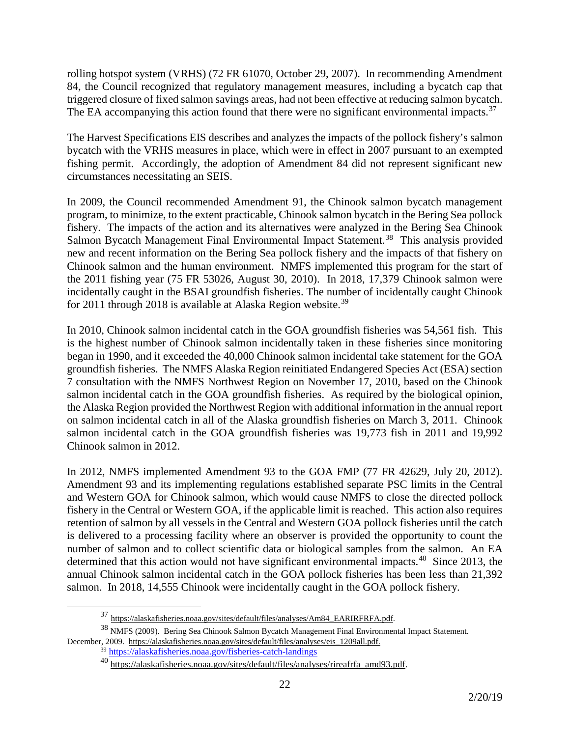rolling hotspot system (VRHS) (72 FR 61070, October 29, 2007). In recommending Amendment 84, the Council recognized that regulatory management measures, including a bycatch cap that triggered closure of fixed salmon savings areas, had not been effective at reducing salmon bycatch. The EA accompanying this action found that there were no significant environmental impacts.[37]

The Harvest Specifications EIS describes and analyzes the impacts of the pollock fishery's salmon bycatch with the VRHS measures in place, which were in effect in 2007 pursuant to an exempted fishing permit. Accordingly, the adoption of Amendment 84 did not represent significant new circumstances necessitating an SEIS.

In 2009, the Council recommended Amendment 91, the Chinook salmon bycatch management program, to minimize, to the extent practicable, Chinook salmon bycatch in the Bering Sea pollock fishery. The impacts of the action and its alternatives were analyzed in the Bering Sea Chinook Salmon Bycatch Management Final Environmental Impact Statement.[38] This analysis provided new and recent information on the Bering Sea pollock fishery and the impacts of that fishery on Chinook salmon and the human environment. NMFS implemented this program for the start of the 2011 fishing year (75 FR 53026, August 30, 2010). In 2018, 17,379 Chinook salmon were incidentally caught in the BSAI groundfish fisheries. The number of incidentally caught Chinook for 2011 through 2018 is available at Alaska Region website.[39]

In 2010, Chinook salmon incidental catch in the GOA groundfish fisheries was 54,561 fish. This is the highest number of Chinook salmon incidentally taken in these fisheries since monitoring began in 1990, and it exceeded the 40,000 Chinook salmon incidental take statement for the GOA groundfish fisheries. The NMFS Alaska Region reinitiated Endangered Species Act (ESA) section 7 consultation with the NMFS Northwest Region on November 17, 2010, based on the Chinook salmon incidental catch in the GOA groundfish fisheries. As required by the biological opinion, the Alaska Region provided the Northwest Region with additional information in the annual report on salmon incidental catch in all of the Alaska groundfish fisheries on March 3, 2011. Chinook salmon incidental catch in the GOA groundfish fisheries was 19,773 fish in 2011 and 19,992 Chinook salmon in 2012.

In 2012, NMFS implemented Amendment 93 to the GOA FMP (77 FR 42629, July 20, 2012). Amendment 93 and its implementing regulations established separate PSC limits in the Central and Western GOA for Chinook salmon, which would cause NMFS to close the directed pollock fishery in the Central or Western GOA, if the applicable limit is reached. This action also requires retention of salmon by all vessels in the Central and Western GOA pollock fisheries until the catch is delivered to a processing facility where an observer is provided the opportunity to count the number of salmon and to collect scientific data or biological samples from the salmon. An EA determined that this action would not have significant environmental impacts.[40] Since 2013, the annual Chinook salmon incidental catch in the GOA pollock fisheries has been less than 21,392 salmon. In 2018, 14,555 Chinook were incidentally caught in the GOA pollock fishery.

---

[37] https://alaskafisheries.noaa.gov/sites/default/files/analyses/Am84_EARIRFRFA.pdf.

[38] NMFS (2009). Bering Sea Chinook Salmon Bycatch Management Final Environmental Impact Statement. December, 2009. https://alaskafisheries.noaa.gov/sites/default/files/analyses/eis_1209all.pdf.

[39] https://alaskafisheries.noaa.gov/fisheries-catch-landings

[40] https://alaskafisheries.noaa.gov/sites/default/files/analyses/rireafrfa_amd93.pdf.

2/20/19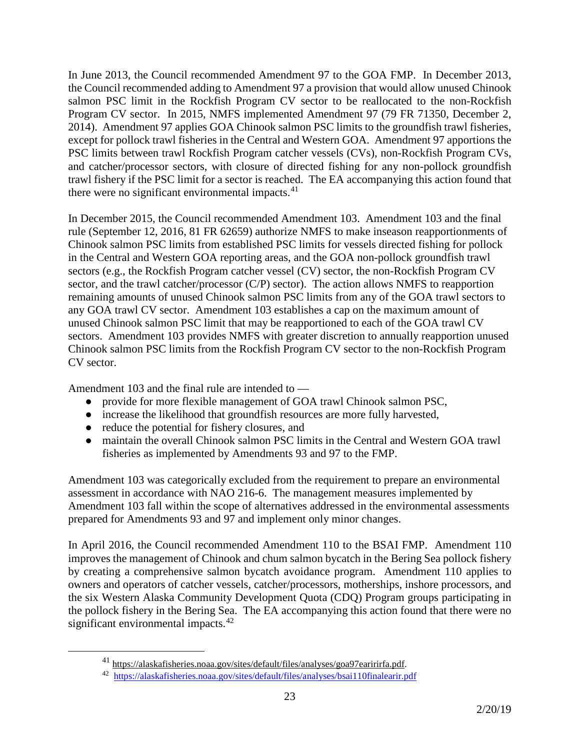In June 2013, the Council recommended Amendment 97 to the GOA FMP. In December 2013, the Council recommended adding to Amendment 97 a provision that would allow unused Chinook salmon PSC limit in the Rockfish Program CV sector to be reallocated to the non-Rockfish Program CV sector. In 2015, NMFS implemented Amendment 97 (79 FR 71350, December 2, 2014). Amendment 97 applies GOA Chinook salmon PSC limits to the groundfish trawl fisheries, except for pollock trawl fisheries in the Central and Western GOA. Amendment 97 apportions the PSC limits between trawl Rockfish Program catcher vessels (CVs), non-Rockfish Program CVs, and catcher/processor sectors, with closure of directed fishing for any non-pollock groundfish trawl fishery if the PSC limit for a sector is reached. The EA accompanying this action found that there were no significant environmental impacts.[41]

In December 2015, the Council recommended Amendment 103. Amendment 103 and the final rule (September 12, 2016, 81 FR 62659) authorize NMFS to make inseason reapportionments of Chinook salmon PSC limits from established PSC limits for vessels directed fishing for pollock in the Central and Western GOA reporting areas, and the GOA non-pollock groundfish trawl sectors (e.g., the Rockfish Program catcher vessel (CV) sector, the non-Rockfish Program CV sector, and the trawl catcher/processor (C/P) sector). The action allows NMFS to reapportion remaining amounts of unused Chinook salmon PSC limits from any of the GOA trawl sectors to any GOA trawl CV sector. Amendment 103 establishes a cap on the maximum amount of unused Chinook salmon PSC limit that may be reapportioned to each of the GOA trawl CV sectors. Amendment 103 provides NMFS with greater discretion to annually reapportion unused Chinook salmon PSC limits from the Rockfish Program CV sector to the non-Rockfish Program CV sector.

Amendment 103 and the final rule are intended to —

- provide for more flexible management of GOA trawl Chinook salmon PSC,
- increase the likelihood that groundfish resources are more fully harvested,
- reduce the potential for fishery closures, and
- maintain the overall Chinook salmon PSC limits in the Central and Western GOA trawl fisheries as implemented by Amendments 93 and 97 to the FMP.

Amendment 103 was categorically excluded from the requirement to prepare an environmental assessment in accordance with NAO 216-6. The management measures implemented by Amendment 103 fall within the scope of alternatives addressed in the environmental assessments prepared for Amendments 93 and 97 and implement only minor changes.

In April 2016, the Council recommended Amendment 110 to the BSAI FMP. Amendment 110 improves the management of Chinook and chum salmon bycatch in the Bering Sea pollock fishery by creating a comprehensive salmon bycatch avoidance program. Amendment 110 applies to owners and operators of catcher vessels, catcher/processors, motherships, inshore processors, and the six Western Alaska Community Development Quota (CDQ) Program groups participating in the pollock fishery in the Bering Sea. The EA accompanying this action found that there were no significant environmental impacts.[42]

[41] https://alaskafisheries.noaa.gov/sites/default/files/analyses/goa97earirirfa.pdf.

[42] https://alaskafisheries.noaa.gov/sites/default/files/analyses/bsai110finalearir.pdf

2/20/19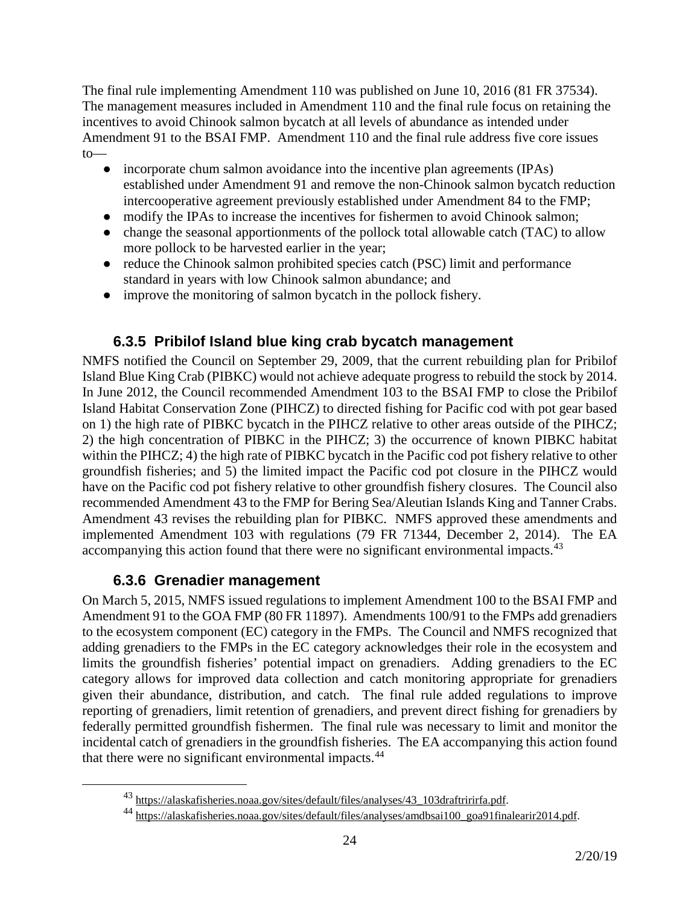The final rule implementing Amendment 110 was published on June 10, 2016 (81 FR 37534). The management measures included in Amendment 110 and the final rule focus on retaining the incentives to avoid Chinook salmon bycatch at all levels of abundance as intended under Amendment 91 to the BSAI FMP. Amendment 110 and the final rule address five core issues to—

- incorporate chum salmon avoidance into the incentive plan agreements (IPAs) established under Amendment 91 and remove the non-Chinook salmon bycatch reduction intercooperative agreement previously established under Amendment 84 to the FMP;
- modify the IPAs to increase the incentives for fishermen to avoid Chinook salmon;
- change the seasonal apportionments of the pollock total allowable catch (TAC) to allow more pollock to be harvested earlier in the year;
- reduce the Chinook salmon prohibited species catch (PSC) limit and performance standard in years with low Chinook salmon abundance; and
- improve the monitoring of salmon bycatch in the pollock fishery.

### 6.3.5 Pribilof Island blue king crab bycatch management

NMFS notified the Council on September 29, 2009, that the current rebuilding plan for Pribilof Island Blue King Crab (PIBKC) would not achieve adequate progress to rebuild the stock by 2014. In June 2012, the Council recommended Amendment 103 to the BSAI FMP to close the Pribilof Island Habitat Conservation Zone (PIHCZ) to directed fishing for Pacific cod with pot gear based on 1) the high rate of PIBKC bycatch in the PIHCZ relative to other areas outside of the PIHCZ; 2) the high concentration of PIBKC in the PIHCZ; 3) the occurrence of known PIBKC habitat within the PIHCZ; 4) the high rate of PIBKC bycatch in the Pacific cod pot fishery relative to other groundfish fisheries; and 5) the limited impact the Pacific cod pot closure in the PIHCZ would have on the Pacific cod pot fishery relative to other groundfish fishery closures. The Council also recommended Amendment 43 to the FMP for Bering Sea/Aleutian Islands King and Tanner Crabs. Amendment 43 revises the rebuilding plan for PIBKC. NMFS approved these amendments and implemented Amendment 103 with regulations (79 FR 71344, December 2, 2014). The EA accompanying this action found that there were no significant environmental impacts.[43]

### 6.3.6 Grenadier management

On March 5, 2015, NMFS issued regulations to implement Amendment 100 to the BSAI FMP and Amendment 91 to the GOA FMP (80 FR 11897). Amendments 100/91 to the FMPs add grenadiers to the ecosystem component (EC) category in the FMPs. The Council and NMFS recognized that adding grenadiers to the FMPs in the EC category acknowledges their role in the ecosystem and limits the groundfish fisheries' potential impact on grenadiers. Adding grenadiers to the EC category allows for improved data collection and catch monitoring appropriate for grenadiers given their abundance, distribution, and catch. The final rule added regulations to improve reporting of grenadiers, limit retention of grenadiers, and prevent direct fishing for grenadiers by federally permitted groundfish fishermen. The final rule was necessary to limit and monitor the incidental catch of grenadiers in the groundfish fisheries. The EA accompanying this action found that there were no significant environmental impacts.[44]

---

[43] https://alaskafisheries.noaa.gov/sites/default/files/analyses/43_103draftririrfa.pdf.

[44] https://alaskafisheries.noaa.gov/sites/default/files/analyses/amdbsai100_goa91finalearir2014.pdf.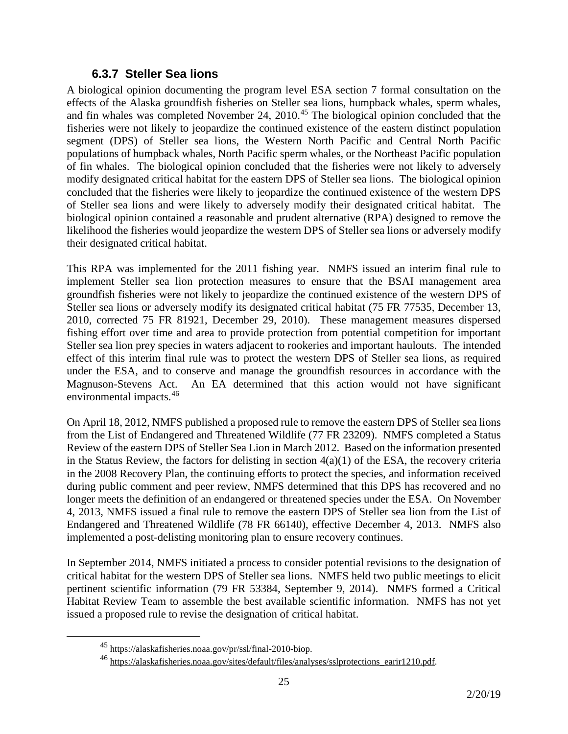### 6.3.7 Steller Sea lions

A biological opinion documenting the program level ESA section 7 formal consultation on the effects of the Alaska groundfish fisheries on Steller sea lions, humpback whales, sperm whales, and fin whales was completed November 24, 2010.[45] The biological opinion concluded that the fisheries were not likely to jeopardize the continued existence of the eastern distinct population segment (DPS) of Steller sea lions, the Western North Pacific and Central North Pacific populations of humpback whales, North Pacific sperm whales, or the Northeast Pacific population of fin whales. The biological opinion concluded that the fisheries were not likely to adversely modify designated critical habitat for the eastern DPS of Steller sea lions. The biological opinion concluded that the fisheries were likely to jeopardize the continued existence of the western DPS of Steller sea lions and were likely to adversely modify their designated critical habitat. The biological opinion contained a reasonable and prudent alternative (RPA) designed to remove the likelihood the fisheries would jeopardize the western DPS of Steller sea lions or adversely modify their designated critical habitat.

This RPA was implemented for the 2011 fishing year. NMFS issued an interim final rule to implement Steller sea lion protection measures to ensure that the BSAI management area groundfish fisheries were not likely to jeopardize the continued existence of the western DPS of Steller sea lions or adversely modify its designated critical habitat (75 FR 77535, December 13, 2010, corrected 75 FR 81921, December 29, 2010). These management measures dispersed fishing effort over time and area to provide protection from potential competition for important Steller sea lion prey species in waters adjacent to rookeries and important haulouts. The intended effect of this interim final rule was to protect the western DPS of Steller sea lions, as required under the ESA, and to conserve and manage the groundfish resources in accordance with the Magnuson-Stevens Act. An EA determined that this action would not have significant environmental impacts.[46]

On April 18, 2012, NMFS published a proposed rule to remove the eastern DPS of Steller sea lions from the List of Endangered and Threatened Wildlife (77 FR 23209). NMFS completed a Status Review of the eastern DPS of Steller Sea Lion in March 2012. Based on the information presented in the Status Review, the factors for delisting in section 4(a)(1) of the ESA, the recovery criteria in the 2008 Recovery Plan, the continuing efforts to protect the species, and information received during public comment and peer review, NMFS determined that this DPS has recovered and no longer meets the definition of an endangered or threatened species under the ESA. On November 4, 2013, NMFS issued a final rule to remove the eastern DPS of Steller sea lion from the List of Endangered and Threatened Wildlife (78 FR 66140), effective December 4, 2013. NMFS also implemented a post-delisting monitoring plan to ensure recovery continues.

In September 2014, NMFS initiated a process to consider potential revisions to the designation of critical habitat for the western DPS of Steller sea lions. NMFS held two public meetings to elicit pertinent scientific information (79 FR 53384, September 9, 2014). NMFS formed a Critical Habitat Review Team to assemble the best available scientific information. NMFS has not yet issued a proposed rule to revise the designation of critical habitat.

[45] https://alaskafisheries.noaa.gov/pr/ssl/final-2010-biop.

[46] https://alaskafisheries.noaa.gov/sites/default/files/analyses/sslprotections_earir1210.pdf.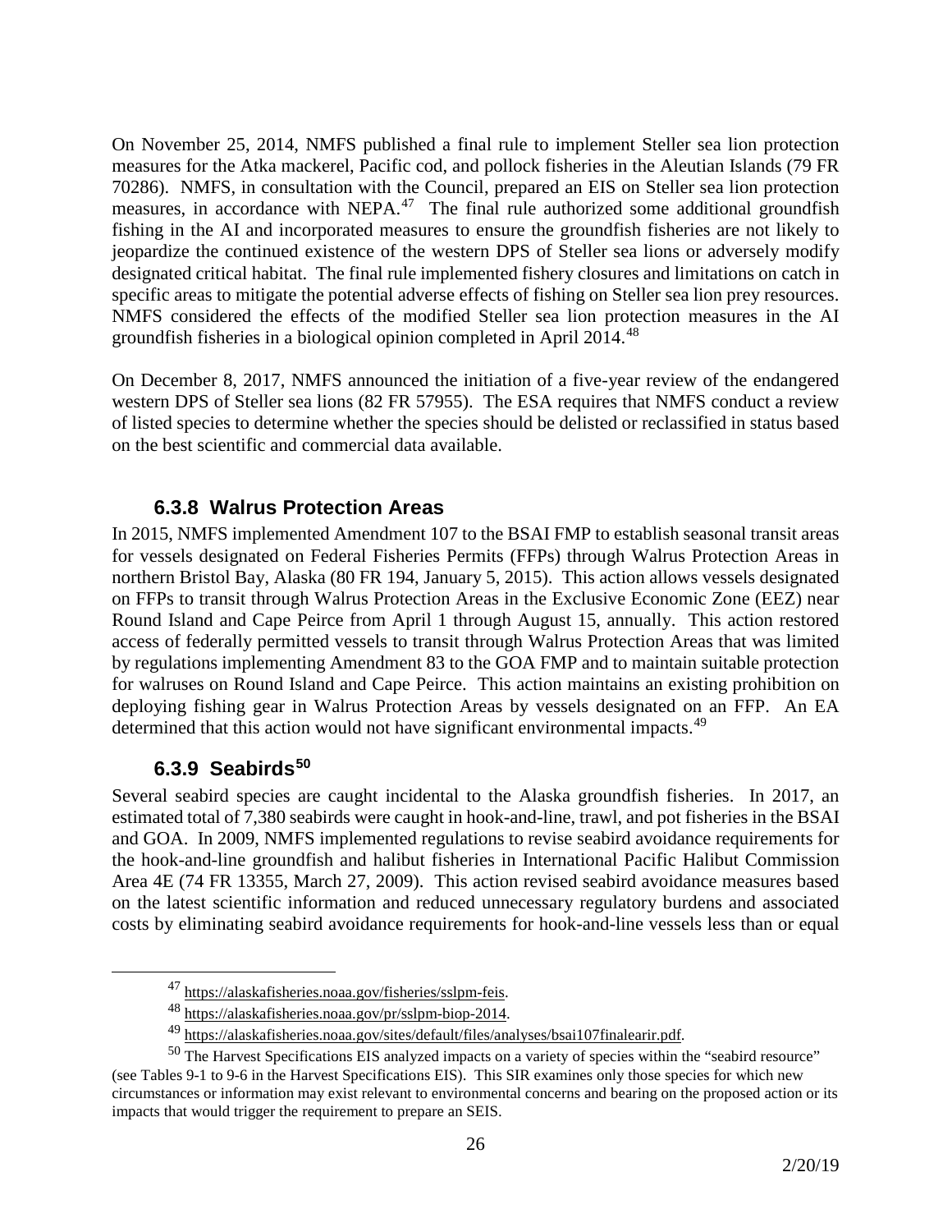On November 25, 2014, NMFS published a final rule to implement Steller sea lion protection measures for the Atka mackerel, Pacific cod, and pollock fisheries in the Aleutian Islands (79 FR 70286). NMFS, in consultation with the Council, prepared an EIS on Steller sea lion protection measures, in accordance with NEPA.[47] The final rule authorized some additional groundfish fishing in the AI and incorporated measures to ensure the groundfish fisheries are not likely to jeopardize the continued existence of the western DPS of Steller sea lions or adversely modify designated critical habitat. The final rule implemented fishery closures and limitations on catch in specific areas to mitigate the potential adverse effects of fishing on Steller sea lion prey resources. NMFS considered the effects of the modified Steller sea lion protection measures in the AI groundfish fisheries in a biological opinion completed in April 2014.[48]

On December 8, 2017, NMFS announced the initiation of a five-year review of the endangered western DPS of Steller sea lions (82 FR 57955). The ESA requires that NMFS conduct a review of listed species to determine whether the species should be delisted or reclassified in status based on the best scientific and commercial data available.

### 6.3.8 Walrus Protection Areas

In 2015, NMFS implemented Amendment 107 to the BSAI FMP to establish seasonal transit areas for vessels designated on Federal Fisheries Permits (FFPs) through Walrus Protection Areas in northern Bristol Bay, Alaska (80 FR 194, January 5, 2015). This action allows vessels designated on FFPs to transit through Walrus Protection Areas in the Exclusive Economic Zone (EEZ) near Round Island and Cape Peirce from April 1 through August 15, annually. This action restored access of federally permitted vessels to transit through Walrus Protection Areas that was limited by regulations implementing Amendment 83 to the GOA FMP and to maintain suitable protection for walruses on Round Island and Cape Peirce. This action maintains an existing prohibition on deploying fishing gear in Walrus Protection Areas by vessels designated on an FFP. An EA determined that this action would not have significant environmental impacts.[49]

### 6.3.9 Seabirds[50]

Several seabird species are caught incidental to the Alaska groundfish fisheries. In 2017, an estimated total of 7,380 seabirds were caught in hook-and-line, trawl, and pot fisheries in the BSAI and GOA. In 2009, NMFS implemented regulations to revise seabird avoidance requirements for the hook-and-line groundfish and halibut fisheries in International Pacific Halibut Commission Area 4E (74 FR 13355, March 27, 2009). This action revised seabird avoidance measures based on the latest scientific information and reduced unnecessary regulatory burdens and associated costs by eliminating seabird avoidance requirements for hook-and-line vessels less than or equal

---

[47] https://alaskafisheries.noaa.gov/fisheries/sslpm-feis.

[48] https://alaskafisheries.noaa.gov/pr/sslpm-biop-2014.

[49] https://alaskafisheries.noaa.gov/sites/default/files/analyses/bsai107finalearir.pdf.

[50] The Harvest Specifications EIS analyzed impacts on a variety of species within the "seabird resource" (see Tables 9-1 to 9-6 in the Harvest Specifications EIS). This SIR examines only those species for which new circumstances or information may exist relevant to environmental concerns and bearing on the proposed action or its impacts that would trigger the requirement to prepare an SEIS.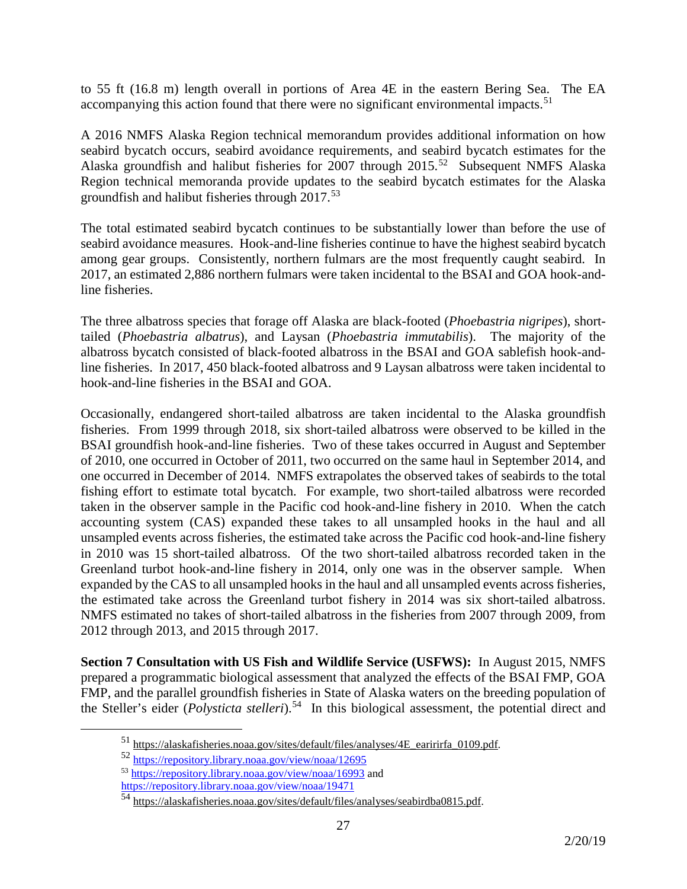to 55 ft (16.8 m) length overall in portions of Area 4E in the eastern Bering Sea. The EA accompanying this action found that there were no significant environmental impacts.[51]

A 2016 NMFS Alaska Region technical memorandum provides additional information on how seabird bycatch occurs, seabird avoidance requirements, and seabird bycatch estimates for the Alaska groundfish and halibut fisheries for 2007 through 2015.[52] Subsequent NMFS Alaska Region technical memoranda provide updates to the seabird bycatch estimates for the Alaska groundfish and halibut fisheries through 2017.[53]

The total estimated seabird bycatch continues to be substantially lower than before the use of seabird avoidance measures. Hook-and-line fisheries continue to have the highest seabird bycatch among gear groups. Consistently, northern fulmars are the most frequently caught seabird. In 2017, an estimated 2,886 northern fulmars were taken incidental to the BSAI and GOA hook-and-line fisheries.

The three albatross species that forage off Alaska are black-footed (*Phoebastria nigripes*), short-tailed (*Phoebastria albatrus*), and Laysan (*Phoebastria immutabilis*). The majority of the albatross bycatch consisted of black-footed albatross in the BSAI and GOA sablefish hook-and-line fisheries. In 2017, 450 black-footed albatross and 9 Laysan albatross were taken incidental to hook-and-line fisheries in the BSAI and GOA.

Occasionally, endangered short-tailed albatross are taken incidental to the Alaska groundfish fisheries. From 1999 through 2018, six short-tailed albatross were observed to be killed in the BSAI groundfish hook-and-line fisheries. Two of these takes occurred in August and September of 2010, one occurred in October of 2011, two occurred on the same haul in September 2014, and one occurred in December of 2014. NMFS extrapolates the observed takes of seabirds to the total fishing effort to estimate total bycatch. For example, two short-tailed albatross were recorded taken in the observer sample in the Pacific cod hook-and-line fishery in 2010. When the catch accounting system (CAS) expanded these takes to all unsampled hooks in the haul and all unsampled events across fisheries, the estimated take across the Pacific cod hook-and-line fishery in 2010 was 15 short-tailed albatross. Of the two short-tailed albatross recorded taken in the Greenland turbot hook-and-line fishery in 2014, only one was in the observer sample. When expanded by the CAS to all unsampled hooks in the haul and all unsampled events across fisheries, the estimated take across the Greenland turbot fishery in 2014 was six short-tailed albatross. NMFS estimated no takes of short-tailed albatross in the fisheries from 2007 through 2009, from 2012 through 2013, and 2015 through 2017.

**Section 7 Consultation with US Fish and Wildlife Service (USFWS):** In August 2015, NMFS prepared a programmatic biological assessment that analyzed the effects of the BSAI FMP, GOA FMP, and the parallel groundfish fisheries in State of Alaska waters on the breeding population of the Steller's eider (*Polysticta stelleri*).[54] In this biological assessment, the potential direct and

---

[51] https://alaskafisheries.noaa.gov/sites/default/files/analyses/4E_earirirfa_0109.pdf.

[52] https://repository.library.noaa.gov/view/noaa/12695

[53] https://repository.library.noaa.gov/view/noaa/16993 and https://repository.library.noaa.gov/view/noaa/19471

[54] https://alaskafisheries.noaa.gov/sites/default/files/analyses/seabirdba0815.pdf.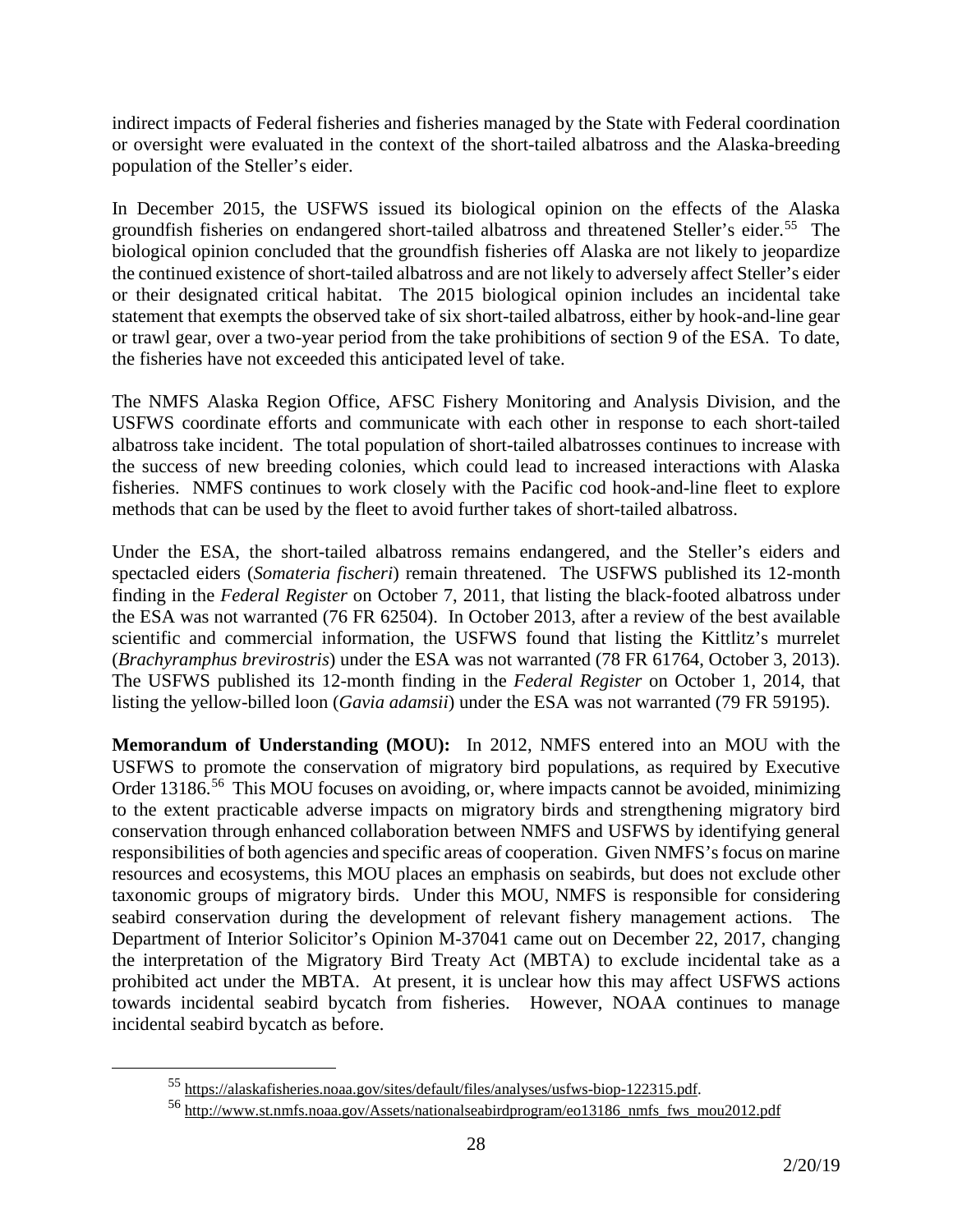indirect impacts of Federal fisheries and fisheries managed by the State with Federal coordination or oversight were evaluated in the context of the short-tailed albatross and the Alaska-breeding population of the Steller's eider.

In December 2015, the USFWS issued its biological opinion on the effects of the Alaska groundfish fisheries on endangered short-tailed albatross and threatened Steller's eider.[55] The biological opinion concluded that the groundfish fisheries off Alaska are not likely to jeopardize the continued existence of short-tailed albatross and are not likely to adversely affect Steller's eider or their designated critical habitat. The 2015 biological opinion includes an incidental take statement that exempts the observed take of six short-tailed albatross, either by hook-and-line gear or trawl gear, over a two-year period from the take prohibitions of section 9 of the ESA. To date, the fisheries have not exceeded this anticipated level of take.

The NMFS Alaska Region Office, AFSC Fishery Monitoring and Analysis Division, and the USFWS coordinate efforts and communicate with each other in response to each short-tailed albatross take incident. The total population of short-tailed albatrosses continues to increase with the success of new breeding colonies, which could lead to increased interactions with Alaska fisheries. NMFS continues to work closely with the Pacific cod hook-and-line fleet to explore methods that can be used by the fleet to avoid further takes of short-tailed albatross.

Under the ESA, the short-tailed albatross remains endangered, and the Steller's eiders and spectacled eiders (*Somateria fischeri*) remain threatened. The USFWS published its 12-month finding in the *Federal Register* on October 7, 2011, that listing the black-footed albatross under the ESA was not warranted (76 FR 62504). In October 2013, after a review of the best available scientific and commercial information, the USFWS found that listing the Kittlitz's murrelet (*Brachyramphus brevirostris*) under the ESA was not warranted (78 FR 61764, October 3, 2013). The USFWS published its 12-month finding in the *Federal Register* on October 1, 2014, that listing the yellow-billed loon (*Gavia adamsii*) under the ESA was not warranted (79 FR 59195).

**Memorandum of Understanding (MOU):** In 2012, NMFS entered into an MOU with the USFWS to promote the conservation of migratory bird populations, as required by Executive Order 13186.[56] This MOU focuses on avoiding, or, where impacts cannot be avoided, minimizing to the extent practicable adverse impacts on migratory birds and strengthening migratory bird conservation through enhanced collaboration between NMFS and USFWS by identifying general responsibilities of both agencies and specific areas of cooperation. Given NMFS's focus on marine resources and ecosystems, this MOU places an emphasis on seabirds, but does not exclude other taxonomic groups of migratory birds. Under this MOU, NMFS is responsible for considering seabird conservation during the development of relevant fishery management actions. The Department of Interior Solicitor's Opinion M-37041 came out on December 22, 2017, changing the interpretation of the Migratory Bird Treaty Act (MBTA) to exclude incidental take as a prohibited act under the MBTA. At present, it is unclear how this may affect USFWS actions towards incidental seabird bycatch from fisheries. However, NOAA continues to manage incidental seabird bycatch as before.

[55] https://alaskafisheries.noaa.gov/sites/default/files/analyses/usfws-biop-122315.pdf.

[56] http://www.st.nmfs.noaa.gov/Assets/nationalseabirdprogram/eo13186_nmfs_fws_mou2012.pdf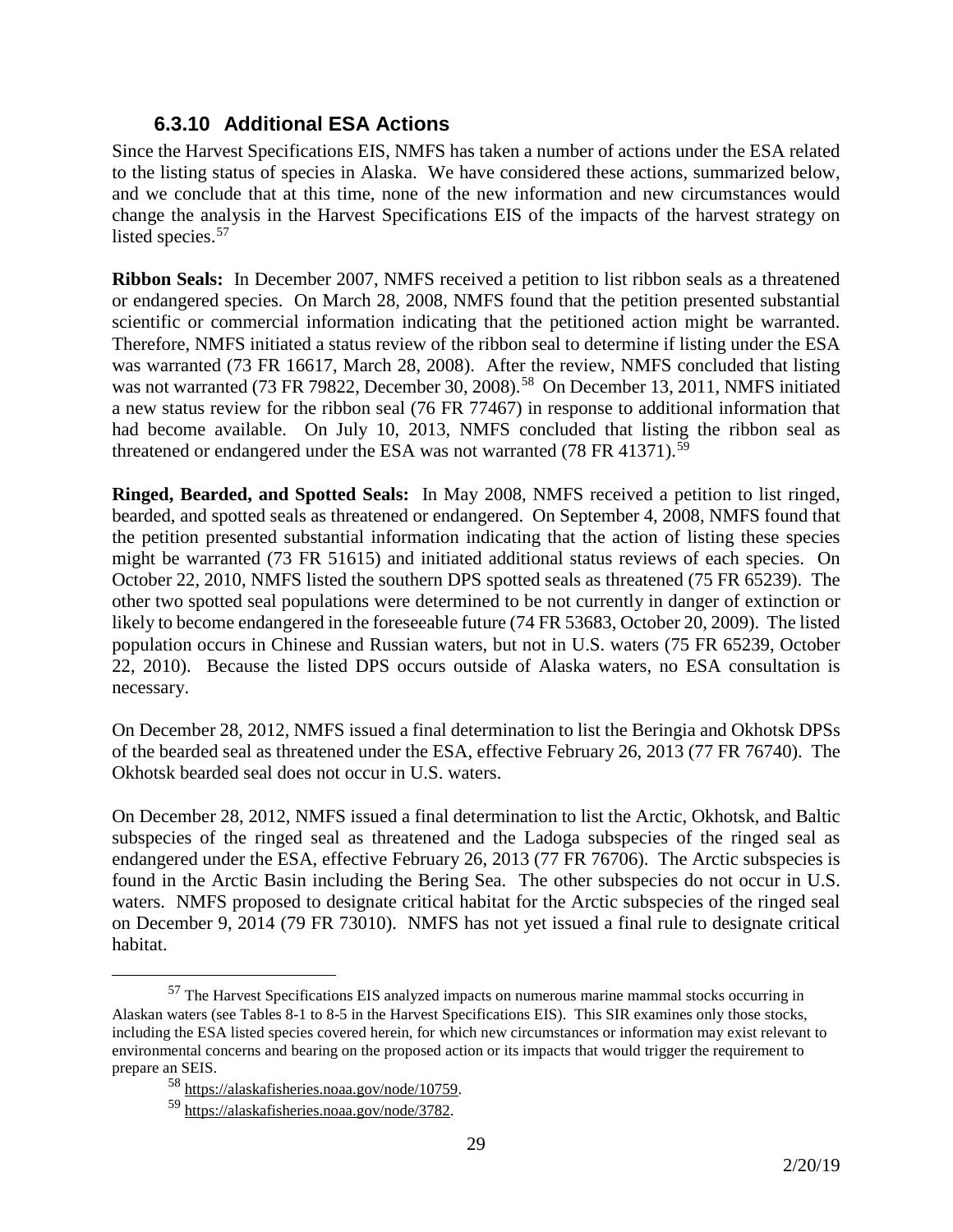### 6.3.10 Additional ESA Actions

Since the Harvest Specifications EIS, NMFS has taken a number of actions under the ESA related to the listing status of species in Alaska. We have considered these actions, summarized below, and we conclude that at this time, none of the new information and new circumstances would change the analysis in the Harvest Specifications EIS of the impacts of the harvest strategy on listed species.[57]

**Ribbon Seals:** In December 2007, NMFS received a petition to list ribbon seals as a threatened or endangered species. On March 28, 2008, NMFS found that the petition presented substantial scientific or commercial information indicating that the petitioned action might be warranted. Therefore, NMFS initiated a status review of the ribbon seal to determine if listing under the ESA was warranted (73 FR 16617, March 28, 2008). After the review, NMFS concluded that listing was not warranted (73 FR 79822, December 30, 2008).[58] On December 13, 2011, NMFS initiated a new status review for the ribbon seal (76 FR 77467) in response to additional information that had become available. On July 10, 2013, NMFS concluded that listing the ribbon seal as threatened or endangered under the ESA was not warranted (78 FR 41371).[59]

**Ringed, Bearded, and Spotted Seals:** In May 2008, NMFS received a petition to list ringed, bearded, and spotted seals as threatened or endangered. On September 4, 2008, NMFS found that the petition presented substantial information indicating that the action of listing these species might be warranted (73 FR 51615) and initiated additional status reviews of each species. On October 22, 2010, NMFS listed the southern DPS spotted seals as threatened (75 FR 65239). The other two spotted seal populations were determined to be not currently in danger of extinction or likely to become endangered in the foreseeable future (74 FR 53683, October 20, 2009). The listed population occurs in Chinese and Russian waters, but not in U.S. waters (75 FR 65239, October 22, 2010). Because the listed DPS occurs outside of Alaska waters, no ESA consultation is necessary.

On December 28, 2012, NMFS issued a final determination to list the Beringia and Okhotsk DPSs of the bearded seal as threatened under the ESA, effective February 26, 2013 (77 FR 76740). The Okhotsk bearded seal does not occur in U.S. waters.

On December 28, 2012, NMFS issued a final determination to list the Arctic, Okhotsk, and Baltic subspecies of the ringed seal as threatened and the Ladoga subspecies of the ringed seal as endangered under the ESA, effective February 26, 2013 (77 FR 76706). The Arctic subspecies is found in the Arctic Basin including the Bering Sea. The other subspecies do not occur in U.S. waters. NMFS proposed to designate critical habitat for the Arctic subspecies of the ringed seal on December 9, 2014 (79 FR 73010). NMFS has not yet issued a final rule to designate critical habitat.

---

[57] The Harvest Specifications EIS analyzed impacts on numerous marine mammal stocks occurring in Alaskan waters (see Tables 8-1 to 8-5 in the Harvest Specifications EIS). This SIR examines only those stocks, including the ESA listed species covered herein, for which new circumstances or information may exist relevant to environmental concerns and bearing on the proposed action or its impacts that would trigger the requirement to prepare an SEIS.

[58] https://alaskafisheries.noaa.gov/node/10759.

[59] https://alaskafisheries.noaa.gov/node/3782.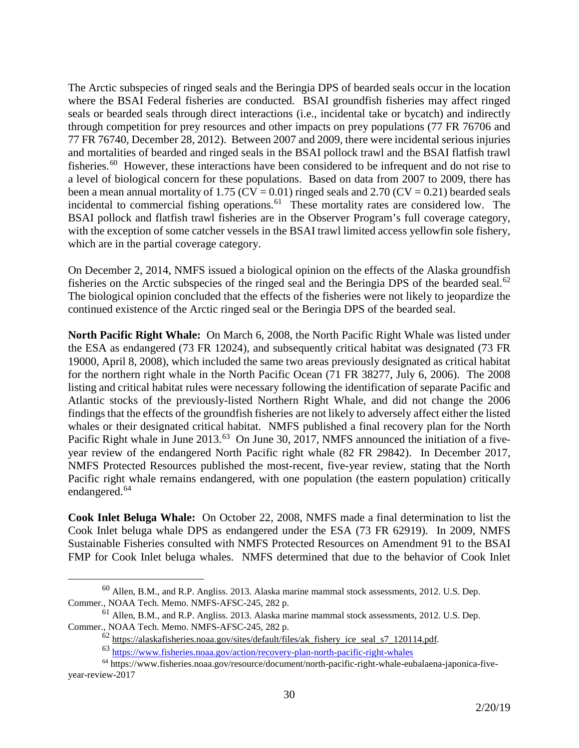The Arctic subspecies of ringed seals and the Beringia DPS of bearded seals occur in the location where the BSAI Federal fisheries are conducted. BSAI groundfish fisheries may affect ringed seals or bearded seals through direct interactions (i.e., incidental take or bycatch) and indirectly through competition for prey resources and other impacts on prey populations (77 FR 76706 and 77 FR 76740, December 28, 2012). Between 2007 and 2009, there were incidental serious injuries and mortalities of bearded and ringed seals in the BSAI pollock trawl and the BSAI flatfish trawl fisheries.[60] However, these interactions have been considered to be infrequent and do not rise to a level of biological concern for these populations. Based on data from 2007 to 2009, there has been a mean annual mortality of 1.75 (CV = 0.01) ringed seals and 2.70 (CV = 0.21) bearded seals incidental to commercial fishing operations.[61] These mortality rates are considered low. The BSAI pollock and flatfish trawl fisheries are in the Observer Program's full coverage category, with the exception of some catcher vessels in the BSAI trawl limited access yellowfin sole fishery, which are in the partial coverage category.

On December 2, 2014, NMFS issued a biological opinion on the effects of the Alaska groundfish fisheries on the Arctic subspecies of the ringed seal and the Beringia DPS of the bearded seal.[62] The biological opinion concluded that the effects of the fisheries were not likely to jeopardize the continued existence of the Arctic ringed seal or the Beringia DPS of the bearded seal.

**North Pacific Right Whale:** On March 6, 2008, the North Pacific Right Whale was listed under the ESA as endangered (73 FR 12024), and subsequently critical habitat was designated (73 FR 19000, April 8, 2008), which included the same two areas previously designated as critical habitat for the northern right whale in the North Pacific Ocean (71 FR 38277, July 6, 2006). The 2008 listing and critical habitat rules were necessary following the identification of separate Pacific and Atlantic stocks of the previously-listed Northern Right Whale, and did not change the 2006 findings that the effects of the groundfish fisheries are not likely to adversely affect either the listed whales or their designated critical habitat. NMFS published a final recovery plan for the North Pacific Right whale in June 2013.[63] On June 30, 2017, NMFS announced the initiation of a five-year review of the endangered North Pacific right whale (82 FR 29842). In December 2017, NMFS Protected Resources published the most-recent, five-year review, stating that the North Pacific right whale remains endangered, with one population (the eastern population) critically endangered.[64]

**Cook Inlet Beluga Whale:** On October 22, 2008, NMFS made a final determination to list the Cook Inlet beluga whale DPS as endangered under the ESA (73 FR 62919). In 2009, NMFS Sustainable Fisheries consulted with NMFS Protected Resources on Amendment 91 to the BSAI FMP for Cook Inlet beluga whales. NMFS determined that due to the behavior of Cook Inlet

---

[60] Allen, B.M., and R.P. Angliss. 2013. Alaska marine mammal stock assessments, 2012. U.S. Dep. Commer., NOAA Tech. Memo. NMFS-AFSC-245, 282 p.

[61] Allen, B.M., and R.P. Angliss. 2013. Alaska marine mammal stock assessments, 2012. U.S. Dep. Commer., NOAA Tech. Memo. NMFS-AFSC-245, 282 p.

[62] https://alaskafisheries.noaa.gov/sites/default/files/ak_fishery_ice_seal_s7_120114.pdf.

[63] https://www.fisheries.noaa.gov/action/recovery-plan-north-pacific-right-whales

[64] https://www.fisheries.noaa.gov/resource/document/north-pacific-right-whale-eubalaena-japonica-five-year-review-2017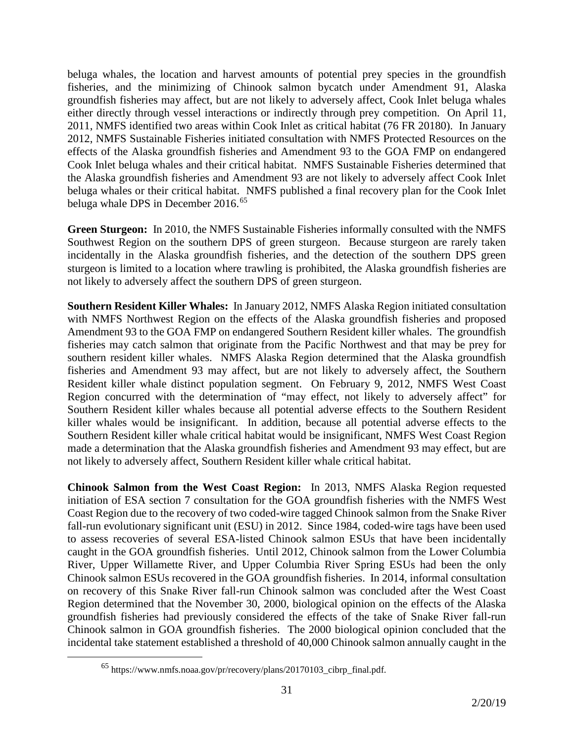beluga whales, the location and harvest amounts of potential prey species in the groundfish fisheries, and the minimizing of Chinook salmon bycatch under Amendment 91, Alaska groundfish fisheries may affect, but are not likely to adversely affect, Cook Inlet beluga whales either directly through vessel interactions or indirectly through prey competition. On April 11, 2011, NMFS identified two areas within Cook Inlet as critical habitat (76 FR 20180). In January 2012, NMFS Sustainable Fisheries initiated consultation with NMFS Protected Resources on the effects of the Alaska groundfish fisheries and Amendment 93 to the GOA FMP on endangered Cook Inlet beluga whales and their critical habitat. NMFS Sustainable Fisheries determined that the Alaska groundfish fisheries and Amendment 93 are not likely to adversely affect Cook Inlet beluga whales or their critical habitat. NMFS published a final recovery plan for the Cook Inlet beluga whale DPS in December 2016.[65]

**Green Sturgeon:** In 2010, the NMFS Sustainable Fisheries informally consulted with the NMFS Southwest Region on the southern DPS of green sturgeon. Because sturgeon are rarely taken incidentally in the Alaska groundfish fisheries, and the detection of the southern DPS green sturgeon is limited to a location where trawling is prohibited, the Alaska groundfish fisheries are not likely to adversely affect the southern DPS of green sturgeon.

**Southern Resident Killer Whales:** In January 2012, NMFS Alaska Region initiated consultation with NMFS Northwest Region on the effects of the Alaska groundfish fisheries and proposed Amendment 93 to the GOA FMP on endangered Southern Resident killer whales. The groundfish fisheries may catch salmon that originate from the Pacific Northwest and that may be prey for southern resident killer whales. NMFS Alaska Region determined that the Alaska groundfish fisheries and Amendment 93 may affect, but are not likely to adversely affect, the Southern Resident killer whale distinct population segment. On February 9, 2012, NMFS West Coast Region concurred with the determination of "may effect, not likely to adversely affect" for Southern Resident killer whales because all potential adverse effects to the Southern Resident killer whales would be insignificant. In addition, because all potential adverse effects to the Southern Resident killer whale critical habitat would be insignificant, NMFS West Coast Region made a determination that the Alaska groundfish fisheries and Amendment 93 may effect, but are not likely to adversely affect, Southern Resident killer whale critical habitat.

**Chinook Salmon from the West Coast Region:** In 2013, NMFS Alaska Region requested initiation of ESA section 7 consultation for the GOA groundfish fisheries with the NMFS West Coast Region due to the recovery of two coded-wire tagged Chinook salmon from the Snake River fall-run evolutionary significant unit (ESU) in 2012. Since 1984, coded-wire tags have been used to assess recoveries of several ESA-listed Chinook salmon ESUs that have been incidentally caught in the GOA groundfish fisheries. Until 2012, Chinook salmon from the Lower Columbia River, Upper Willamette River, and Upper Columbia River Spring ESUs had been the only Chinook salmon ESUs recovered in the GOA groundfish fisheries. In 2014, informal consultation on recovery of this Snake River fall-run Chinook salmon was concluded after the West Coast Region determined that the November 30, 2000, biological opinion on the effects of the Alaska groundfish fisheries had previously considered the effects of the take of Snake River fall-run Chinook salmon in GOA groundfish fisheries. The 2000 biological opinion concluded that the incidental take statement established a threshold of 40,000 Chinook salmon annually caught in the

[65] https://www.nmfs.noaa.gov/pr/recovery/plans/20170103_cibrp_final.pdf.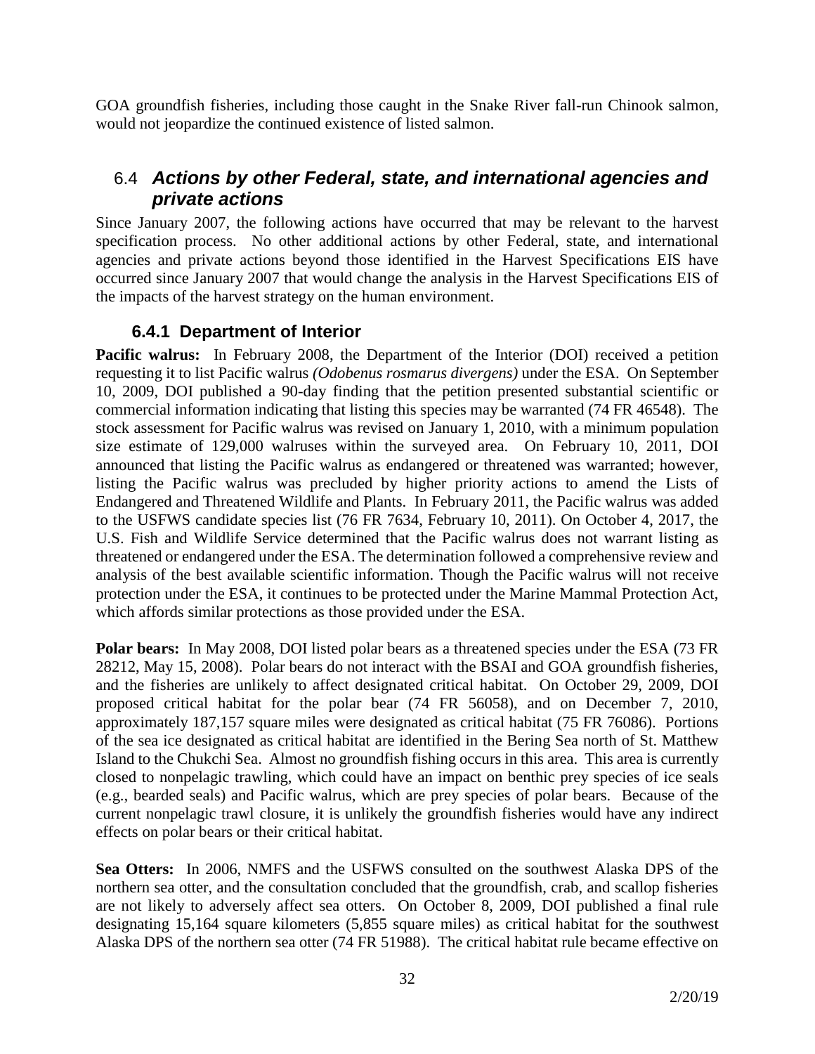GOA groundfish fisheries, including those caught in the Snake River fall-run Chinook salmon, would not jeopardize the continued existence of listed salmon.

## 6.4 *Actions by other Federal, state, and international agencies and private actions*

Since January 2007, the following actions have occurred that may be relevant to the harvest specification process. No other additional actions by other Federal, state, and international agencies and private actions beyond those identified in the Harvest Specifications EIS have occurred since January 2007 that would change the analysis in the Harvest Specifications EIS of the impacts of the harvest strategy on the human environment.

### 6.4.1 Department of Interior

**Pacific walrus:** In February 2008, the Department of the Interior (DOI) received a petition requesting it to list Pacific walrus *(Odobenus rosmarus divergens)* under the ESA. On September 10, 2009, DOI published a 90-day finding that the petition presented substantial scientific or commercial information indicating that listing this species may be warranted (74 FR 46548). The stock assessment for Pacific walrus was revised on January 1, 2010, with a minimum population size estimate of 129,000 walruses within the surveyed area. On February 10, 2011, DOI announced that listing the Pacific walrus as endangered or threatened was warranted; however, listing the Pacific walrus was precluded by higher priority actions to amend the Lists of Endangered and Threatened Wildlife and Plants. In February 2011, the Pacific walrus was added to the USFWS candidate species list (76 FR 7634, February 10, 2011). On October 4, 2017, the U.S. Fish and Wildlife Service determined that the Pacific walrus does not warrant listing as threatened or endangered under the ESA. The determination followed a comprehensive review and analysis of the best available scientific information. Though the Pacific walrus will not receive protection under the ESA, it continues to be protected under the Marine Mammal Protection Act, which affords similar protections as those provided under the ESA.

**Polar bears:** In May 2008, DOI listed polar bears as a threatened species under the ESA (73 FR 28212, May 15, 2008). Polar bears do not interact with the BSAI and GOA groundfish fisheries, and the fisheries are unlikely to affect designated critical habitat. On October 29, 2009, DOI proposed critical habitat for the polar bear (74 FR 56058), and on December 7, 2010, approximately 187,157 square miles were designated as critical habitat (75 FR 76086). Portions of the sea ice designated as critical habitat are identified in the Bering Sea north of St. Matthew Island to the Chukchi Sea. Almost no groundfish fishing occurs in this area. This area is currently closed to nonpelagic trawling, which could have an impact on benthic prey species of ice seals (e.g., bearded seals) and Pacific walrus, which are prey species of polar bears. Because of the current nonpelagic trawl closure, it is unlikely the groundfish fisheries would have any indirect effects on polar bears or their critical habitat.

**Sea Otters:** In 2006, NMFS and the USFWS consulted on the southwest Alaska DPS of the northern sea otter, and the consultation concluded that the groundfish, crab, and scallop fisheries are not likely to adversely affect sea otters. On October 8, 2009, DOI published a final rule designating 15,164 square kilometers (5,855 square miles) as critical habitat for the southwest Alaska DPS of the northern sea otter (74 FR 51988). The critical habitat rule became effective on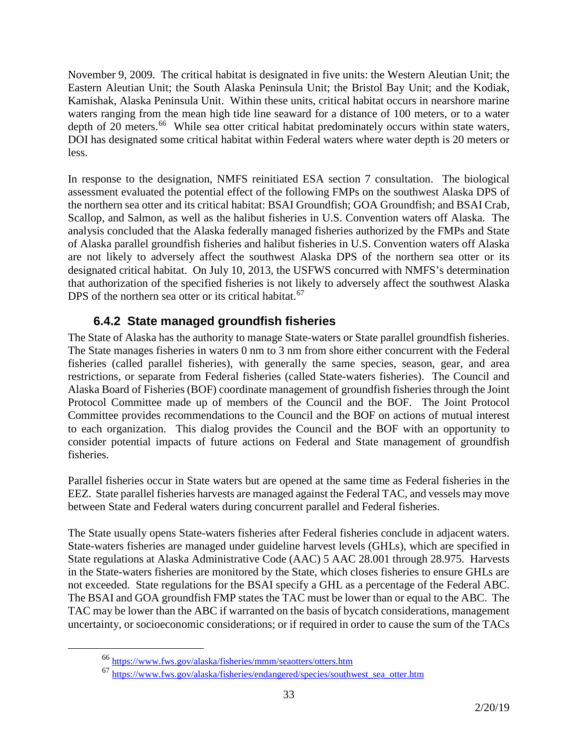November 9, 2009. The critical habitat is designated in five units: the Western Aleutian Unit; the Eastern Aleutian Unit; the South Alaska Peninsula Unit; the Bristol Bay Unit; and the Kodiak, Kamishak, Alaska Peninsula Unit. Within these units, critical habitat occurs in nearshore marine waters ranging from the mean high tide line seaward for a distance of 100 meters, or to a water depth of 20 meters.[66] While sea otter critical habitat predominately occurs within state waters, DOI has designated some critical habitat within Federal waters where water depth is 20 meters or less.

In response to the designation, NMFS reinitiated ESA section 7 consultation. The biological assessment evaluated the potential effect of the following FMPs on the southwest Alaska DPS of the northern sea otter and its critical habitat: BSAI Groundfish; GOA Groundfish; and BSAI Crab, Scallop, and Salmon, as well as the halibut fisheries in U.S. Convention waters off Alaska. The analysis concluded that the Alaska federally managed fisheries authorized by the FMPs and State of Alaska parallel groundfish fisheries and halibut fisheries in U.S. Convention waters off Alaska are not likely to adversely affect the southwest Alaska DPS of the northern sea otter or its designated critical habitat. On July 10, 2013, the USFWS concurred with NMFS's determination that authorization of the specified fisheries is not likely to adversely affect the southwest Alaska DPS of the northern sea otter or its critical habitat.[67]

### 6.4.2 State managed groundfish fisheries

The State of Alaska has the authority to manage State-waters or State parallel groundfish fisheries. The State manages fisheries in waters 0 nm to 3 nm from shore either concurrent with the Federal fisheries (called parallel fisheries), with generally the same species, season, gear, and area restrictions, or separate from Federal fisheries (called State-waters fisheries). The Council and Alaska Board of Fisheries (BOF) coordinate management of groundfish fisheries through the Joint Protocol Committee made up of members of the Council and the BOF. The Joint Protocol Committee provides recommendations to the Council and the BOF on actions of mutual interest to each organization. This dialog provides the Council and the BOF with an opportunity to consider potential impacts of future actions on Federal and State management of groundfish fisheries.

Parallel fisheries occur in State waters but are opened at the same time as Federal fisheries in the EEZ. State parallel fisheries harvests are managed against the Federal TAC, and vessels may move between State and Federal waters during concurrent parallel and Federal fisheries.

The State usually opens State-waters fisheries after Federal fisheries conclude in adjacent waters. State-waters fisheries are managed under guideline harvest levels (GHLs), which are specified in State regulations at Alaska Administrative Code (AAC) 5 AAC 28.001 through 28.975. Harvests in the State-waters fisheries are monitored by the State, which closes fisheries to ensure GHLs are not exceeded. State regulations for the BSAI specify a GHL as a percentage of the Federal ABC. The BSAI and GOA groundfish FMP states the TAC must be lower than or equal to the ABC. The TAC may be lower than the ABC if warranted on the basis of bycatch considerations, management uncertainty, or socioeconomic considerations; or if required in order to cause the sum of the TACs

[66] https://www.fws.gov/alaska/fisheries/mmm/seaotters/otters.htm

[67] https://www.fws.gov/alaska/fisheries/endangered/species/southwest_sea_otter.htm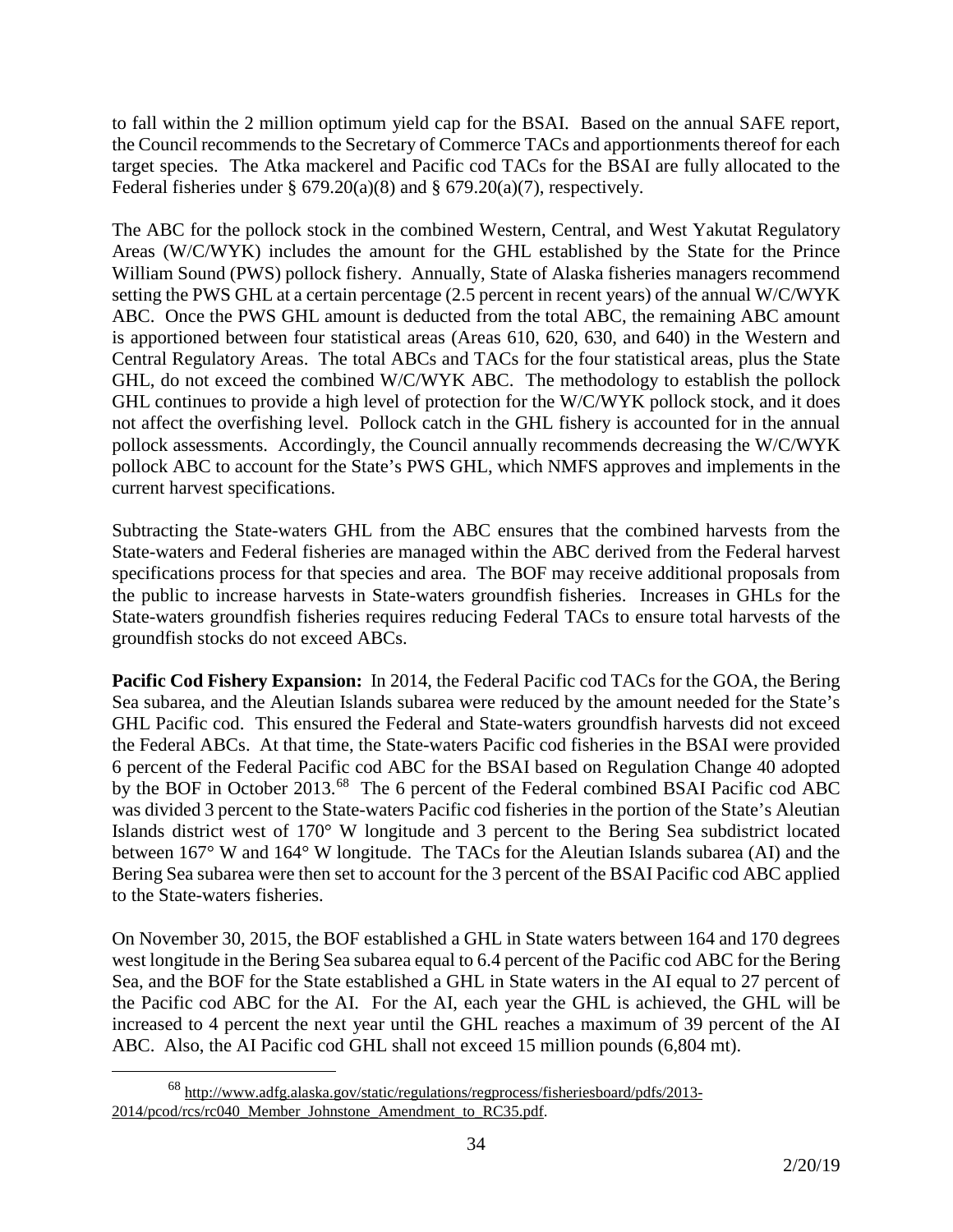to fall within the 2 million optimum yield cap for the BSAI. Based on the annual SAFE report, the Council recommends to the Secretary of Commerce TACs and apportionments thereof for each target species. The Atka mackerel and Pacific cod TACs for the BSAI are fully allocated to the Federal fisheries under § 679.20(a)(8) and § 679.20(a)(7), respectively.

The ABC for the pollock stock in the combined Western, Central, and West Yakutat Regulatory Areas (W/C/WYK) includes the amount for the GHL established by the State for the Prince William Sound (PWS) pollock fishery. Annually, State of Alaska fisheries managers recommend setting the PWS GHL at a certain percentage (2.5 percent in recent years) of the annual W/C/WYK ABC. Once the PWS GHL amount is deducted from the total ABC, the remaining ABC amount is apportioned between four statistical areas (Areas 610, 620, 630, and 640) in the Western and Central Regulatory Areas. The total ABCs and TACs for the four statistical areas, plus the State GHL, do not exceed the combined W/C/WYK ABC. The methodology to establish the pollock GHL continues to provide a high level of protection for the W/C/WYK pollock stock, and it does not affect the overfishing level. Pollock catch in the GHL fishery is accounted for in the annual pollock assessments. Accordingly, the Council annually recommends decreasing the W/C/WYK pollock ABC to account for the State's PWS GHL, which NMFS approves and implements in the current harvest specifications.

Subtracting the State-waters GHL from the ABC ensures that the combined harvests from the State-waters and Federal fisheries are managed within the ABC derived from the Federal harvest specifications process for that species and area. The BOF may receive additional proposals from the public to increase harvests in State-waters groundfish fisheries. Increases in GHLs for the State-waters groundfish fisheries requires reducing Federal TACs to ensure total harvests of the groundfish stocks do not exceed ABCs.

**Pacific Cod Fishery Expansion:** In 2014, the Federal Pacific cod TACs for the GOA, the Bering Sea subarea, and the Aleutian Islands subarea were reduced by the amount needed for the State's GHL Pacific cod. This ensured the Federal and State-waters groundfish harvests did not exceed the Federal ABCs. At that time, the State-waters Pacific cod fisheries in the BSAI were provided 6 percent of the Federal Pacific cod ABC for the BSAI based on Regulation Change 40 adopted by the BOF in October 2013.[68] The 6 percent of the Federal combined BSAI Pacific cod ABC was divided 3 percent to the State-waters Pacific cod fisheries in the portion of the State's Aleutian Islands district west of 170° W longitude and 3 percent to the Bering Sea subdistrict located between 167° W and 164° W longitude. The TACs for the Aleutian Islands subarea (AI) and the Bering Sea subarea were then set to account for the 3 percent of the BSAI Pacific cod ABC applied to the State-waters fisheries.

On November 30, 2015, the BOF established a GHL in State waters between 164 and 170 degrees west longitude in the Bering Sea subarea equal to 6.4 percent of the Pacific cod ABC for the Bering Sea, and the BOF for the State established a GHL in State waters in the AI equal to 27 percent of the Pacific cod ABC for the AI. For the AI, each year the GHL is achieved, the GHL will be increased to 4 percent the next year until the GHL reaches a maximum of 39 percent of the AI ABC. Also, the AI Pacific cod GHL shall not exceed 15 million pounds (6,804 mt).

[68] http://www.adfg.alaska.gov/static/regulations/regprocess/fisheriesboard/pdfs/2013-2014/pcod/rcs/rc040_Member_Johnstone_Amendment_to_RC35.pdf.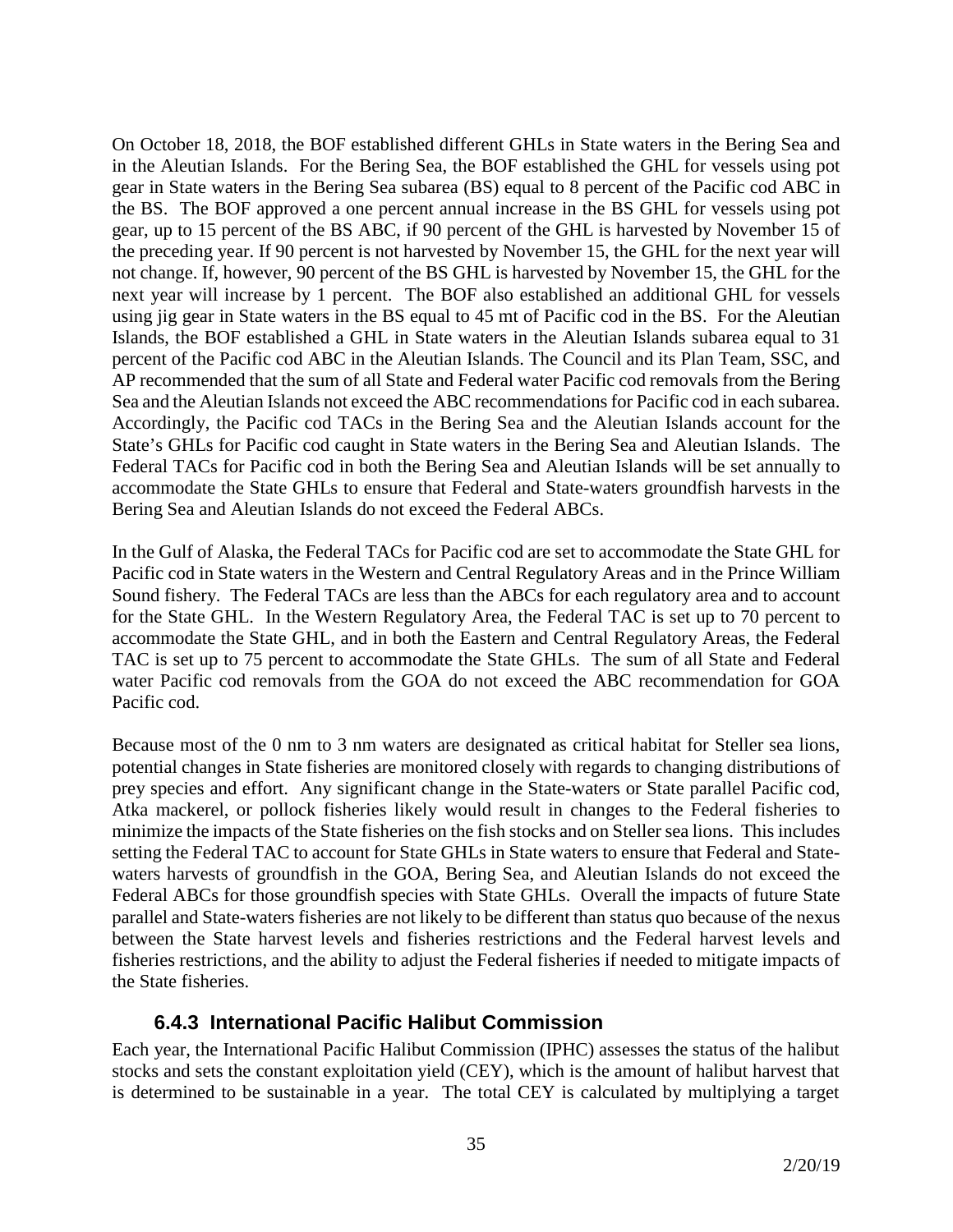On October 18, 2018, the BOF established different GHLs in State waters in the Bering Sea and in the Aleutian Islands. For the Bering Sea, the BOF established the GHL for vessels using pot gear in State waters in the Bering Sea subarea (BS) equal to 8 percent of the Pacific cod ABC in the BS. The BOF approved a one percent annual increase in the BS GHL for vessels using pot gear, up to 15 percent of the BS ABC, if 90 percent of the GHL is harvested by November 15 of the preceding year. If 90 percent is not harvested by November 15, the GHL for the next year will not change. If, however, 90 percent of the BS GHL is harvested by November 15, the GHL for the next year will increase by 1 percent. The BOF also established an additional GHL for vessels using jig gear in State waters in the BS equal to 45 mt of Pacific cod in the BS. For the Aleutian Islands, the BOF established a GHL in State waters in the Aleutian Islands subarea equal to 31 percent of the Pacific cod ABC in the Aleutian Islands. The Council and its Plan Team, SSC, and AP recommended that the sum of all State and Federal water Pacific cod removals from the Bering Sea and the Aleutian Islands not exceed the ABC recommendations for Pacific cod in each subarea. Accordingly, the Pacific cod TACs in the Bering Sea and the Aleutian Islands account for the State's GHLs for Pacific cod caught in State waters in the Bering Sea and Aleutian Islands. The Federal TACs for Pacific cod in both the Bering Sea and Aleutian Islands will be set annually to accommodate the State GHLs to ensure that Federal and State-waters groundfish harvests in the Bering Sea and Aleutian Islands do not exceed the Federal ABCs.

In the Gulf of Alaska, the Federal TACs for Pacific cod are set to accommodate the State GHL for Pacific cod in State waters in the Western and Central Regulatory Areas and in the Prince William Sound fishery. The Federal TACs are less than the ABCs for each regulatory area and to account for the State GHL. In the Western Regulatory Area, the Federal TAC is set up to 70 percent to accommodate the State GHL, and in both the Eastern and Central Regulatory Areas, the Federal TAC is set up to 75 percent to accommodate the State GHLs. The sum of all State and Federal water Pacific cod removals from the GOA do not exceed the ABC recommendation for GOA Pacific cod.

Because most of the 0 nm to 3 nm waters are designated as critical habitat for Steller sea lions, potential changes in State fisheries are monitored closely with regards to changing distributions of prey species and effort. Any significant change in the State-waters or State parallel Pacific cod, Atka mackerel, or pollock fisheries likely would result in changes to the Federal fisheries to minimize the impacts of the State fisheries on the fish stocks and on Steller sea lions. This includes setting the Federal TAC to account for State GHLs in State waters to ensure that Federal and State-waters harvests of groundfish in the GOA, Bering Sea, and Aleutian Islands do not exceed the Federal ABCs for those groundfish species with State GHLs. Overall the impacts of future State parallel and State-waters fisheries are not likely to be different than status quo because of the nexus between the State harvest levels and fisheries restrictions and the Federal harvest levels and fisheries restrictions, and the ability to adjust the Federal fisheries if needed to mitigate impacts of the State fisheries.

### 6.4.3 International Pacific Halibut Commission

Each year, the International Pacific Halibut Commission (IPHC) assesses the status of the halibut stocks and sets the constant exploitation yield (CEY), which is the amount of halibut harvest that is determined to be sustainable in a year. The total CEY is calculated by multiplying a target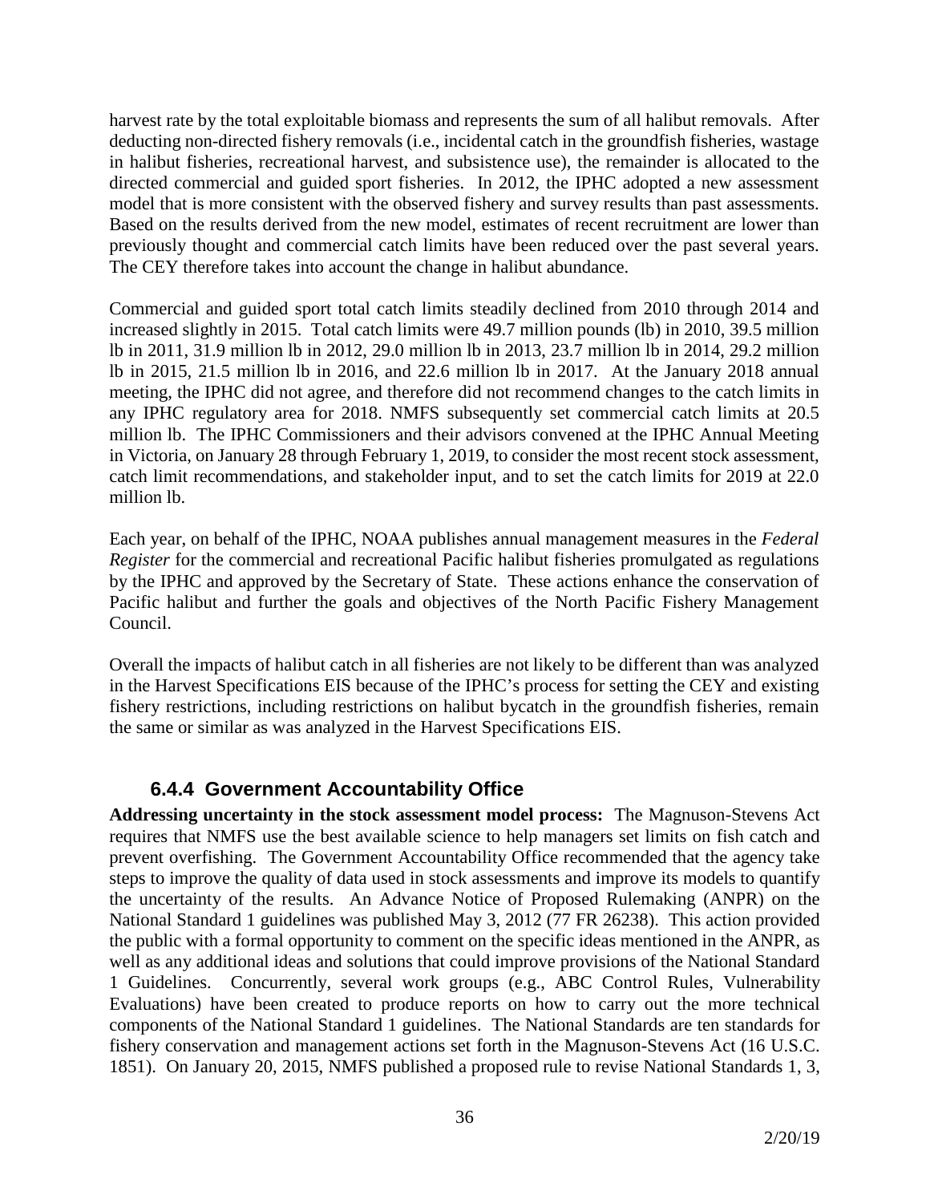harvest rate by the total exploitable biomass and represents the sum of all halibut removals. After deducting non-directed fishery removals (i.e., incidental catch in the groundfish fisheries, wastage in halibut fisheries, recreational harvest, and subsistence use), the remainder is allocated to the directed commercial and guided sport fisheries. In 2012, the IPHC adopted a new assessment model that is more consistent with the observed fishery and survey results than past assessments. Based on the results derived from the new model, estimates of recent recruitment are lower than previously thought and commercial catch limits have been reduced over the past several years. The CEY therefore takes into account the change in halibut abundance.

Commercial and guided sport total catch limits steadily declined from 2010 through 2014 and increased slightly in 2015. Total catch limits were 49.7 million pounds (lb) in 2010, 39.5 million lb in 2011, 31.9 million lb in 2012, 29.0 million lb in 2013, 23.7 million lb in 2014, 29.2 million lb in 2015, 21.5 million lb in 2016, and 22.6 million lb in 2017. At the January 2018 annual meeting, the IPHC did not agree, and therefore did not recommend changes to the catch limits in any IPHC regulatory area for 2018. NMFS subsequently set commercial catch limits at 20.5 million lb. The IPHC Commissioners and their advisors convened at the IPHC Annual Meeting in Victoria, on January 28 through February 1, 2019, to consider the most recent stock assessment, catch limit recommendations, and stakeholder input, and to set the catch limits for 2019 at 22.0 million lb.

Each year, on behalf of the IPHC, NOAA publishes annual management measures in the *Federal Register* for the commercial and recreational Pacific halibut fisheries promulgated as regulations by the IPHC and approved by the Secretary of State. These actions enhance the conservation of Pacific halibut and further the goals and objectives of the North Pacific Fishery Management Council.

Overall the impacts of halibut catch in all fisheries are not likely to be different than was analyzed in the Harvest Specifications EIS because of the IPHC's process for setting the CEY and existing fishery restrictions, including restrictions on halibut bycatch in the groundfish fisheries, remain the same or similar as was analyzed in the Harvest Specifications EIS.

### 6.4.4 Government Accountability Office

**Addressing uncertainty in the stock assessment model process:** The Magnuson-Stevens Act requires that NMFS use the best available science to help managers set limits on fish catch and prevent overfishing. The Government Accountability Office recommended that the agency take steps to improve the quality of data used in stock assessments and improve its models to quantify the uncertainty of the results. An Advance Notice of Proposed Rulemaking (ANPR) on the National Standard 1 guidelines was published May 3, 2012 (77 FR 26238). This action provided the public with a formal opportunity to comment on the specific ideas mentioned in the ANPR, as well as any additional ideas and solutions that could improve provisions of the National Standard 1 Guidelines. Concurrently, several work groups (e.g., ABC Control Rules, Vulnerability Evaluations) have been created to produce reports on how to carry out the more technical components of the National Standard 1 guidelines. The National Standards are ten standards for fishery conservation and management actions set forth in the Magnuson-Stevens Act (16 U.S.C. 1851). On January 20, 2015, NMFS published a proposed rule to revise National Standards 1, 3,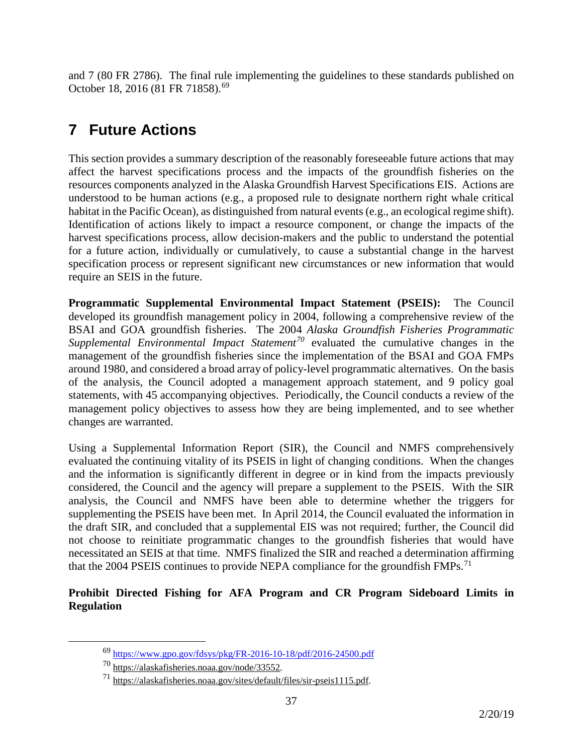and 7 (80 FR 2786). The final rule implementing the guidelines to these standards published on October 18, 2016 (81 FR 71858).[69]

# 7 Future Actions

This section provides a summary description of the reasonably foreseeable future actions that may affect the harvest specifications process and the impacts of the groundfish fisheries on the resources components analyzed in the Alaska Groundfish Harvest Specifications EIS. Actions are understood to be human actions (e.g., a proposed rule to designate northern right whale critical habitat in the Pacific Ocean), as distinguished from natural events (e.g., an ecological regime shift). Identification of actions likely to impact a resource component, or change the impacts of the harvest specifications process, allow decision-makers and the public to understand the potential for a future action, individually or cumulatively, to cause a substantial change in the harvest specification process or represent significant new circumstances or new information that would require an SEIS in the future.

**Programmatic Supplemental Environmental Impact Statement (PSEIS):** The Council developed its groundfish management policy in 2004, following a comprehensive review of the BSAI and GOA groundfish fisheries. The 2004 *Alaska Groundfish Fisheries Programmatic Supplemental Environmental Impact Statement*[70] evaluated the cumulative changes in the management of the groundfish fisheries since the implementation of the BSAI and GOA FMPs around 1980, and considered a broad array of policy-level programmatic alternatives. On the basis of the analysis, the Council adopted a management approach statement, and 9 policy goal statements, with 45 accompanying objectives. Periodically, the Council conducts a review of the management policy objectives to assess how they are being implemented, and to see whether changes are warranted.

Using a Supplemental Information Report (SIR), the Council and NMFS comprehensively evaluated the continuing vitality of its PSEIS in light of changing conditions. When the changes and the information is significantly different in degree or in kind from the impacts previously considered, the Council and the agency will prepare a supplement to the PSEIS. With the SIR analysis, the Council and NMFS have been able to determine whether the triggers for supplementing the PSEIS have been met. In April 2014, the Council evaluated the information in the draft SIR, and concluded that a supplemental EIS was not required; further, the Council did not choose to reinitiate programmatic changes to the groundfish fisheries that would have necessitated an SEIS at that time. NMFS finalized the SIR and reached a determination affirming that the 2004 PSEIS continues to provide NEPA compliance for the groundfish FMPs.[71]

**Prohibit Directed Fishing for AFA Program and CR Program Sideboard Limits in Regulation**

---

[69] https://www.gpo.gov/fdsys/pkg/FR-2016-10-18/pdf/2016-24500.pdf

[70] https://alaskafisheries.noaa.gov/node/33552.

[71] https://alaskafisheries.noaa.gov/sites/default/files/sir-pseis1115.pdf.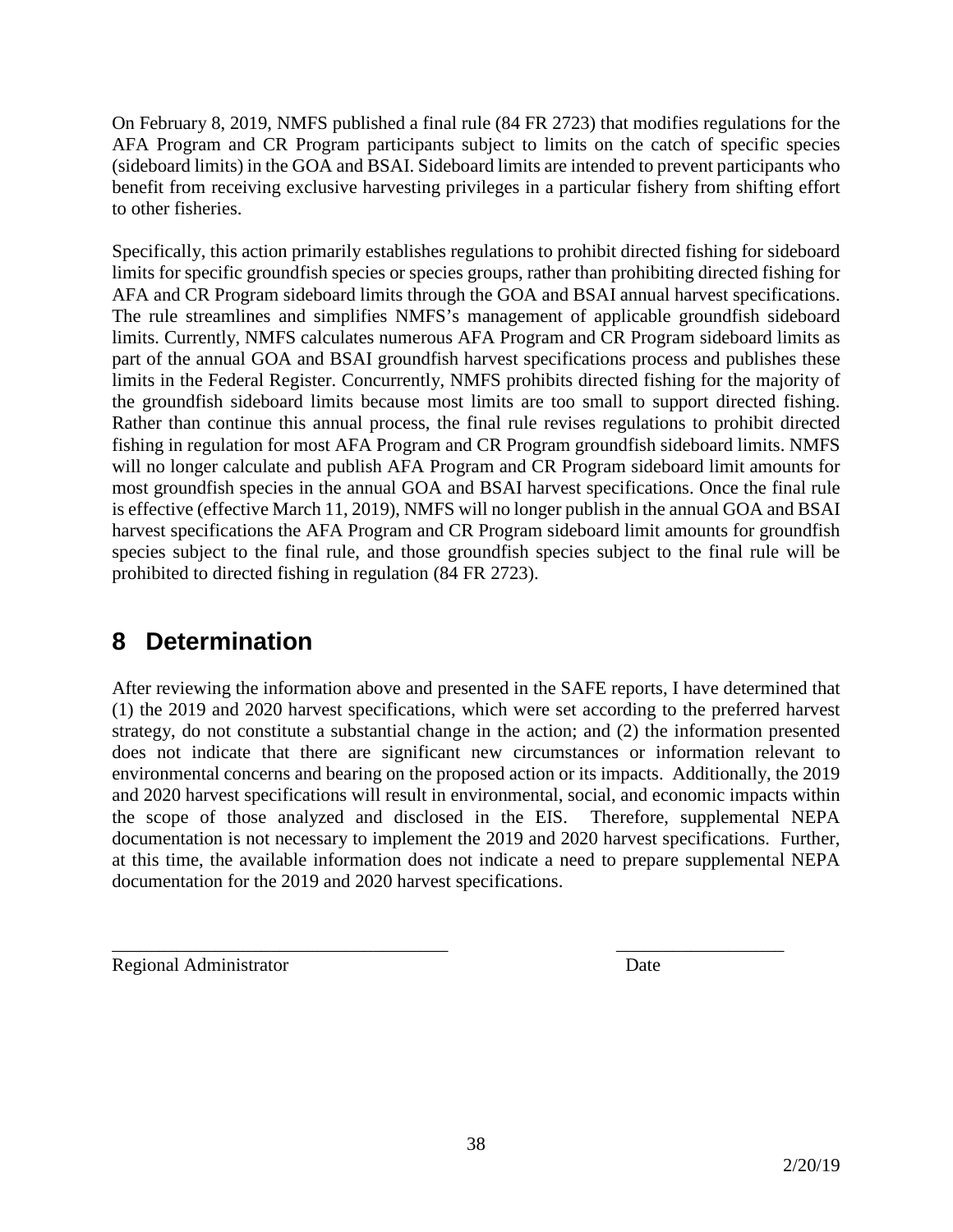On February 8, 2019, NMFS published a final rule (84 FR 2723) that modifies regulations for the AFA Program and CR Program participants subject to limits on the catch of specific species (sideboard limits) in the GOA and BSAI. Sideboard limits are intended to prevent participants who benefit from receiving exclusive harvesting privileges in a particular fishery from shifting effort to other fisheries.

Specifically, this action primarily establishes regulations to prohibit directed fishing for sideboard limits for specific groundfish species or species groups, rather than prohibiting directed fishing for AFA and CR Program sideboard limits through the GOA and BSAI annual harvest specifications. The rule streamlines and simplifies NMFS's management of applicable groundfish sideboard limits. Currently, NMFS calculates numerous AFA Program and CR Program sideboard limits as part of the annual GOA and BSAI groundfish harvest specifications process and publishes these limits in the Federal Register. Concurrently, NMFS prohibits directed fishing for the majority of the groundfish sideboard limits because most limits are too small to support directed fishing. Rather than continue this annual process, the final rule revises regulations to prohibit directed fishing in regulation for most AFA Program and CR Program groundfish sideboard limits. NMFS will no longer calculate and publish AFA Program and CR Program sideboard limit amounts for most groundfish species in the annual GOA and BSAI harvest specifications. Once the final rule is effective (effective March 11, 2019), NMFS will no longer publish in the annual GOA and BSAI harvest specifications the AFA Program and CR Program sideboard limit amounts for groundfish species subject to the final rule, and those groundfish species subject to the final rule will be prohibited to directed fishing in regulation (84 FR 2723).

# 8 Determination

After reviewing the information above and presented in the SAFE reports, I have determined that (1) the 2019 and 2020 harvest specifications, which were set according to the preferred harvest strategy, do not constitute a substantial change in the action; and (2) the information presented does not indicate that there are significant new circumstances or information relevant to environmental concerns and bearing on the proposed action or its impacts. Additionally, the 2019 and 2020 harvest specifications will result in environmental, social, and economic impacts within the scope of those analyzed and disclosed in the EIS. Therefore, supplemental NEPA documentation is not necessary to implement the 2019 and 2020 harvest specifications. Further, at this time, the available information does not indicate a need to prepare supplemental NEPA documentation for the 2019 and 2020 harvest specifications.

____________________________________ __________________

Regional Administrator Date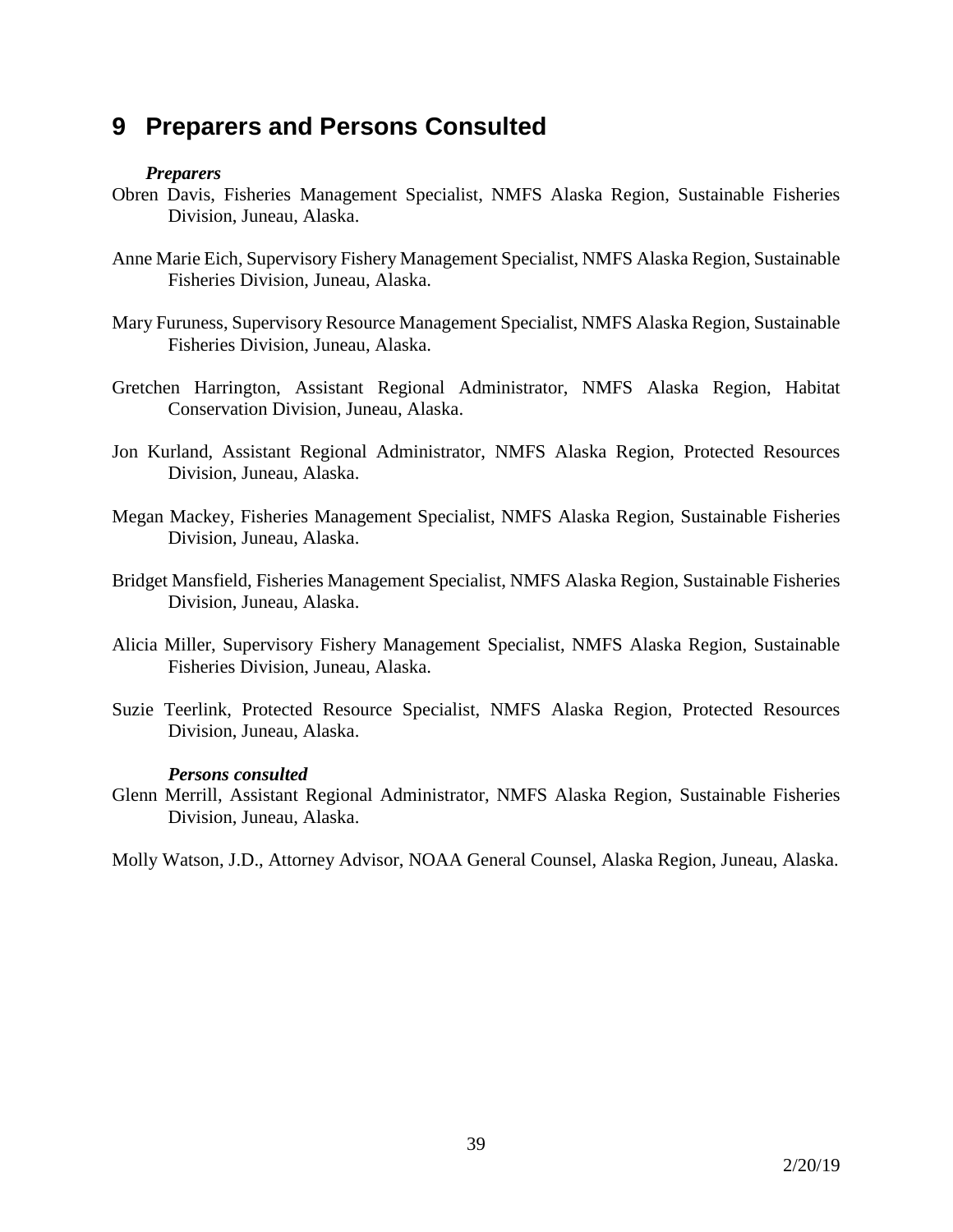# 9 Preparers and Persons Consulted

***Preparers***

Obren Davis, Fisheries Management Specialist, NMFS Alaska Region, Sustainable Fisheries Division, Juneau, Alaska.

Anne Marie Eich, Supervisory Fishery Management Specialist, NMFS Alaska Region, Sustainable Fisheries Division, Juneau, Alaska.

Mary Furuness, Supervisory Resource Management Specialist, NMFS Alaska Region, Sustainable Fisheries Division, Juneau, Alaska.

Gretchen Harrington, Assistant Regional Administrator, NMFS Alaska Region, Habitat Conservation Division, Juneau, Alaska.

Jon Kurland, Assistant Regional Administrator, NMFS Alaska Region, Protected Resources Division, Juneau, Alaska.

Megan Mackey, Fisheries Management Specialist, NMFS Alaska Region, Sustainable Fisheries Division, Juneau, Alaska.

Bridget Mansfield, Fisheries Management Specialist, NMFS Alaska Region, Sustainable Fisheries Division, Juneau, Alaska.

Alicia Miller, Supervisory Fishery Management Specialist, NMFS Alaska Region, Sustainable Fisheries Division, Juneau, Alaska.

Suzie Teerlink, Protected Resource Specialist, NMFS Alaska Region, Protected Resources Division, Juneau, Alaska.

***Persons consulted***

Glenn Merrill, Assistant Regional Administrator, NMFS Alaska Region, Sustainable Fisheries Division, Juneau, Alaska.

Molly Watson, J.D., Attorney Advisor, NOAA General Counsel, Alaska Region, Juneau, Alaska.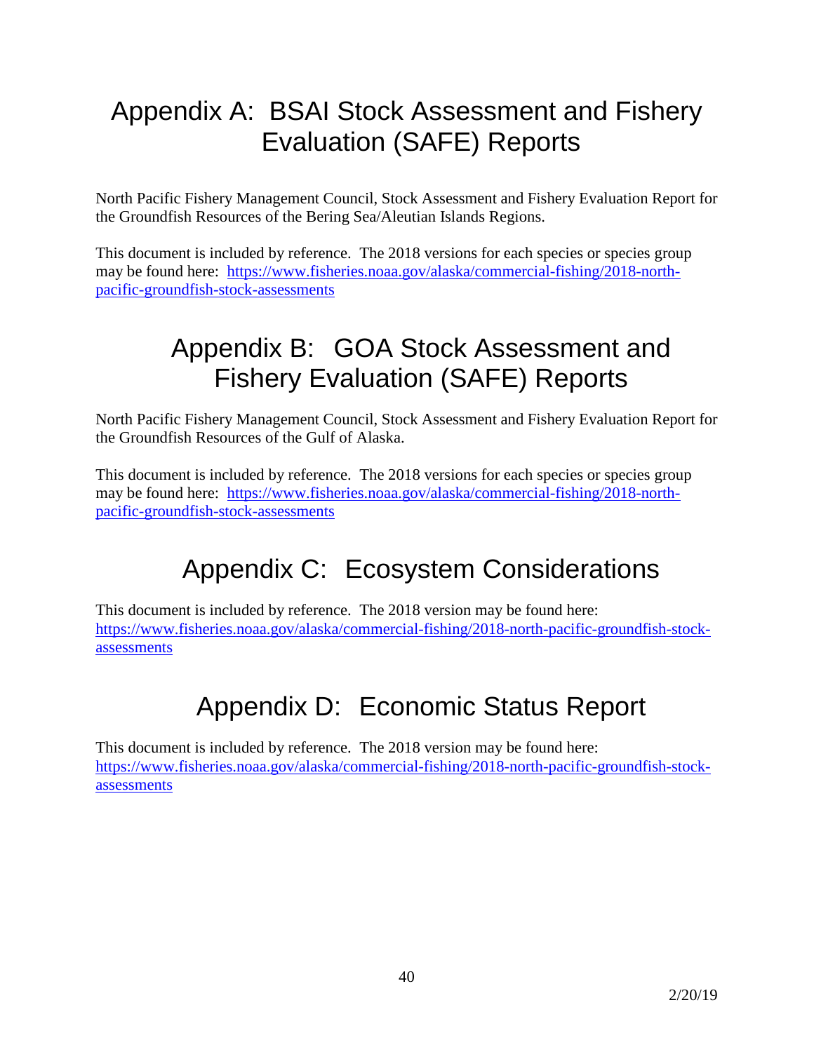# Appendix A: BSAI Stock Assessment and Fishery Evaluation (SAFE) Reports

North Pacific Fishery Management Council, Stock Assessment and Fishery Evaluation Report for the Groundfish Resources of the Bering Sea/Aleutian Islands Regions.

This document is included by reference. The 2018 versions for each species or species group may be found here: [https://www.fisheries.noaa.gov/alaska/commercial-fishing/2018-north-pacific-groundfish-stock-assessments](https://www.fisheries.noaa.gov/alaska/commercial-fishing/2018-north-pacific-groundfish-stock-assessments)

# Appendix B: GOA Stock Assessment and Fishery Evaluation (SAFE) Reports

North Pacific Fishery Management Council, Stock Assessment and Fishery Evaluation Report for the Groundfish Resources of the Gulf of Alaska.

This document is included by reference. The 2018 versions for each species or species group may be found here: [https://www.fisheries.noaa.gov/alaska/commercial-fishing/2018-north-pacific-groundfish-stock-assessments](https://www.fisheries.noaa.gov/alaska/commercial-fishing/2018-north-pacific-groundfish-stock-assessments)

# Appendix C: Ecosystem Considerations

This document is included by reference. The 2018 version may be found here: [https://www.fisheries.noaa.gov/alaska/commercial-fishing/2018-north-pacific-groundfish-stock-assessments](https://www.fisheries.noaa.gov/alaska/commercial-fishing/2018-north-pacific-groundfish-stock-assessments)

# Appendix D: Economic Status Report

This document is included by reference. The 2018 version may be found here: [https://www.fisheries.noaa.gov/alaska/commercial-fishing/2018-north-pacific-groundfish-stock-assessments](https://www.fisheries.noaa.gov/alaska/commercial-fishing/2018-north-pacific-groundfish-stock-assessments)